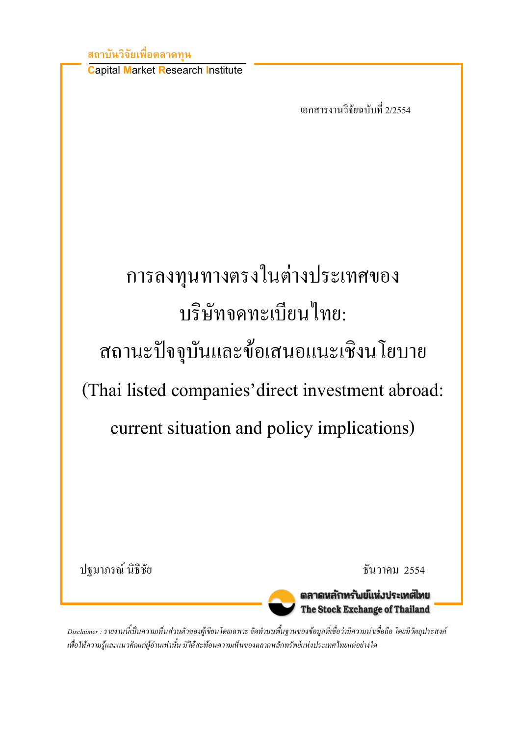สถาบันวิจัยเพื่อตลาดทุน

Capital Market Research Institute

เอกสารงานวิจัยฉบับที่ 2/2554

# การลงทุนทางตรงในต่างประเทศของบริษัทจดทะเบียนไทย: สถานะปัจจุบันและข้อเสนอแนะเชิงนโยบาย

# (Thai listed companies' direct investment abroad: current situation and policy implications)

ปฐมาภรณ์ นิธิชัย

ธันวาคม 2554

ตลาดหลักทรัพย์แห่งประเทศไทย

The Stock Exchange of Thailand

*Disclaimer : รายงานนี้เป็นความเห็นส่วนตัวของผู้เขียนโดยเฉพาะ จัดทำบนพื้นฐานของข้อมูลที่เชื่อว่ามีความน่าเชื่อถือ โดยมีวัตถุประสงค์เพื่อให้ความรู้และแนวคิดแก่ผู้อ่านเท่านั้น มิได้สะท้อนความเห็นของตลาดหลักทรัพย์แห่งประเทศไทยแต่อย่างใด*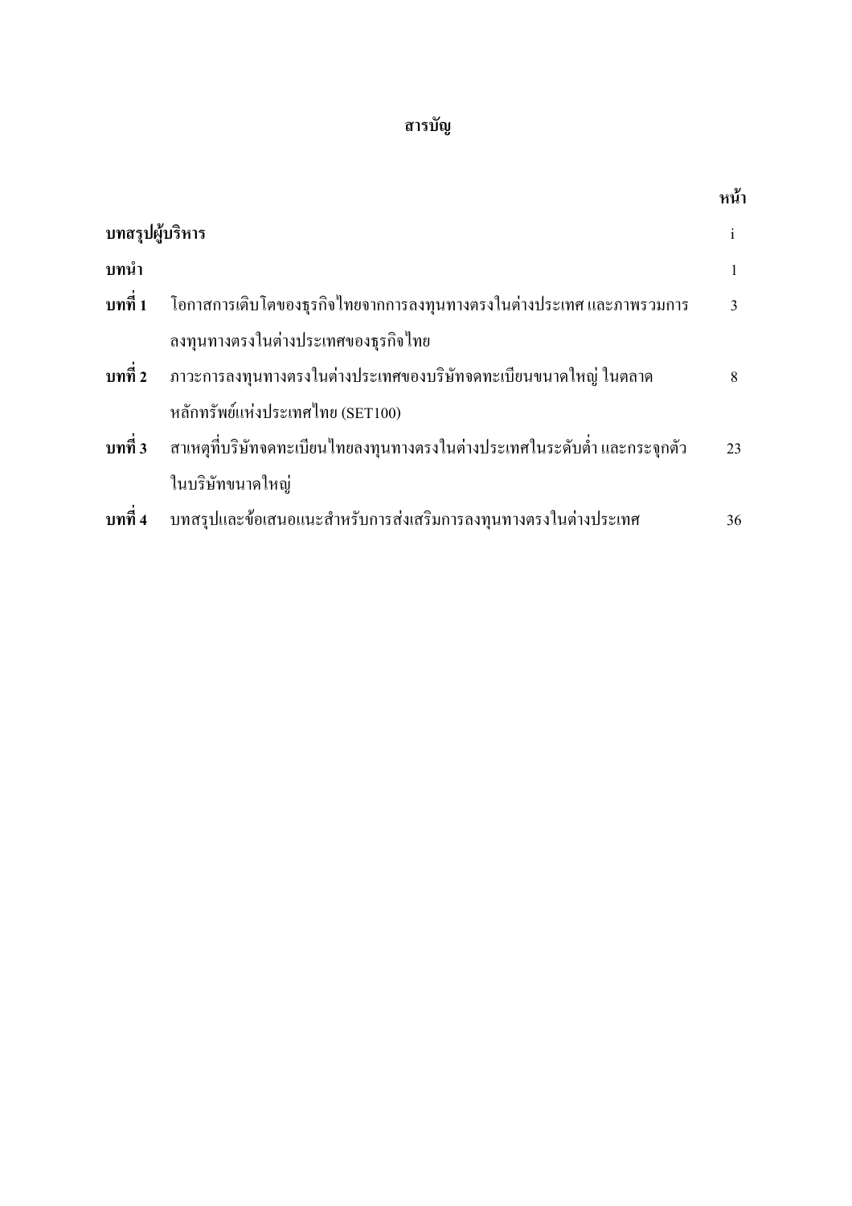# สารบัญ

| | | หน้า |
|---|---|---|
| **บทสรุปผู้บริหาร** | | i |
| **บทนำ** | | 1 |
| **บทที่ 1** | โอกาสการเติบโตของธุรกิจไทยจากการลงทุนทางตรงในต่างประเทศ และภาพรวมการลงทุนทางตรงในต่างประเทศของธุรกิจไทย | 3 |
| **บทที่ 2** | ภาวะการลงทุนทางตรงในต่างประเทศของบริษัทจดทะเบียนขนาดใหญ่ ในตลาดหลักทรัพย์แห่งประเทศไทย (SET100) | 8 |
| **บทที่ 3** | สาเหตุที่บริษัทจดทะเบียนไทยลงทุนทางตรงในต่างประเทศในระดับต่ำ และกระจุกตัวในบริษัทขนาดใหญ่ | 23 |
| **บทที่ 4** | บทสรุปและข้อเสนอแนะสำหรับการส่งเสริมการลงทุนทางตรงในต่างประเทศ | 36 |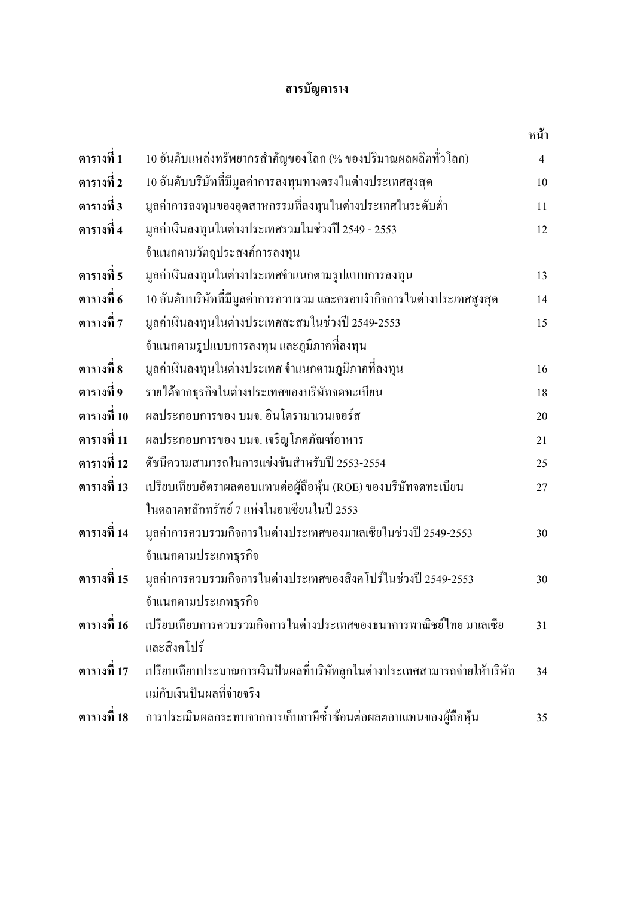# สารบัญตาราง

| | | หน้า |
|---|---|---|
| **ตารางที่ 1** | 10 อันดับแหล่งทรัพยากรสำคัญของโลก (% ของปริมาณผลผลิตทั่วโลก) | 4 |
| **ตารางที่ 2** | 10 อันดับบริษัทที่มีมูลค่าการลงทุนทางตรงในต่างประเทศสูงสุด | 10 |
| **ตารางที่ 3** | มูลค่าการลงทุนของอุตสาหกรรมที่ลงทุนในต่างประเทศในระดับต่ำ | 11 |
| **ตารางที่ 4** | มูลค่าเงินลงทุนในต่างประเทศรวมในช่วงปี 2549 - 2553 จำแนกตามวัตถุประสงค์การลงทุน | 12 |
| **ตารางที่ 5** | มูลค่าเงินลงทุนในต่างประเทศจำแนกตามรูปแบบการลงทุน | 13 |
| **ตารางที่ 6** | 10 อันดับบริษัทที่มีมูลค่าการควบรวม และครอบงำกิจการในต่างประเทศสูงสุด | 14 |
| **ตารางที่ 7** | มูลค่าเงินลงทุนในต่างประเทศสะสมในช่วงปี 2549-2553 จำแนกตามรูปแบบการลงทุน และภูมิภาคที่ลงทุน | 15 |
| **ตารางที่ 8** | มูลค่าเงินลงทุนในต่างประเทศ จำแนกตามภูมิภาคที่ลงทุน | 16 |
| **ตารางที่ 9** | รายได้จากธุรกิจในต่างประเทศของบริษัทจดทะเบียน | 18 |
| **ตารางที่ 10** | ผลประกอบการของ บมจ. อินโดรามาเวนเจอร์ส | 20 |
| **ตารางที่ 11** | ผลประกอบการของ บมจ. เจริญโภคภัณฑ์อาหาร | 21 |
| **ตารางที่ 12** | ดัชนีความสามารถในการแข่งขันสำหรับปี 2553-2554 | 25 |
| **ตารางที่ 13** | เปรียบเทียบอัตราผลตอบแทนต่อผู้ถือหุ้น (ROE) ของบริษัทจดทะเบียนในตลาดหลักทรัพย์ 7 แห่งในอาเซียนในปี 2553 | 27 |
| **ตารางที่ 14** | มูลค่าการควบรวมกิจการในต่างประเทศของมาเลเซียในช่วงปี 2549-2553 จำแนกตามประเภทธุรกิจ | 30 |
| **ตารางที่ 15** | มูลค่าการควบรวมกิจการในต่างประเทศของสิงคโปร์ในช่วงปี 2549-2553 จำแนกตามประเภทธุรกิจ | 30 |
| **ตารางที่ 16** | เปรียบเทียบการควบรวมกิจการในต่างประเทศของธนาคารพาณิชย์ไทย มาเลเซีย และสิงคโปร์ | 31 |
| **ตารางที่ 17** | เปรียบเทียบประมาณการเงินปันผลที่บริษัทลูกในต่างประเทศสามารถจ่ายให้บริษัทแม่กับเงินปันผลที่จ่ายจริง | 34 |
| **ตารางที่ 18** | การประเมินผลกระทบจากการเก็บภาษีซ้ำซ้อนต่อผลตอบแทนของผู้ถือหุ้น | 35 |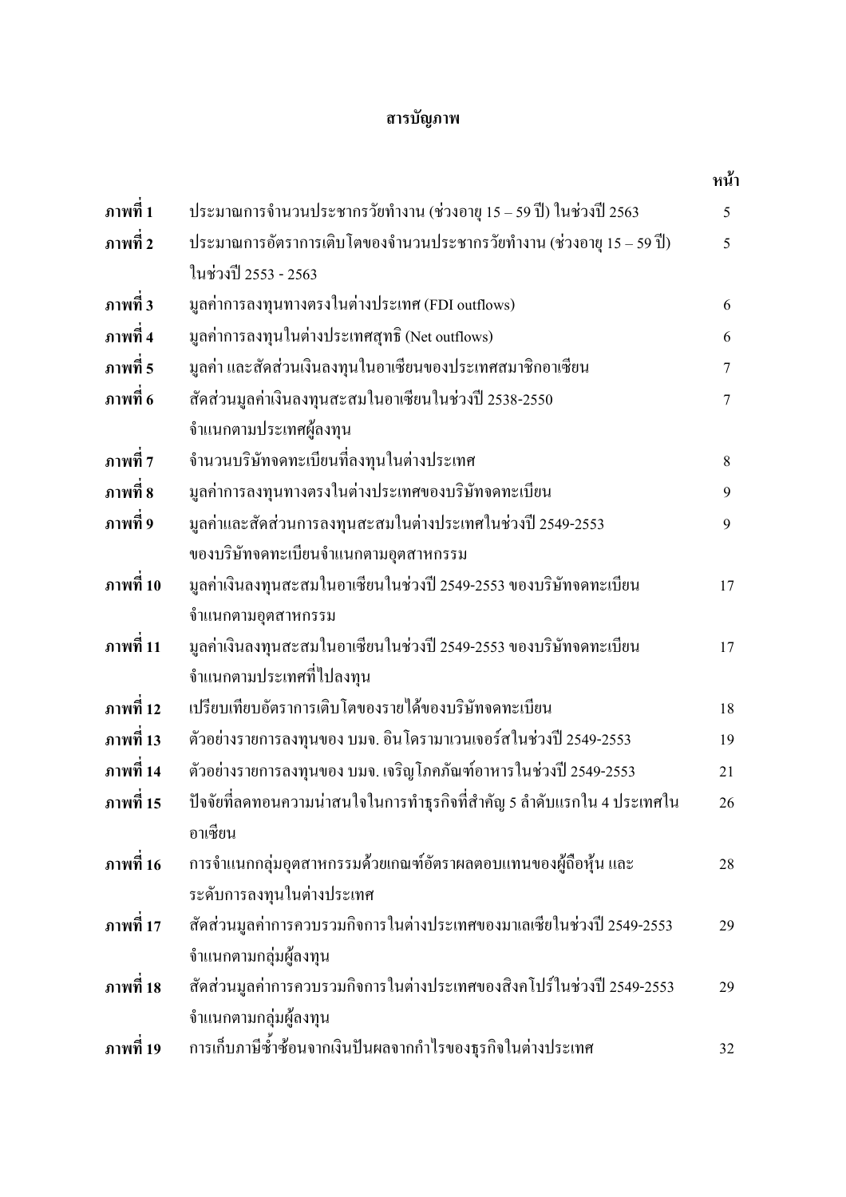# สารบัญภาพ

| | | หน้า |
|---|---|---|
| **ภาพที่ 1** | ประมาณการจำนวนประชากรวัยทำงาน (ช่วงอายุ 15 – 59 ปี) ในช่วงปี 2563 | 5 |
| **ภาพที่ 2** | ประมาณการอัตราการเติบโตของจำนวนประชากรวัยทำงาน (ช่วงอายุ 15 – 59 ปี) ในช่วงปี 2553 - 2563 | 5 |
| **ภาพที่ 3** | มูลค่าการลงทุนทางตรงในต่างประเทศ (FDI outflows) | 6 |
| **ภาพที่ 4** | มูลค่าการลงทุนในต่างประเทศสุทธิ (Net outflows) | 6 |
| **ภาพที่ 5** | มูลค่า และสัดส่วนเงินลงทุนในอาเซียนของประเทศสมาชิกอาเซียน | 7 |
| **ภาพที่ 6** | สัดส่วนมูลค่าเงินลงทุนสะสมในอาเซียนในช่วงปี 2538-2550 จำแนกตามประเทศผู้ลงทุน | 7 |
| **ภาพที่ 7** | จำนวนบริษัทจดทะเบียนที่ลงทุนในต่างประเทศ | 8 |
| **ภาพที่ 8** | มูลค่าการลงทุนทางตรงในต่างประเทศของบริษัทจดทะเบียน | 9 |
| **ภาพที่ 9** | มูลค่าและสัดส่วนการลงทุนสะสมในต่างประเทศในช่วงปี 2549-2553 ของบริษัทจดทะเบียนจำแนกตามอุตสาหกรรม | 9 |
| **ภาพที่ 10** | มูลค่าเงินลงทุนสะสมในอาเซียนในช่วงปี 2549-2553 ของบริษัทจดทะเบียน จำแนกตามอุตสาหกรรม | 17 |
| **ภาพที่ 11** | มูลค่าเงินลงทุนสะสมในอาเซียนในช่วงปี 2549-2553 ของบริษัทจดทะเบียน จำแนกตามประเทศที่ไปลงทุน | 17 |
| **ภาพที่ 12** | เปรียบเทียบอัตราการเติบโตของรายได้ของบริษัทจดทะเบียน | 18 |
| **ภาพที่ 13** | ตัวอย่างรายการลงทุนของ บมจ. อินโดรามาเวนเจอร์สในช่วงปี 2549-2553 | 19 |
| **ภาพที่ 14** | ตัวอย่างรายการลงทุนของ บมจ. เจริญโภคภัณฑ์อาหารในช่วงปี 2549-2553 | 21 |
| **ภาพที่ 15** | ปัจจัยที่ลดทอนความน่าสนใจในการทำธุรกิจที่สำคัญ 5 ลำดับแรกใน 4 ประเทศในอาเซียน | 26 |
| **ภาพที่ 16** | การจำแนกกลุ่มอุตสาหกรรมด้วยเกณฑ์อัตราผลตอบแทนของผู้ถือหุ้น และระดับการลงทุนในต่างประเทศ | 28 |
| **ภาพที่ 17** | สัดส่วนมูลค่าการควบรวมกิจการในต่างประเทศของมาเลเซียในช่วงปี 2549-2553 จำแนกตามกลุ่มผู้ลงทุน | 29 |
| **ภาพที่ 18** | สัดส่วนมูลค่าการควบรวมกิจการในต่างประเทศของสิงคโปร์ในช่วงปี 2549-2553 จำแนกตามกลุ่มผู้ลงทุน | 29 |
| **ภาพที่ 19** | การเก็บภาษีซ้ำซ้อนจากเงินปันผลจากกำไรของธุรกิจในต่างประเทศ | 32 |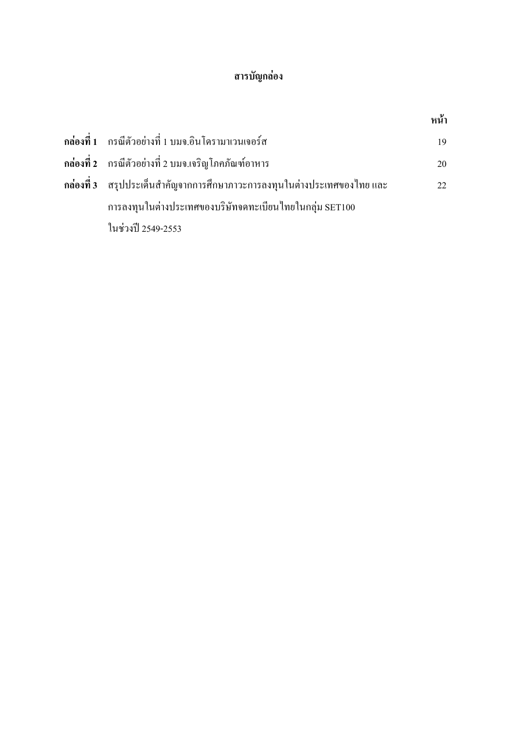# สารบัญกล่อง

| | | หน้า |
|---|---|---|
| **กล่องที่ 1** | กรณีตัวอย่างที่ 1 บมจ.อินโดรามาเวนเจอร์ส | 19 |
| **กล่องที่ 2** | กรณีตัวอย่างที่ 2 บมจ.เจริญโภคภัณฑ์อาหาร | 20 |
| **กล่องที่ 3** | สรุปประเด็นสำคัญจากการศึกษาภาวะการลงทุนในต่างประเทศของไทย และการลงทุนในต่างประเทศของบริษัทจดทะเบียนไทยในกลุ่ม SET100 ในช่วงปี 2549-2553 | 22 |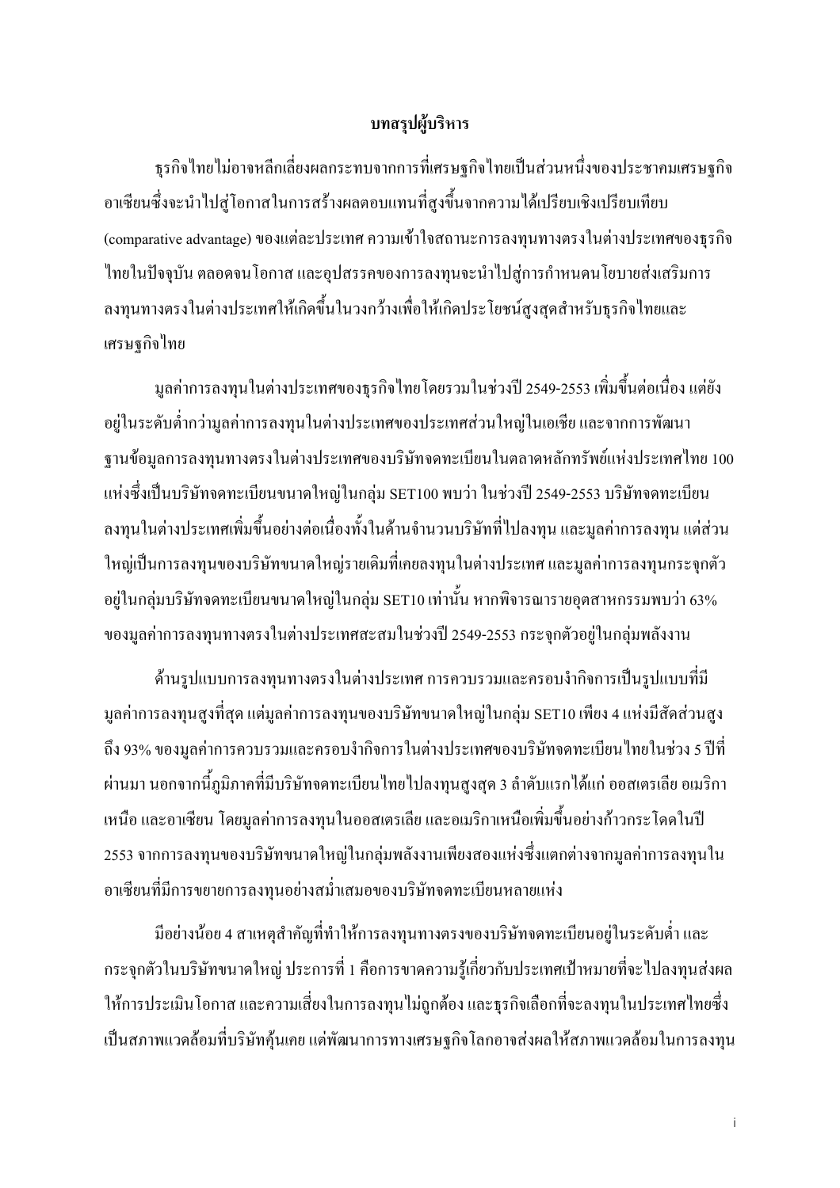# บทสรุปผู้บริหาร

ธุรกิจไทยไม่อาจหลีกเลี่ยงผลกระทบจากการที่เศรษฐกิจไทยเป็นส่วนหนึ่งของประชาคมเศรษฐกิจอาเซียนซึ่งจะนำไปสู่โอกาสในการสร้างผลตอบแทนที่สูงขึ้นจากความได้เปรียบเชิงเปรียบเทียบ (comparative advantage) ของแต่ละประเทศ ความเข้าใจสถานะการลงทุนทางตรงในต่างประเทศของธุรกิจไทยในปัจจุบัน ตลอดจนโอกาส และอุปสรรคของการลงทุนจะนำไปสู่การกำหนดนโยบายส่งเสริมการลงทุนทางตรงในต่างประเทศให้เกิดขึ้นในวงกว้างเพื่อให้เกิดประโยชน์สูงสุดสำหรับธุรกิจไทยและเศรษฐกิจไทย

มูลค่าการลงทุนในต่างประเทศของธุรกิจไทยโดยรวมในช่วงปี 2549-2553 เพิ่มขึ้นต่อเนื่อง แต่ยังอยู่ในระดับต่ำกว่ามูลค่าการลงทุนในต่างประเทศของประเทศส่วนใหญ่ในเอเชีย และจากการพัฒนาฐานข้อมูลการลงทุนทางตรงในต่างประเทศของบริษัทจดทะเบียนในตลาดหลักทรัพย์แห่งประเทศไทย 100 แห่งซึ่งเป็นบริษัทจดทะเบียนขนาดใหญ่ในกลุ่ม SET100 พบว่า ในช่วงปี 2549-2553 บริษัทจดทะเบียนลงทุนในต่างประเทศเพิ่มขึ้นอย่างต่อเนื่องทั้งในด้านจำนวนบริษัทที่ไปลงทุน และมูลค่าการลงทุน แต่ส่วนใหญ่เป็นการลงทุนของบริษัทขนาดใหญ่รายเดิมที่เคยลงทุนในต่างประเทศ และมูลค่าการลงทุนกระจุกตัวอยู่ในกลุ่มบริษัทจดทะเบียนขนาดใหญ่ในกลุ่ม SET10 เท่านั้น หากพิจารณารายอุตสาหกรรมพบว่า 63% ของมูลค่าการลงทุนทางตรงในต่างประเทศสะสมในช่วงปี 2549-2553 กระจุกตัวอยู่ในกลุ่มพลังงาน

ด้านรูปแบบการลงทุนทางตรงในต่างประเทศ การควบรวมและครอบงำกิจการเป็นรูปแบบที่มีมูลค่าการลงทุนสูงที่สุด แต่มูลค่าการลงทุนของบริษัทขนาดใหญ่ในกลุ่ม SET10 เพียง 4 แห่งมีสัดส่วนสูงถึง 93% ของมูลค่าการควบรวมและครอบงำกิจการในต่างประเทศของบริษัทจดทะเบียนไทยในช่วง 5 ปีที่ผ่านมา นอกจากนี้ภูมิภาคที่มีบริษัทจดทะเบียนไทยไปลงทุนสูงสุด 3 ลำดับแรกได้แก่ ออสเตรเลีย อเมริกาเหนือ และอาเซียน โดยมูลค่าการลงทุนในออสเตรเลีย และอเมริกาเหนือเพิ่มขึ้นอย่างก้าวกระโดดในปี 2553 จากการลงทุนของบริษัทขนาดใหญ่ในกลุ่มพลังงานเพียงสองแห่งซึ่งแตกต่างจากมูลค่าการลงทุนในอาเซียนที่มีการขยายการลงทุนอย่างสม่ำเสมอของบริษัทจดทะเบียนหลายแห่ง

มีอย่างน้อย 4 สาเหตุสำคัญที่ทำให้การลงทุนทางตรงของบริษัทจดทะเบียนอยู่ในระดับต่ำ และกระจุกตัวในบริษัทขนาดใหญ่ ประการที่ 1 คือการขาดความรู้เกี่ยวกับประเทศเป้าหมายที่จะไปลงทุนส่งผลให้การประเมินโอกาส และความเสี่ยงในการลงทุนไม่ถูกต้อง และธุรกิจเลือกที่จะลงทุนในประเทศไทยซึ่งเป็นสภาพแวดล้อมที่บริษัทคุ้นเคย แต่พัฒนาการทางเศรษฐกิจโลกอาจส่งผลให้สภาพแวดล้อมในการลงทุน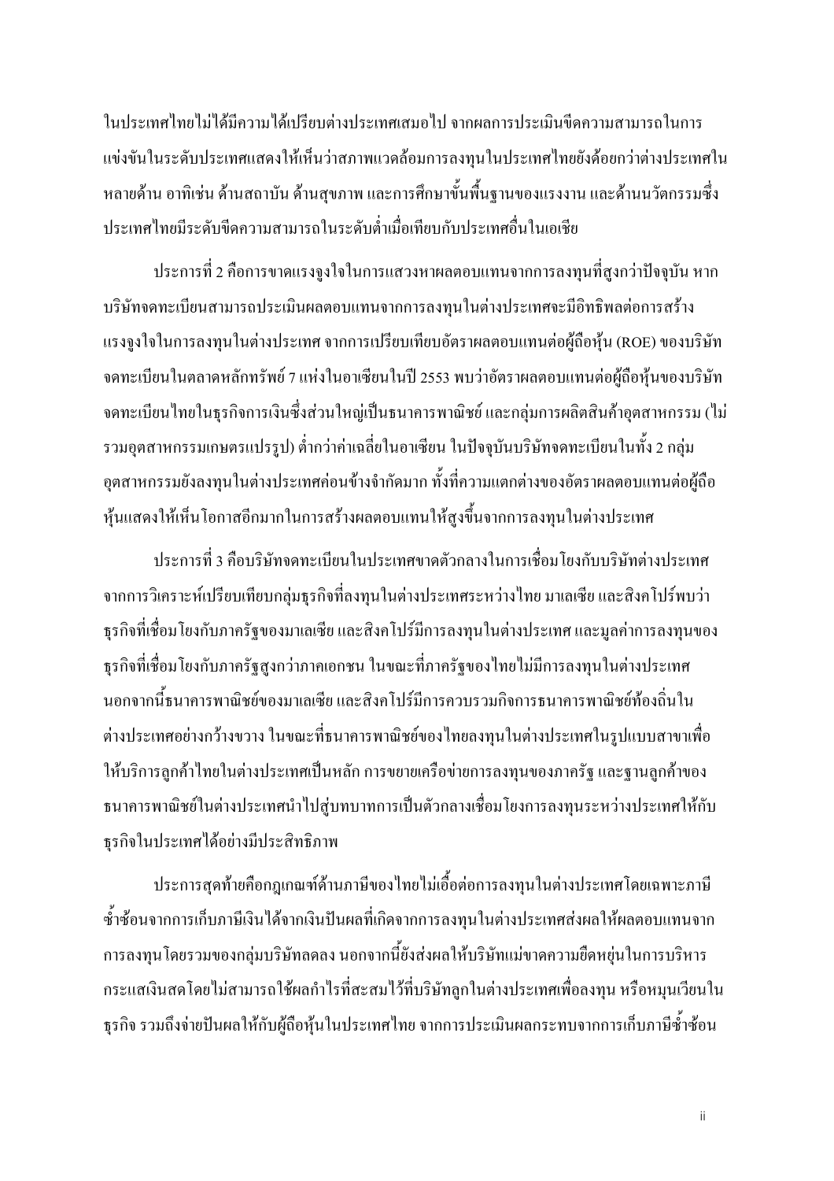ในประเทศไทยไม่ได้มีความได้เปรียบต่างประเทศเสมอไป จากผลการประเมินขีดความสามารถในการแข่งขันในระดับประเทศแสดงให้เห็นว่าสภาพแวดล้อมการลงทุนในประเทศไทยยังด้อยกว่าต่างประเทศในหลายด้าน อาทิเช่น ด้านสถาบัน ด้านสุขภาพ และการศึกษาขั้นพื้นฐานของแรงงาน และด้านนวัตกรรมซึ่งประเทศไทยมีระดับขีดความสามารถในระดับต่ำเมื่อเทียบกับประเทศอื่นในเอเชีย

ประการที่ 2 คือการขาดแรงจูงใจในการแสวงหาผลตอบแทนจากการลงทุนที่สูงกว่าปัจจุบัน หากบริษัทจดทะเบียนสามารถประเมินผลตอบแทนจากการลงทุนในต่างประเทศจะมีอิทธิพลต่อการสร้างแรงจูงใจในการลงทุนในต่างประเทศ จากการเปรียบเทียบอัตราผลตอบแทนต่อผู้ถือหุ้น (ROE) ของบริษัทจดทะเบียนในตลาดหลักทรัพย์ 7 แห่งในอาเซียนในปี 2553 พบว่าอัตราผลตอบแทนต่อผู้ถือหุ้นของบริษัทจดทะเบียนไทยในธุรกิจการเงินซึ่งส่วนใหญ่เป็นธนาคารพาณิชย์ และกลุ่มการผลิตสินค้าอุตสาหกรรม (ไม่รวมอุตสาหกรรมเกษตรแปรรูป) ต่ำกว่าค่าเฉลี่ยในอาเซียน ในปัจจุบันบริษัทจดทะเบียนในทั้ง 2 กลุ่มอุตสาหกรรมยังลงทุนในต่างประเทศค่อนข้างจำกัดมาก ทั้งที่ความแตกต่างของอัตราผลตอบแทนต่อผู้ถือหุ้นแสดงให้เห็นโอกาสอีกมากในการสร้างผลตอบแทนให้สูงขึ้นจากการลงทุนในต่างประเทศ

ประการที่ 3 คือบริษัทจดทะเบียนในประเทศขาดตัวกลางในการเชื่อมโยงกับบริษัทต่างประเทศ จากการวิเคราะห์เปรียบเทียบกลุ่มธุรกิจที่ลงทุนในต่างประเทศระหว่างไทย มาเลเซีย และสิงคโปร์พบว่า ธุรกิจที่เชื่อมโยงกับภาครัฐของมาเลเซีย และสิงคโปร์มีการลงทุนในต่างประเทศ และมูลค่าการลงทุนของธุรกิจที่เชื่อมโยงกับภาครัฐสูงกว่าภาคเอกชน ในขณะที่ภาครัฐของไทยไม่มีการลงทุนในต่างประเทศ นอกจากนี้ธนาคารพาณิชย์ของมาเลเซีย และสิงคโปร์มีการควบรวมกิจการธนาคารพาณิชย์ท้องถิ่นในต่างประเทศอย่างกว้างขวาง ในขณะที่ธนาคารพาณิชย์ของไทยลงทุนในต่างประเทศในรูปแบบสาขาเพื่อให้บริการลูกค้าไทยในต่างประเทศเป็นหลัก การขยายเครือข่ายการลงทุนของภาครัฐ และฐานลูกค้าของธนาคารพาณิชย์ในต่างประเทศนำไปสู่บทบาทการเป็นตัวกลางเชื่อมโยงการลงทุนระหว่างประเทศให้กับธุรกิจในประเทศได้อย่างมีประสิทธิภาพ

ประการสุดท้ายคือกฎเกณฑ์ด้านภาษีของไทยไม่เอื้อต่อการลงทุนในต่างประเทศโดยเฉพาะภาษีซ้ำซ้อนจากการเก็บภาษีเงินได้จากเงินปันผลที่เกิดจากการลงทุนในต่างประเทศส่งผลให้ผลตอบแทนจากการลงทุนโดยรวมของกลุ่มบริษัทลดลง นอกจากนี้ยังส่งผลให้บริษัทแม่ขาดความยืดหยุ่นในการบริหารกระแสเงินสดโดยไม่สามารถใช้ผลกำไรที่สะสมไว้ที่บริษัทลูกในต่างประเทศเพื่อลงทุน หรือหมุนเวียนในธุรกิจ รวมถึงจ่ายปันผลให้กับผู้ถือหุ้นในประเทศไทย จากการประเมินผลกระทบจากการเก็บภาษีซ้ำซ้อน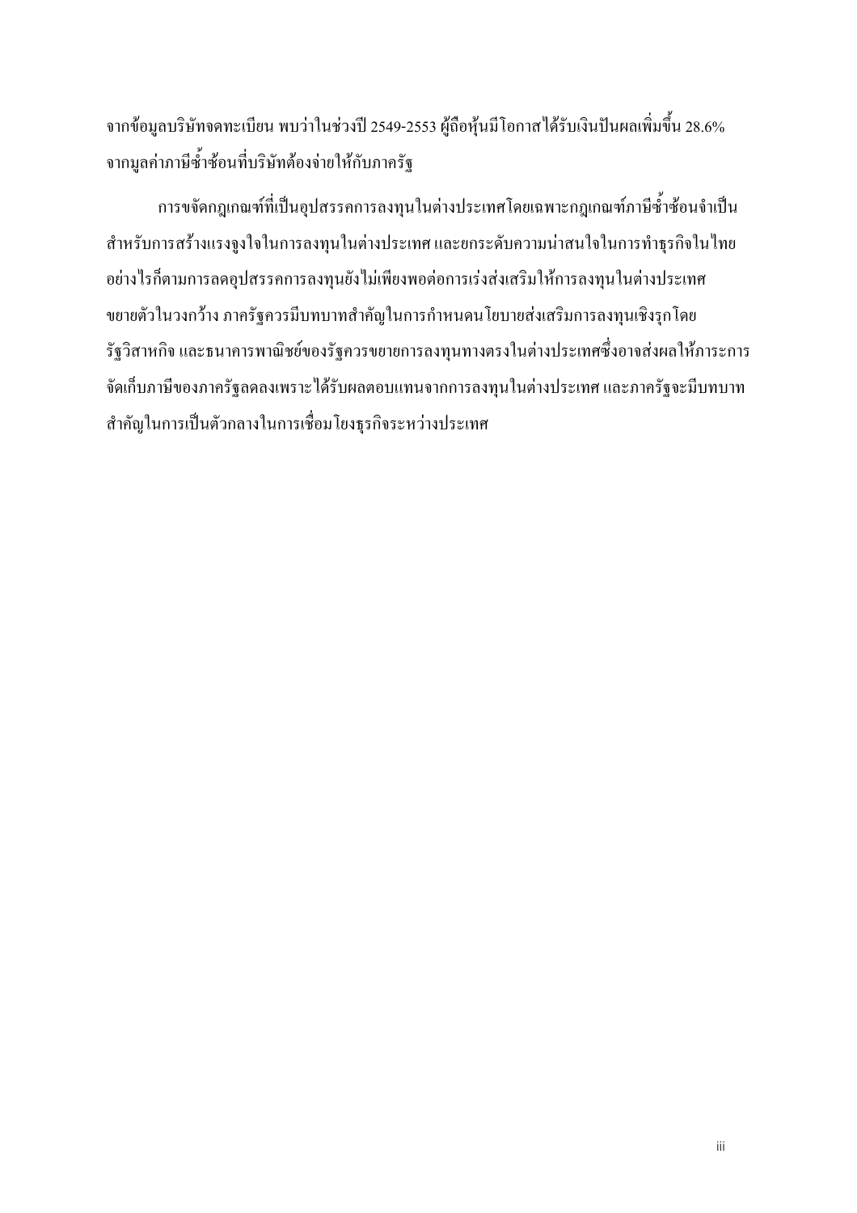จากข้อมูลบริษัทจดทะเบียน พบว่าในช่วงปี 2549-2553 ผู้ถือหุ้นมีโอกาสได้รับเงินปันผลเพิ่มขึ้น 28.6% จากมูลค่าภาษีซ้ำซ้อนที่บริษัทต้องจ่ายให้กับภาครัฐ

การขจัดกฎเกณฑ์ที่เป็นอุปสรรคการลงทุนในต่างประเทศโดยเฉพาะกฎเกณฑ์ภาษีซ้ำซ้อนจำเป็นสำหรับการสร้างแรงจูงใจในการลงทุนในต่างประเทศ และยกระดับความน่าสนใจในการทำธุรกิจในไทย อย่างไรก็ตามการลดอุปสรรคการลงทุนยังไม่เพียงพอต่อการเร่งส่งเสริมให้การลงทุนในต่างประเทศขยายตัวในวงกว้าง ภาครัฐควรมีบทบาทสำคัญในการกำหนดนโยบายส่งเสริมการลงทุนเชิงรุกโดยรัฐวิสาหกิจ และธนาคารพาณิชย์ของรัฐควรขยายการลงทุนทางตรงในต่างประเทศซึ่งอาจส่งผลให้ภาระการจัดเก็บภาษีของภาครัฐลดลงเพราะได้รับผลตอบแทนจากการลงทุนในต่างประเทศ และภาครัฐจะมีบทบาทสำคัญในการเป็นตัวกลางในการเชื่อมโยงธุรกิจระหว่างประเทศ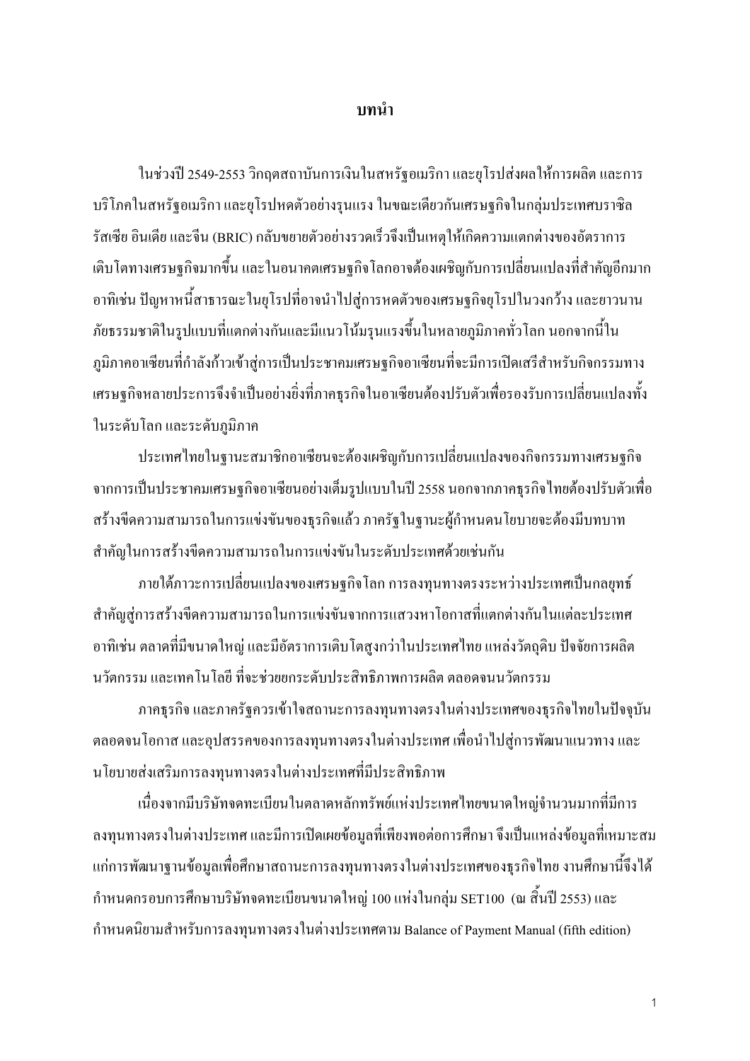# บทนำ

ในช่วงปี 2549-2553 วิกฤตสถาบันการเงินในสหรัฐอเมริกา และยุโรปส่งผลให้การผลิต และการบริโภคในสหรัฐอเมริกา และยุโรปหดตัวอย่างรุนแรง ในขณะเดียวกันเศรษฐกิจในกลุ่มประเทศบราซิล รัสเซีย อินเดีย และจีน (BRIC) กลับขยายตัวอย่างรวดเร็วจึงเป็นเหตุให้เกิดความแตกต่างของอัตราการเติบโตทางเศรษฐกิจมากขึ้น และในอนาคตเศรษฐกิจโลกอาจต้องเผชิญกับการเปลี่ยนแปลงที่สำคัญอีกมาก อาทิเช่น ปัญหาหนี้สาธารณะในยุโรปที่อาจนำไปสู่การหดตัวของเศรษฐกิจยุโรปในวงกว้าง และยาวนาน ภัยธรรมชาติในรูปแบบที่แตกต่างกันและมีแนวโน้มรุนแรงขึ้นในหลายภูมิภาคทั่วโลก นอกจากนี้ในภูมิภาคอาเซียนที่กำลังก้าวเข้าสู่การเป็นประชาคมเศรษฐกิจอาเซียนที่จะมีการเปิดเสรีสำหรับกิจกรรมทางเศรษฐกิจหลายประการจึงจำเป็นอย่างยิ่งที่ภาคธุรกิจในอาเซียนต้องปรับตัวเพื่อรองรับการเปลี่ยนแปลงทั้งในระดับโลก และระดับภูมิภาค

ประเทศไทยในฐานะสมาชิกอาเซียนจะต้องเผชิญกับการเปลี่ยนแปลงของกิจกรรมทางเศรษฐกิจจากการเป็นประชาคมเศรษฐกิจอาเซียนอย่างเต็มรูปแบบในปี 2558 นอกจากภาคธุรกิจไทยต้องปรับตัวเพื่อสร้างขีดความสามารถในการแข่งขันของธุรกิจแล้ว ภาครัฐในฐานะผู้กำหนดนโยบายจะต้องมีบทบาทสำคัญในการสร้างขีดความสามารถในการแข่งขันในระดับประเทศด้วยเช่นกัน

ภายใต้ภาวะการเปลี่ยนแปลงของเศรษฐกิจโลก การลงทุนทางตรงระหว่างประเทศเป็นกลยุทธ์สำคัญสู่การสร้างขีดความสามารถในการแข่งขันจากการแสวงหาโอกาสที่แตกต่างกันในแต่ละประเทศ อาทิเช่น ตลาดที่มีขนาดใหญ่ และมีอัตราการเติบโตสูงกว่าในประเทศไทย แหล่งวัตถุดิบ ปัจจัยการผลิต นวัตกรรม และเทคโนโลยี ที่จะช่วยยกระดับประสิทธิภาพการผลิต ตลอดจนนวัตกรรม

ภาคธุรกิจ และภาครัฐควรเข้าใจสถานะการลงทุนทางตรงในต่างประเทศของธุรกิจไทยในปัจจุบัน ตลอดจนโอกาส และอุปสรรคของการลงทุนทางตรงในต่างประเทศ เพื่อนำไปสู่การพัฒนาแนวทาง และนโยบายส่งเสริมการลงทุนทางตรงในต่างประเทศที่มีประสิทธิภาพ

เนื่องจากมีบริษัทจดทะเบียนในตลาดหลักทรัพย์แห่งประเทศไทยขนาดใหญ่จำนวนมากที่มีการลงทุนทางตรงในต่างประเทศ และมีการเปิดเผยข้อมูลที่เพียงพอต่อการศึกษา จึงเป็นแหล่งข้อมูลที่เหมาะสมแก่การพัฒนาฐานข้อมูลเพื่อศึกษาสถานะการลงทุนทางตรงในต่างประเทศของธุรกิจไทย งานศึกษานี้จึงได้กำหนดกรอบการศึกษาบริษัทจดทะเบียนขนาดใหญ่ 100 แห่งในกลุ่ม SET100 (ณ สิ้นปี 2553) และกำหนดนิยามสำหรับการลงทุนทางตรงในต่างประเทศตาม Balance of Payment Manual (fifth edition)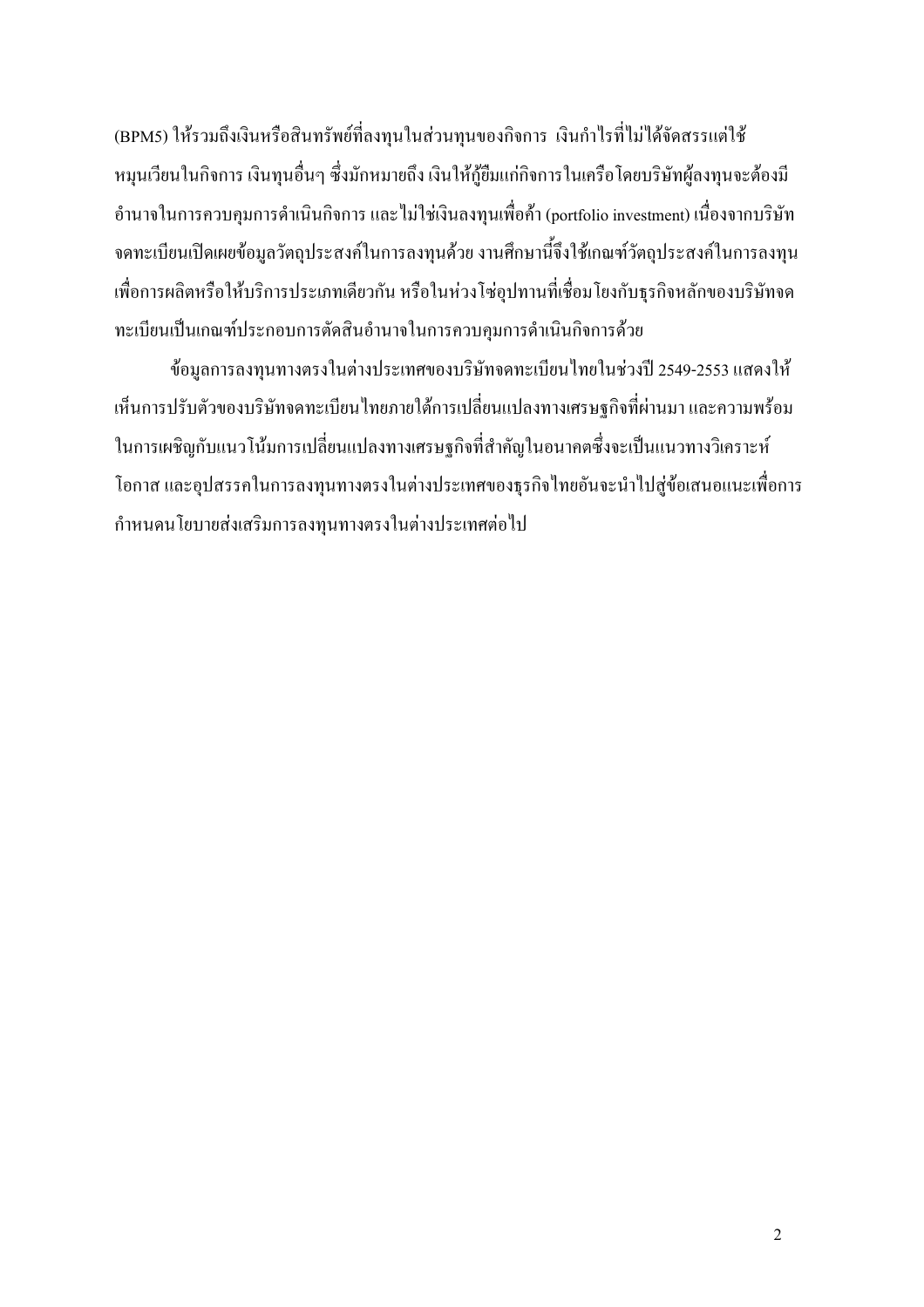(BPM5) ให้รวมถึงเงินหรือสินทรัพย์ที่ลงทุนในส่วนทุนของกิจการ เงินกำไรที่ไม่ได้จัดสรรแต่ใช้หมุนเวียนในกิจการ เงินทุนอื่นๆ ซึ่งมักหมายถึง เงินให้กู้ยืมแก่กิจการในเครือโดยบริษัทผู้ลงทุนจะต้องมีอำนาจในการควบคุมการดำเนินกิจการ และไม่ใช่เงินลงทุนเพื่อค้า (portfolio investment) เนื่องจากบริษัทจดทะเบียนเปิดเผยข้อมูลวัตถุประสงค์ในการลงทุนด้วย งานศึกษานี้จึงใช้เกณฑ์วัตถุประสงค์ในการลงทุนเพื่อการผลิตหรือให้บริการประเภทเดียวกัน หรือในห่วงโซ่อุปทานที่เชื่อมโยงกับธุรกิจหลักของบริษัทจดทะเบียนเป็นเกณฑ์ประกอบการตัดสินอำนาจในการควบคุมการดำเนินกิจการด้วย

ข้อมูลการลงทุนทางตรงในต่างประเทศของบริษัทจดทะเบียนไทยในช่วงปี 2549-2553 แสดงให้เห็นการปรับตัวของบริษัทจดทะเบียนไทยภายใต้การเปลี่ยนแปลงทางเศรษฐกิจที่ผ่านมา และความพร้อมในการเผชิญกับแนวโน้มการเปลี่ยนแปลงทางเศรษฐกิจที่สำคัญในอนาคตซึ่งจะเป็นแนวทางวิเคราะห์โอกาส และอุปสรรคในการลงทุนทางตรงในต่างประเทศของธุรกิจไทยอันจะนำไปสู่ข้อเสนอแนะเพื่อการกำหนดนโยบายส่งเสริมการลงทุนทางตรงในต่างประเทศต่อไป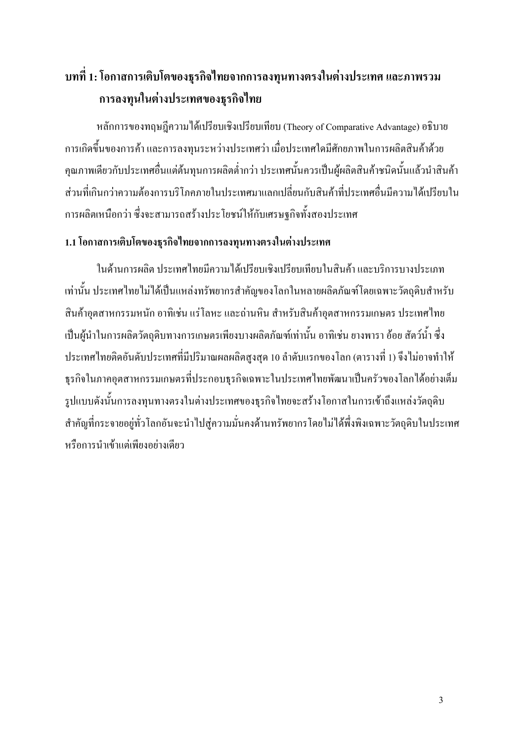# บทที่ 1: โอกาสการเติบโตของธุรกิจไทยจากการลงทุนทางตรงในต่างประเทศ และภาพรวมการลงทุนในต่างประเทศของธุรกิจไทย

หลักการของทฤษฎีความได้เปรียบเชิงเปรียบเทียบ (Theory of Comparative Advantage) อธิบายการเกิดขึ้นของการค้า และการลงทุนระหว่างประเทศว่า เมื่อประเทศใดมีศักยภาพในการผลิตสินค้าด้วยคุณภาพเดียวกับประเทศอื่นแต่ต้นทุนการผลิตต่ำกว่า ประเทศนั้นควรเป็นผู้ผลิตสินค้าชนิดนั้นแล้วนำสินค้าส่วนที่เกินกว่าความต้องการบริโภคภายในประเทศมาแลกเปลี่ยนกับสินค้าที่ประเทศอื่นมีความได้เปรียบในการผลิตเหนือกว่า ซึ่งจะสามารถสร้างประโยชน์ให้กับเศรษฐกิจทั้งสองประเทศ

## 1.1 โอกาสการเติบโตของธุรกิจไทยจากการลงทุนทางตรงในต่างประเทศ

ในด้านการผลิต ประเทศไทยมีความได้เปรียบเชิงเปรียบเทียบในสินค้า และบริการบางประเภทเท่านั้น ประเทศไทยไม่ได้เป็นแหล่งทรัพยากรสำคัญของโลกในหลายผลิตภัณฑ์โดยเฉพาะวัตถุดิบสำหรับสินค้าอุตสาหกรรมหนัก อาทิเช่น แร่โลหะ และถ่านหิน สำหรับสินค้าอุตสาหกรรมเกษตร ประเทศไทยเป็นผู้นำในการผลิตวัตถุดิบทางการเกษตรเพียงบางผลิตภัณฑ์เท่านั้น อาทิเช่น ยางพารา อ้อย สัตว์น้ำ ซึ่งประเทศไทยติดอันดับประเทศที่มีปริมาณผลผลิตสูงสุด 10 ลำดับแรกของโลก (ตารางที่ 1) จึงไม่อาจทำให้ธุรกิจในภาคอุตสาหกรรมเกษตรที่ประกอบธุรกิจเฉพาะในประเทศไทยพัฒนาเป็นครัวของโลกได้อย่างเต็มรูปแบบดังนั้นการลงทุนทางตรงในต่างประเทศของธุรกิจไทยจะสร้างโอกาสในการเข้าถึงแหล่งวัตถุดิบสำคัญที่กระจายอยู่ทั่วโลกอันจะนำไปสู่ความมั่นคงด้านทรัพยากรโดยไม่ได้พึ่งพิงเฉพาะวัตถุดิบในประเทศหรือการนำเข้าแต่เพียงอย่างเดียว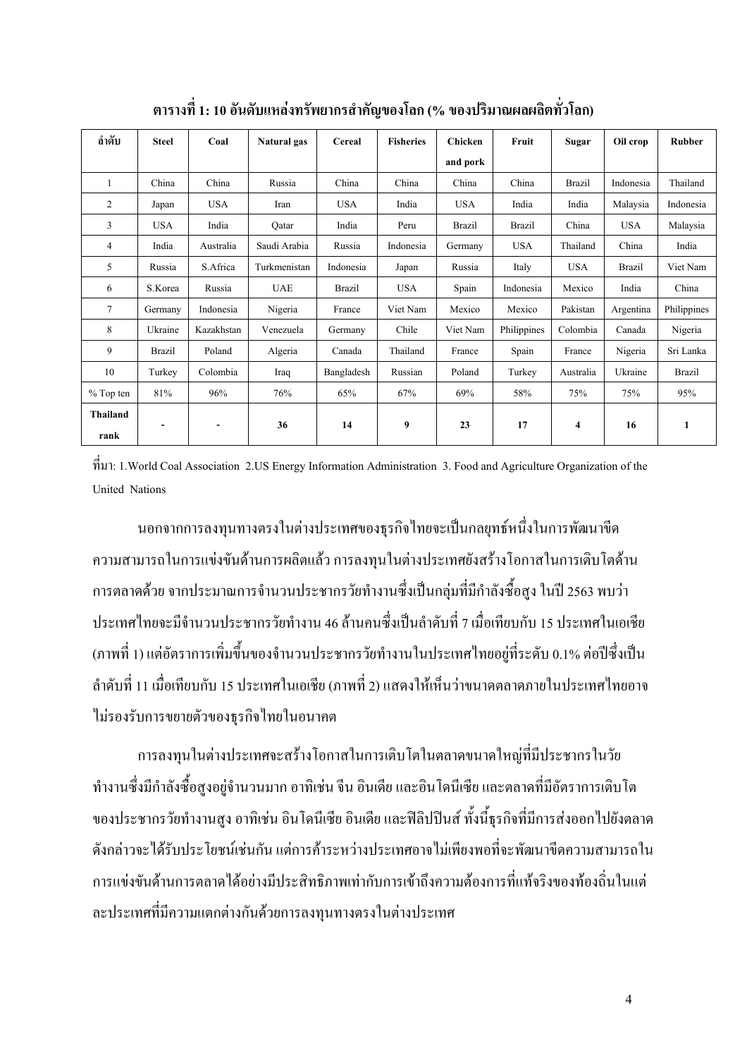**ตารางที่ 1: 10 อันดับแหล่งทรัพยากรสำคัญของโลก (% ของปริมาณผลผลิตทั่วโลก)**

| ลำดับ | Steel | Coal | Natural gas | Cereal | Fisheries | Chicken and pork | Fruit | Sugar | Oil crop | Rubber |
|---|---|---|---|---|---|---|---|---|---|---|
| 1 | China | China | Russia | China | China | China | China | Brazil | Indonesia | Thailand |
| 2 | Japan | USA | Iran | USA | India | USA | India | India | Malaysia | Indonesia |
| 3 | USA | India | Qatar | India | Peru | Brazil | Brazil | China | USA | Malaysia |
| 4 | India | Australia | Saudi Arabia | Russia | Indonesia | Germany | USA | Thailand | China | India |
| 5 | Russia | S.Africa | Turkmenistan | Indonesia | Japan | Russia | Italy | USA | Brazil | Viet Nam |
| 6 | S.Korea | Russia | UAE | Brazil | USA | Spain | Indonesia | Mexico | India | China |
| 7 | Germany | Indonesia | Nigeria | France | Viet Nam | Mexico | Mexico | Pakistan | Argentina | Philippines |
| 8 | Ukraine | Kazakhstan | Venezuela | Germany | Chile | Viet Nam | Philippines | Colombia | Canada | Nigeria |
| 9 | Brazil | Poland | Algeria | Canada | Thailand | France | Spain | France | Nigeria | Sri Lanka |
| 10 | Turkey | Colombia | Iraq | Bangladesh | Russian | Poland | Turkey | Australia | Ukraine | Brazil |
| % Top ten | 81% | 96% | 76% | 65% | 67% | 69% | 58% | 75% | 75% | 95% |
| **Thailand rank** | - | - | **36** | **14** | **9** | **23** | **17** | **4** | **16** | **1** |

ที่มา: 1.World Coal Association 2.US Energy Information Administration 3. Food and Agriculture Organization of the United Nations

นอกจากการลงทุนทางตรงในต่างประเทศของธุรกิจไทยจะเป็นกลยุทธ์หนึ่งในการพัฒนาขีดความสามารถในการแข่งขันด้านการผลิตแล้ว การลงทุนในต่างประเทศยังสร้างโอกาสในการเติบโตด้านการตลาดด้วย จากประมาณการจำนวนประชากรวัยทำงานซึ่งเป็นกลุ่มที่มีกำลังซื้อสูง ในปี 2563 พบว่าประเทศไทยจะมีจำนวนประชากรวัยทำงาน 46 ล้านคนซึ่งเป็นลำดับที่ 7 เมื่อเทียบกับ 15 ประเทศในเอเชีย (ภาพที่ 1) แต่อัตราการเพิ่มขึ้นของจำนวนประชากรวัยทำงานในประเทศไทยอยู่ที่ระดับ 0.1% ต่อปีซึ่งเป็นลำดับที่ 11 เมื่อเทียบกับ 15 ประเทศในเอเชีย (ภาพที่ 2) แสดงให้เห็นว่าขนาดตลาดภายในประเทศไทยอาจไม่รองรับการขยายตัวของธุรกิจไทยในอนาคต

การลงทุนในต่างประเทศจะสร้างโอกาสในการเติบโตในตลาดขนาดใหญ่ที่มีประชากรในวัยทำงานซึ่งมีกำลังซื้อสูงอยู่จำนวนมาก อาทิเช่น จีน อินเดีย และอินโดนีเซีย และตลาดที่มีอัตราการเติบโตของประชากรวัยทำงานสูง อาทิเช่น อินโดนีเซีย อินเดีย และฟิลิปปินส์ ทั้งนี้ธุรกิจที่มีการส่งออกไปยังตลาดดังกล่าวจะได้รับประโยชน์เช่นกัน แต่การค้าระหว่างประเทศอาจไม่เพียงพอที่จะพัฒนาขีดความสามารถในการแข่งขันด้านการตลาดได้อย่างมีประสิทธิภาพเท่ากับการเข้าถึงความต้องการที่แท้จริงของท้องถิ่นในแต่ละประเทศที่มีความแตกต่างกันด้วยการลงทุนทางตรงในต่างประเทศ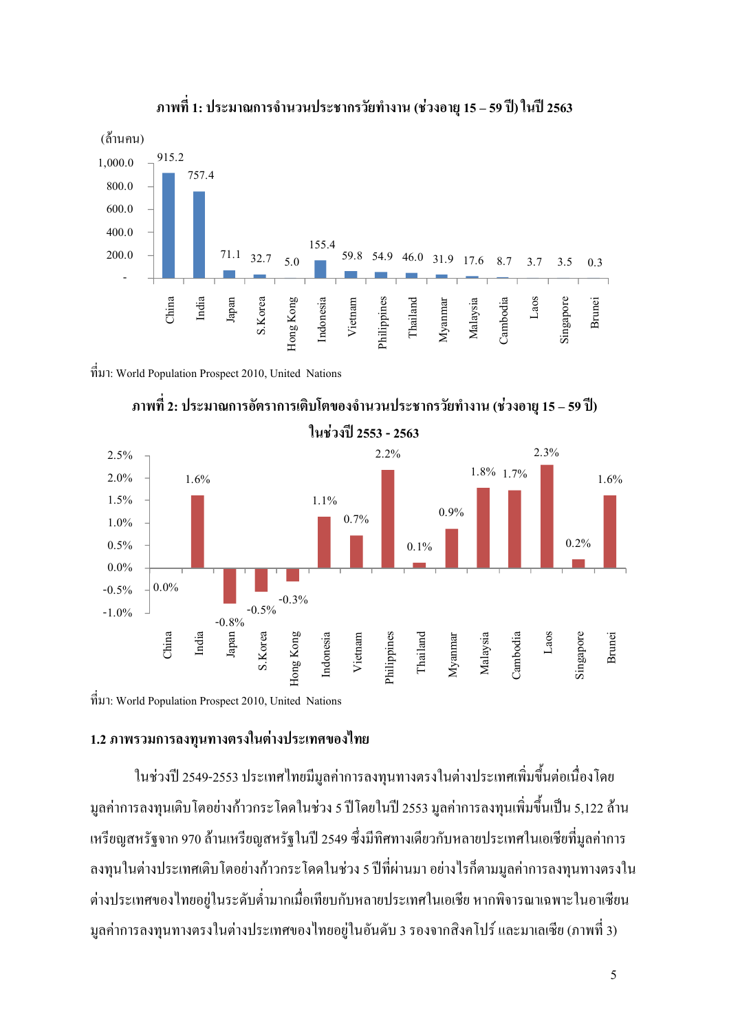**ภาพที่ 1: ประมาณการจำนวนประชากรวัยทำงาน (ช่วงอายุ 15 – 59 ปี) ในปี 2563**

(ล้านคน)

| ประเทศ | จำนวน (ล้านคน) |
|---|---|
| China | 915.2 |
| India | 757.4 |
| Japan | 71.1 |
| S.Korea | 32.7 |
| Hong Kong | 5.0 |
| Indonesia | 155.4 |
| Vietnam | 59.8 |
| Philippines | 54.9 |
| Thailand | 46.0 |
| Myanmar | 31.9 |
| Malaysia | 17.6 |
| Cambodia | 8.7 |
| Laos | 3.7 |
| Singapore | 3.5 |
| Brunei | 0.3 |

ที่มา: World Population Prospect 2010, United Nations

**ภาพที่ 2: ประมาณการอัตราการเติบโตของจำนวนประชากรวัยทำงาน (ช่วงอายุ 15 – 59 ปี) ในช่วงปี 2553 - 2563**

| ประเทศ | อัตราการเติบโต |
|---|---|
| China | 0.0% |
| India | 1.6% |
| Japan | -0.8% |
| S.Korea | -0.5% |
| Hong Kong | -0.3% |
| Indonesia | 1.1% |
| Vietnam | 0.7% |
| Philippines | 2.2% |
| Thailand | 0.1% |
| Myanmar | 0.9% |
| Malaysia | 1.8% |
| Cambodia | 1.7% |
| Laos | 2.3% |
| Singapore | 0.2% |
| Brunei | 1.6% |

ที่มา: World Population Prospect 2010, United Nations

### 1.2 ภาพรวมการลงทุนทางตรงในต่างประเทศของไทย

ในช่วงปี 2549-2553 ประเทศไทยมีมูลค่าการลงทุนทางตรงในต่างประเทศเพิ่มขึ้นต่อเนื่องโดยมูลค่าการลงทุนเติบโตอย่างก้าวกระโดดในช่วง 5 ปีโดยในปี 2553 มูลค่าการลงทุนเพิ่มขึ้นเป็น 5,122 ล้านเหรียญสหรัฐจาก 970 ล้านเหรียญสหรัฐในปี 2549 ซึ่งมีทิศทางเดียวกับหลายประเทศในเอเชียที่มูลค่าการลงทุนในต่างประเทศเติบโตอย่างก้าวกระโดดในช่วง 5 ปีที่ผ่านมา อย่างไรก็ตามมูลค่าการลงทุนทางตรงในต่างประเทศของไทยอยู่ในระดับต่ำมากเมื่อเทียบกับหลายประเทศในเอเชีย หากพิจารณาเฉพาะในอาเซียนมูลค่าการลงทุนทางตรงในต่างประเทศของไทยอยู่ในอันดับ 3 รองจากสิงคโปร์ และมาเลเซีย (ภาพที่ 3)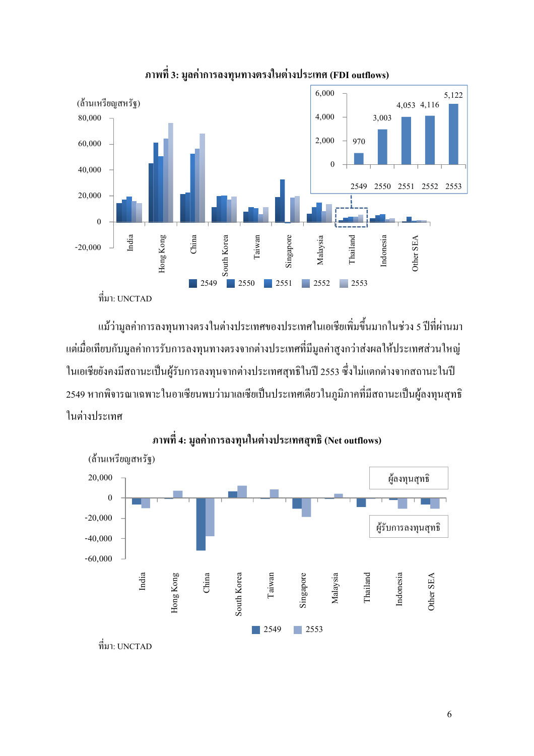**ภาพที่ 3: มูลค่าการลงทุนทางตรงในต่างประเทศ (FDI outflows)**

(ล้านเหรียญสหรัฐ)

ที่มา: UNCTAD

แม้ว่ามูลค่าการลงทุนทางตรงในต่างประเทศของประเทศในเอเชียเพิ่มขึ้นมากในช่วง 5 ปีที่ผ่านมา แต่เมื่อเทียบกับมูลค่าการรับการลงทุนทางตรงจากต่างประเทศที่มีมูลค่าสูงกว่าส่งผลให้ประเทศส่วนใหญ่ในเอเชียยังคงมีสถานะเป็นผู้รับการลงทุนจากต่างประเทศสุทธิในปี 2553 ซึ่งไม่แตกต่างจากสถานะในปี 2549 หากพิจารณาเฉพาะในอาเซียนพบว่ามาเลเซียเป็นประเทศเดียวในภูมิภาคที่มีสถานะเป็นผู้ลงทุนสุทธิในต่างประเทศ

**ภาพที่ 4: มูลค่าการลงทุนในต่างประเทศสุทธิ (Net outflows)**

(ล้านเหรียญสหรัฐ)

ที่มา: UNCTAD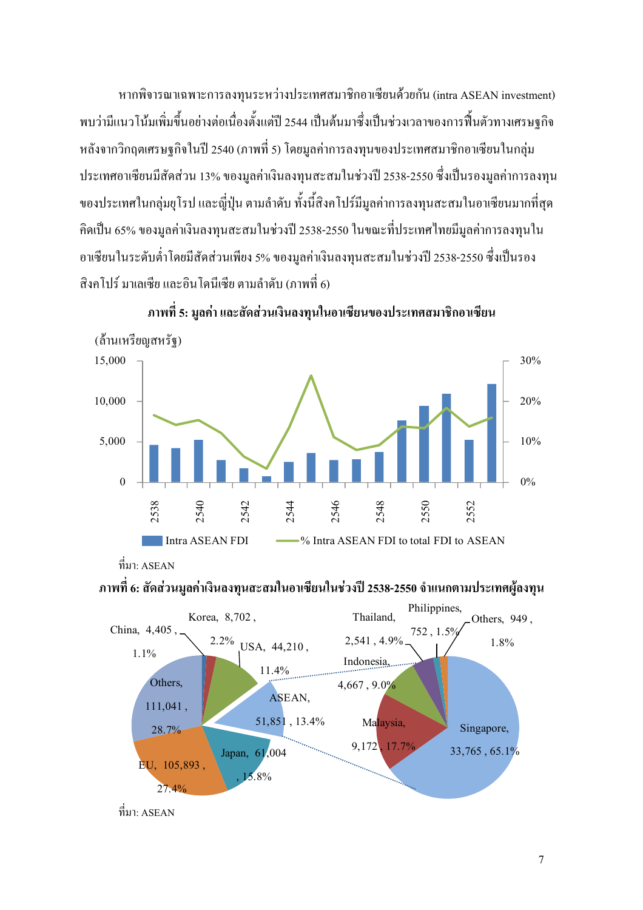หากพิจารณาเฉพาะการลงทุนระหว่างประเทศสมาชิกอาเซียนด้วยกัน (intra ASEAN investment) พบว่ามีแนวโน้มเพิ่มขึ้นอย่างต่อเนื่องตั้งแต่ปี 2544 เป็นต้นมาซึ่งเป็นช่วงเวลาของการฟื้นตัวทางเศรษฐกิจหลังจากวิกฤตเศรษฐกิจในปี 2540 (ภาพที่ 5) โดยมูลค่าการลงทุนของประเทศสมาชิกอาเซียนในกลุ่มประเทศอาเซียนมีสัดส่วน 13% ของมูลค่าเงินลงทุนสะสมในช่วงปี 2538-2550 ซึ่งเป็นรองมูลค่าการลงทุนของประเทศในกลุ่มยุโรป และญี่ปุ่น ตามลำดับ ทั้งนี้สิงคโปร์มีมูลค่าการลงทุนสะสมในอาเซียนมากที่สุดคิดเป็น 65% ของมูลค่าเงินลงทุนสะสมในช่วงปี 2538-2550 ในขณะที่ประเทศไทยมีมูลค่าการลงทุนในอาเซียนในระดับต่ำโดยมีสัดส่วนเพียง 5% ของมูลค่าเงินลงทุนสะสมในช่วงปี 2538-2550 ซึ่งเป็นรองสิงคโปร์ มาเลเซีย และอินโดนีเซีย ตามลำดับ (ภาพที่ 6)

**ภาพที่ 5: มูลค่า และสัดส่วนเงินลงทุนในอาเซียนของประเทศสมาชิกอาเซียน**

(ล้านเหรียญสหรัฐ)

Intra ASEAN FDI | % Intra ASEAN FDI to total FDI to ASEAN

ที่มา: ASEAN

**ภาพที่ 6: สัดส่วนมูลค่าเงินลงทุนสะสมในอาเซียนในช่วงปี 2538-2550 จำแนกตามประเทศผู้ลงทุน**

| ประเทศผู้ลงทุน | มูลค่า | สัดส่วน |
|---|---|---|
| China | 4,405 | 1.1% |
| Korea | 8,702 | 2.2% |
| USA | 44,210 | 11.4% |
| ASEAN | 51,851 | 13.4% |
| Japan | 61,004 | 15.8% |
| EU | 105,893 | 27.4% |
| Others | 111,041 | 28.7% |

| ASEAN | มูลค่า | สัดส่วน |
|---|---|---|
| Singapore | 33,765 | 65.1% |
| Malaysia | 9,172 | 17.7% |
| Indonesia | 4,667 | 9.0% |
| Thailand | 2,541 | 4.9% |
| Philippines | 752 | 1.5% |
| Others | 949 | 1.8% |

ที่มา: ASEAN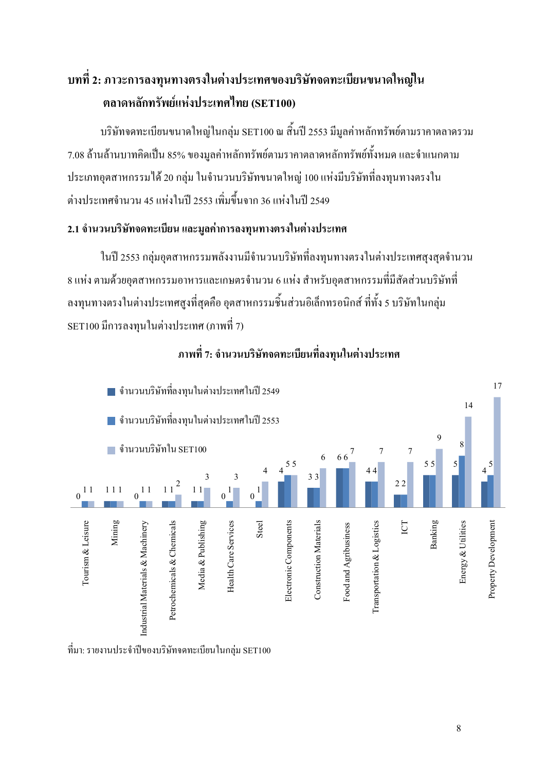## บทที่ 2: ภาวะการลงทุนทางตรงในต่างประเทศของบริษัทจดทะเบียนขนาดใหญ่ในตลาดหลักทรัพย์แห่งประเทศไทย (SET100)

บริษัทจดทะเบียนขนาดใหญ่ในกลุ่ม SET100 ณ สิ้นปี 2553 มีมูลค่าหลักทรัพย์ตามราคาตลาดรวม 7.08 ล้านล้านบาทคิดเป็น 85% ของมูลค่าหลักทรัพย์ตามราคาตลาดหลักทรัพย์ทั้งหมด และจำแนกตามประเภทอุตสาหกรรมได้ 20 กลุ่ม ในจำนวนบริษัทขนาดใหญ่ 100 แห่งมีบริษัทที่ลงทุนทางตรงในต่างประเทศจำนวน 45 แห่งในปี 2553 เพิ่มขึ้นจาก 36 แห่งในปี 2549

### 2.1 จำนวนบริษัทจดทะเบียน และมูลค่าการลงทุนทางตรงในต่างประเทศ

ในปี 2553 กลุ่มอุตสาหกรรมพลังงานมีจำนวนบริษัทที่ลงทุนทางตรงในต่างประเทศสูงสุดจำนวน 8 แห่ง ตามด้วยอุตสาหกรรมอาหารและเกษตรจำนวน 6 แห่ง สำหรับอุตสาหกรรมที่มีสัดส่วนบริษัทที่ลงทุนทางตรงในต่างประเทศสูงที่สุดคือ อุตสาหกรรมชิ้นส่วนอิเล็กทรอนิกส์ ที่ทั้ง 5 บริษัทในกลุ่ม SET100 มีการลงทุนในต่างประเทศ (ภาพที่ 7)

**ภาพที่ 7: จำนวนบริษัทจดทะเบียนที่ลงทุนในต่างประเทศ**

| อุตสาหกรรม | จำนวนบริษัทที่ลงทุนในต่างประเทศในปี 2549 | จำนวนบริษัทที่ลงทุนในต่างประเทศในปี 2553 | จำนวนบริษัทใน SET100 |
|---|---|---|---|
| Tourism & Leisure | 0 | 1 | 1 |
| Mining | 1 | 1 | 1 |
| Industrial Materials & Machinery | 0 | 1 | 1 |
| Petrochemicals & Chemicals | 1 | 1 | 2 |
| Media & Publishing | 1 | 1 | 3 |
| Health Care Services | 0 | 1 | 3 |
| Steel | 0 | 1 | 4 |
| Electronic Components | 4 | 5 | 5 |
| Construction Materials | 3 | 3 | 6 |
| Food and Agribusiness | 6 | 6 | 7 |
| Transportation & Logistics | 4 | 4 | 7 |
| ICT | 2 | 2 | 7 |
| Banking | 5 | 5 | 9 |
| Energy & Utilities | 5 | 8 | 14 |
| Property Development | 4 | 5 | 17 |

ที่มา: รายงานประจำปีของบริษัทจดทะเบียนในกลุ่ม SET100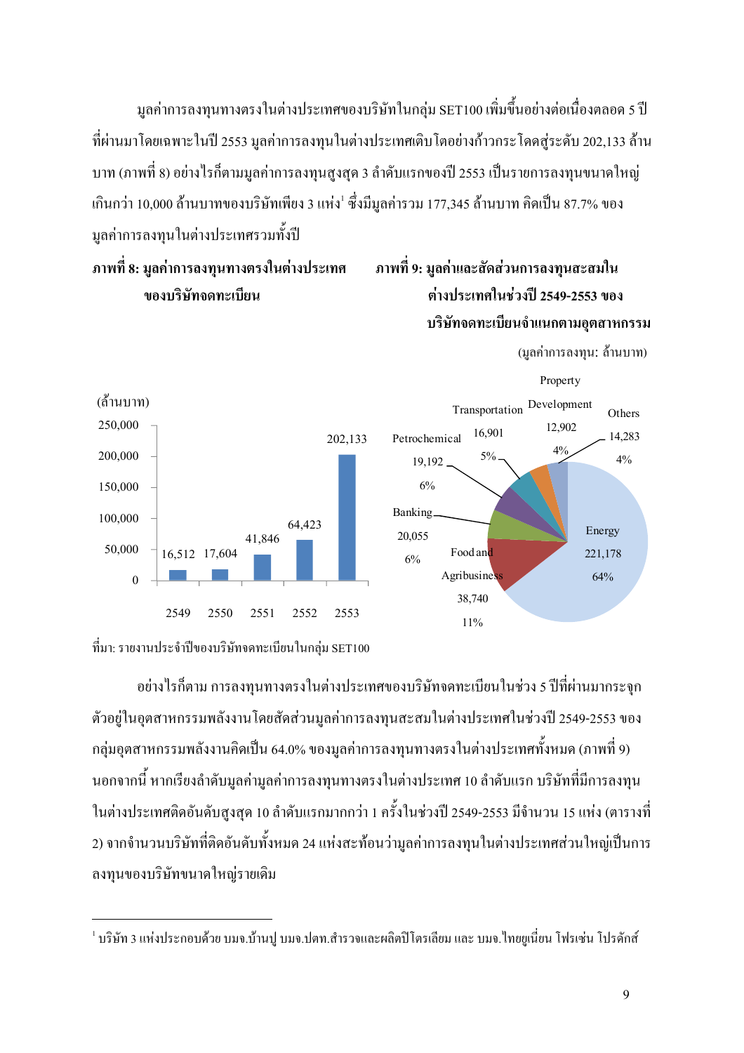มูลค่าการลงทุนทางตรงในต่างประเทศของบริษัทในกลุ่ม SET100 เพิ่มขึ้นอย่างต่อเนื่องตลอด 5 ปีที่ผ่านมาโดยเฉพาะในปี 2553 มูลค่าการลงทุนในต่างประเทศเติบโตอย่างก้าวกระโดดสู่ระดับ 202,133 ล้านบาท (ภาพที่ 8) อย่างไรก็ตามมูลค่าการลงทุนสูงสุด 3 ลำดับแรกของปี 2553 เป็นรายการลงทุนขนาดใหญ่เกินกว่า 10,000 ล้านบาทของบริษัทเพียง 3 แห่ง[1] ซึ่งมีมูลค่ารวม 177,345 ล้านบาท คิดเป็น 87.7% ของมูลค่าการลงทุนในต่างประเทศรวมทั้งปี

**ภาพที่ 8: มูลค่าการลงทุนทางตรงในต่างประเทศของบริษัทจดทะเบียน**

(ล้านบาท)

| ปี | มูลค่า |
|---|---|
| 2549 | 16,512 |
| 2550 | 17,604 |
| 2551 | 41,846 |
| 2552 | 64,423 |
| 2553 | 202,133 |

**ภาพที่ 9: มูลค่าและสัดส่วนการลงทุนสะสมในต่างประเทศในช่วงปี 2549-2553 ของบริษัทจดทะเบียนจำแนกตามอุตสาหกรรม**

(มูลค่าการลงทุน: ล้านบาท)

| อุตสาหกรรม | มูลค่า | สัดส่วน |
|---|---|---|
| Energy | 221,178 | 64% |
| Food and Agribusiness | 38,740 | 11% |
| Banking | 20,055 | 6% |
| Petrochemical | 19,192 | 6% |
| Transportation | 16,901 | 5% |
| Property Development | 12,902 | 4% |
| Others | 14,283 | 4% |

ที่มา: รายงานประจำปีของบริษัทจดทะเบียนในกลุ่ม SET100

อย่างไรก็ตาม การลงทุนทางตรงในต่างประเทศของบริษัทจดทะเบียนในช่วง 5 ปีที่ผ่านมากระจุกตัวอยู่ในอุตสาหกรรมพลังงานโดยสัดส่วนมูลค่าการลงทุนสะสมในต่างประเทศในช่วงปี 2549-2553 ของกลุ่มอุตสาหกรรมพลังงานคิดเป็น 64.0% ของมูลค่าการลงทุนทางตรงในต่างประเทศทั้งหมด (ภาพที่ 9) นอกจากนี้ หากเรียงลำดับมูลค่ามูลค่าการลงทุนทางตรงในต่างประเทศ 10 ลำดับแรก บริษัทที่มีการลงทุนในต่างประเทศติดอันดับสูงสุด 10 ลำดับแรกมากกว่า 1 ครั้งในช่วงปี 2549-2553 มีจำนวน 15 แห่ง (ตารางที่ 2) จากจำนวนบริษัทที่ติดอันดับทั้งหมด 24 แห่งสะท้อนว่ามูลค่าการลงทุนในต่างประเทศส่วนใหญ่เป็นการลงทุนของบริษัทขนาดใหญ่รายเดิม

---

[1] บริษัท 3 แห่งประกอบด้วย บมจ.บ้านปู บมจ.ปตท.สำรวจและผลิตปิโตรเลียม และ บมจ.ไทยยูเนี่ยน โฟรเซ่น โปรดักส์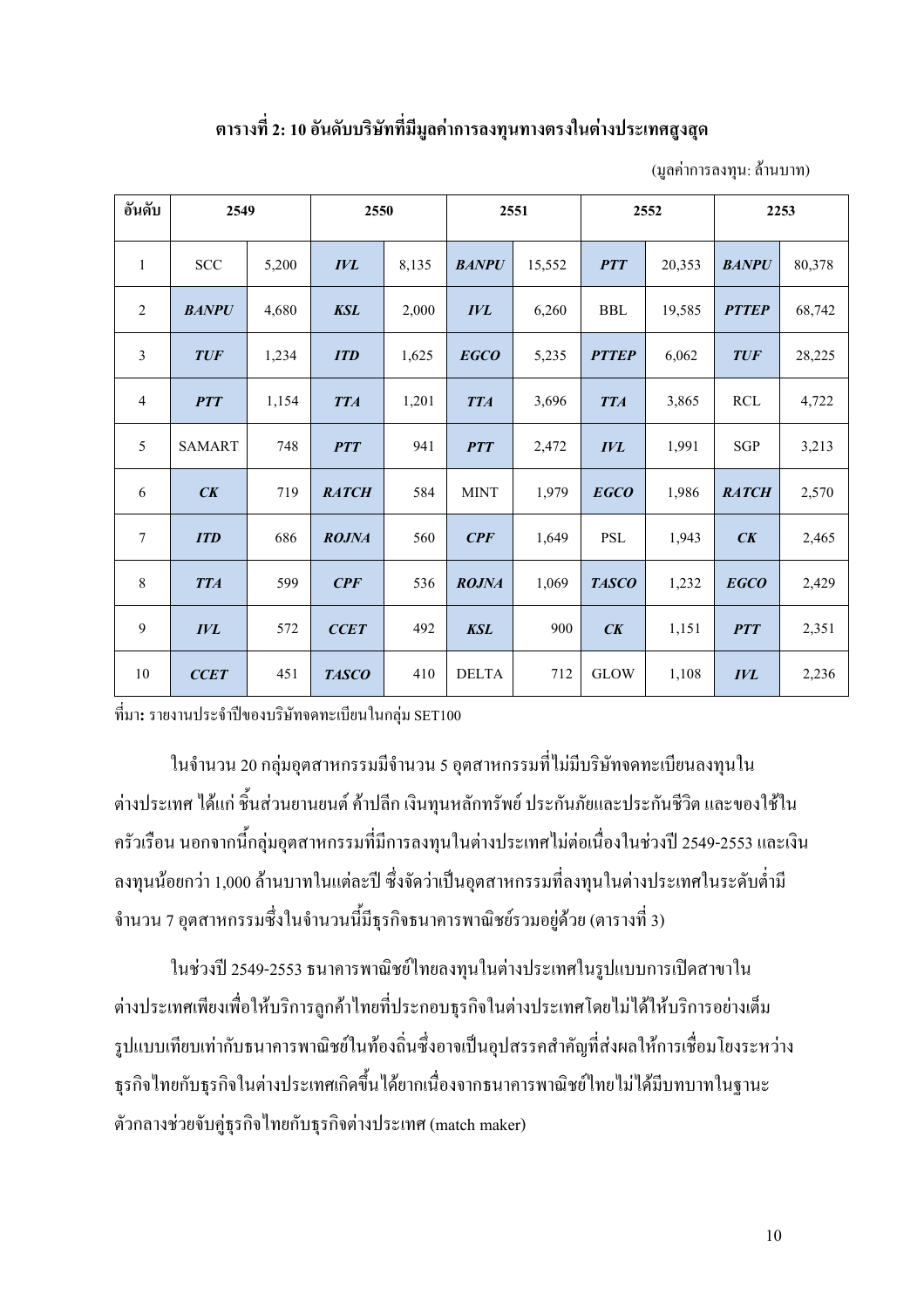**ตารางที่ 2: 10 อันดับบริษัทที่มีมูลค่าการลงทุนทางตรงในต่างประเทศสูงสุด**

(มูลค่าการลงทุน: ล้านบาท)

| อันดับ | 2549 | | 2550 | | 2551 | | 2552 | | 2253 | |
|---|---|---|---|---|---|---|---|---|---|---|
| 1 | SCC | 5,200 | ***IVL*** | 8,135 | ***BANPU*** | 15,552 | ***PTT*** | 20,353 | ***BANPU*** | 80,378 |
| 2 | ***BANPU*** | 4,680 | ***KSL*** | 2,000 | ***IVL*** | 6,260 | BBL | 19,585 | ***PTTEP*** | 68,742 |
| 3 | ***TUF*** | 1,234 | ***ITD*** | 1,625 | ***EGCO*** | 5,235 | ***PTTEP*** | 6,062 | ***TUF*** | 28,225 |
| 4 | ***PTT*** | 1,154 | ***TTA*** | 1,201 | ***TTA*** | 3,696 | ***TTA*** | 3,865 | RCL | 4,722 |
| 5 | SAMART | 748 | ***PTT*** | 941 | ***PTT*** | 2,472 | ***IVL*** | 1,991 | SGP | 3,213 |
| 6 | ***CK*** | 719 | ***RATCH*** | 584 | MINT | 1,979 | ***EGCO*** | 1,986 | ***RATCH*** | 2,570 |
| 7 | ***ITD*** | 686 | ***ROJNA*** | 560 | ***CPF*** | 1,649 | PSL | 1,943 | ***CK*** | 2,465 |
| 8 | ***TTA*** | 599 | ***CPF*** | 536 | ***ROJNA*** | 1,069 | ***TASCO*** | 1,232 | ***EGCO*** | 2,429 |
| 9 | ***IVL*** | 572 | ***CCET*** | 492 | ***KSL*** | 900 | ***CK*** | 1,151 | ***PTT*** | 2,351 |
| 10 | ***CCET*** | 451 | ***TASCO*** | 410 | DELTA | 712 | GLOW | 1,108 | ***IVL*** | 2,236 |

ที่มา**:** รายงานประจำปีของบริษัทจดทะเบียนในกลุ่ม SET100

ในจำนวน 20 กลุ่มอุตสาหกรรมมีจำนวน 5 อุตสาหกรรมที่ไม่มีบริษัทจดทะเบียนลงทุนในต่างประเทศ ได้แก่ ชิ้นส่วนยานยนต์ ค้าปลีก เงินทุนหลักทรัพย์ ประกันภัยและประกันชีวิต และของใช้ในครัวเรือน นอกจากนี้กลุ่มอุตสาหกรรมที่มีการลงทุนในต่างประเทศไม่ต่อเนื่องในช่วงปี 2549-2553 และเงินลงทุนน้อยกว่า 1,000 ล้านบาทในแต่ละปี ซึ่งจัดว่าเป็นอุตสาหกรรมที่ลงทุนในต่างประเทศในระดับต่ำมีจำนวน 7 อุตสาหกรรมซึ่งในจำนวนนี้มีธุรกิจธนาคารพาณิชย์รวมอยู่ด้วย (ตารางที่ 3)

ในช่วงปี 2549-2553 ธนาคารพาณิชย์ไทยลงทุนในต่างประเทศในรูปแบบการเปิดสาขาในต่างประเทศเพียงเพื่อให้บริการลูกค้าไทยที่ประกอบธุรกิจในต่างประเทศโดยไม่ได้ให้บริการอย่างเต็มรูปแบบเทียบเท่ากับธนาคารพาณิชย์ในท้องถิ่นซึ่งอาจเป็นอุปสรรคสำคัญที่ส่งผลให้การเชื่อมโยงระหว่างธุรกิจไทยกับธุรกิจในต่างประเทศเกิดขึ้นได้ยากเนื่องจากธนาคารพาณิชย์ไทยไม่ได้มีบทบาทในฐานะตัวกลางช่วยจับคู่ธุรกิจไทยกับธุรกิจต่างประเทศ (match maker)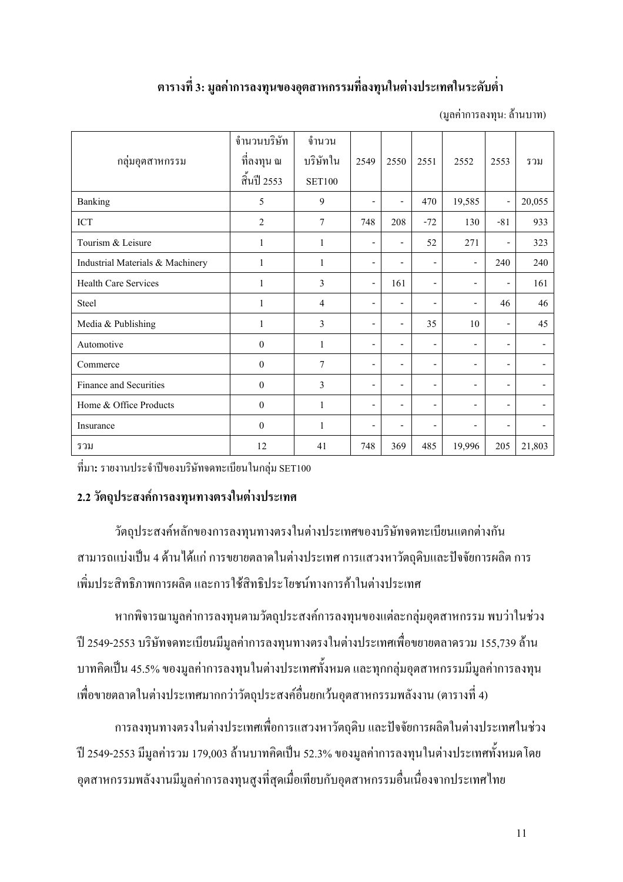**ตารางที่ 3: มูลค่าการลงทุนของอุตสาหกรรมที่ลงทุนในต่างประเทศในระดับต่ำ**

(มูลค่าการลงทุน: ล้านบาท)

| กลุ่มอุตสาหกรรม | จำนวนบริษัทที่ลงทุน ณ สิ้นปี 2553 | จำนวนบริษัทใน SET100 | 2549 | 2550 | 2551 | 2552 | 2553 | รวม |
|---|---|---|---|---|---|---|---|---|
| Banking | 5 | 9 | - | - | 470 | 19,585 | - | 20,055 |
| ICT | 2 | 7 | 748 | 208 | -72 | 130 | -81 | 933 |
| Tourism & Leisure | 1 | 1 | - | - | 52 | 271 | - | 323 |
| Industrial Materials & Machinery | 1 | 1 | - | - | - | - | 240 | 240 |
| Health Care Services | 1 | 3 | - | 161 | - | - | - | 161 |
| Steel | 1 | 4 | - | - | - | - | 46 | 46 |
| Media & Publishing | 1 | 3 | - | - | 35 | 10 | - | 45 |
| Automotive | 0 | 1 | - | - | - | - | - | - |
| Commerce | 0 | 7 | - | - | - | - | - | - |
| Finance and Securities | 0 | 3 | - | - | - | - | - | - |
| Home & Office Products | 0 | 1 | - | - | - | - | - | - |
| Insurance | 0 | 1 | - | - | - | - | - | - |
| รวม | 12 | 41 | 748 | 369 | 485 | 19,996 | 205 | 21,803 |

ที่มา**:** รายงานประจำปีของบริษัทจดทะเบียนในกลุ่ม SET100

## 2.2 วัตถุประสงค์การลงทุนทางตรงในต่างประเทศ

วัตถุประสงค์หลักของการลงทุนทางตรงในต่างประเทศของบริษัทจดทะเบียนแตกต่างกัน สามารถแบ่งเป็น 4 ด้านได้แก่ การขยายตลาดในต่างประเทศ การแสวงหาวัตถุดิบและปัจจัยการผลิต การเพิ่มประสิทธิภาพการผลิต และการใช้สิทธิประโยชน์ทางการค้าในต่างประเทศ

หากพิจารณามูลค่าการลงทุนตามวัตถุประสงค์การลงทุนของแต่ละกลุ่มอุตสาหกรรม พบว่าในช่วงปี 2549-2553 บริษัทจดทะเบียนมีมูลค่าการลงทุนทางตรงในต่างประเทศเพื่อขยายตลาดรวม 155,739 ล้านบาทคิดเป็น 45.5% ของมูลค่าการลงทุนในต่างประเทศทั้งหมด และทุกกลุ่มอุตสาหกรรมมีมูลค่าการลงทุนเพื่อขายตลาดในต่างประเทศมากกว่าวัตถุประสงค์อื่นยกเว้นอุตสาหกรรมพลังงาน (ตารางที่ 4)

การลงทุนทางตรงในต่างประเทศเพื่อการแสวงหาวัตถุดิบ และปัจจัยการผลิตในต่างประเทศในช่วงปี 2549-2553 มีมูลค่ารวม 179,003 ล้านบาทคิดเป็น 52.3% ของมูลค่าการลงทุนในต่างประเทศทั้งหมดโดยอุตสาหกรรมพลังงานมีมูลค่าการลงทุนสูงที่สุดเมื่อเทียบกับอุตสาหกรรมอื่นเนื่องจากประเทศไทย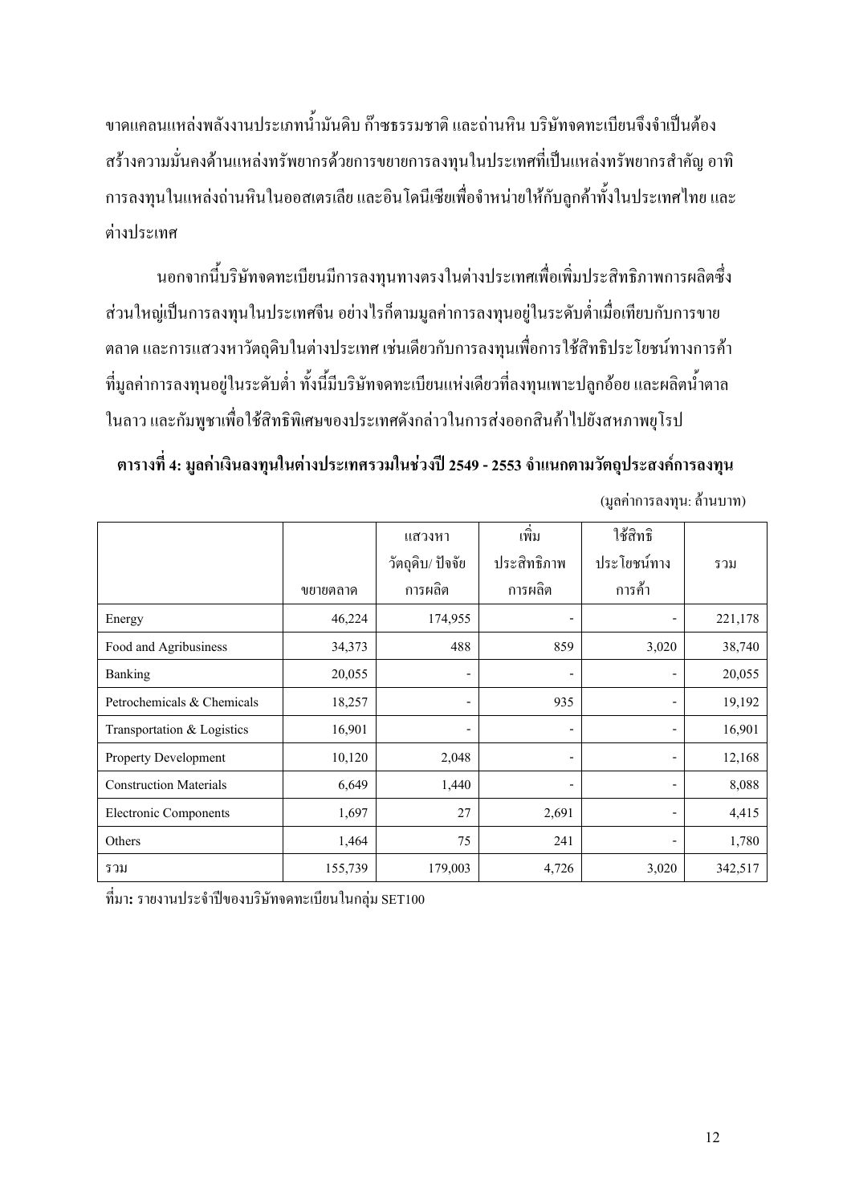ขาดแคลนแหล่งพลังงานประเภทน้ำมันดิบ ก๊าซธรรมชาติ และถ่านหิน บริษัทจดทะเบียนจึงจำเป็นต้องสร้างความมั่นคงด้านแหล่งทรัพยากรด้วยการขยายการลงทุนในประเทศที่เป็นแหล่งทรัพยากรสำคัญ อาทิ การลงทุนในแหล่งถ่านหินในออสเตรเลีย และอินโดนีเซียเพื่อจำหน่ายให้กับลูกค้าทั้งในประเทศไทย และต่างประเทศ

นอกจากนี้บริษัทจดทะเบียนมีการลงทุนทางตรงในต่างประเทศเพื่อเพิ่มประสิทธิภาพการผลิตซึ่งส่วนใหญ่เป็นการลงทุนในประเทศจีน อย่างไรก็ตามมูลค่าการลงทุนอยู่ในระดับต่ำเมื่อเทียบกับการขายตลาด และการแสวงหาวัตถุดิบในต่างประเทศ เช่นเดียวกับการลงทุนเพื่อการใช้สิทธิประโยชน์ทางการค้าที่มูลค่าการลงทุนอยู่ในระดับต่ำ ทั้งนี้มีบริษัทจดทะเบียนแห่งเดียวที่ลงทุนเพาะปลูกอ้อย และผลิตน้ำตาลในลาว และกัมพูชาเพื่อใช้สิทธิพิเศษของประเทศดังกล่าวในการส่งออกสินค้าไปยังสหภาพยุโรป

**ตารางที่ 4: มูลค่าเงินลงทุนในต่างประเทศรวมในช่วงปี 2549 - 2553 จำแนกตามวัตถุประสงค์การลงทุน**

(มูลค่าการลงทุน: ล้านบาท)

| | ขยายตลาด | แสวงหา วัตถุดิบ/ ปัจจัยการผลิต | เพิ่ม ประสิทธิภาพการผลิต | ใช้สิทธิ ประโยชน์ทางการค้า | รวม |
|---|---|---|---|---|---|
| Energy | 46,224 | 174,955 | - | - | 221,178 |
| Food and Agribusiness | 34,373 | 488 | 859 | 3,020 | 38,740 |
| Banking | 20,055 | - | - | - | 20,055 |
| Petrochemicals & Chemicals | 18,257 | - | 935 | - | 19,192 |
| Transportation & Logistics | 16,901 | - | - | - | 16,901 |
| Property Development | 10,120 | 2,048 | - | - | 12,168 |
| Construction Materials | 6,649 | 1,440 | - | - | 8,088 |
| Electronic Components | 1,697 | 27 | 2,691 | - | 4,415 |
| Others | 1,464 | 75 | 241 | - | 1,780 |
| รวม | 155,739 | 179,003 | 4,726 | 3,020 | 342,517 |

ที่มา**:** รายงานประจำปีของบริษัทจดทะเบียนในกลุ่ม SET100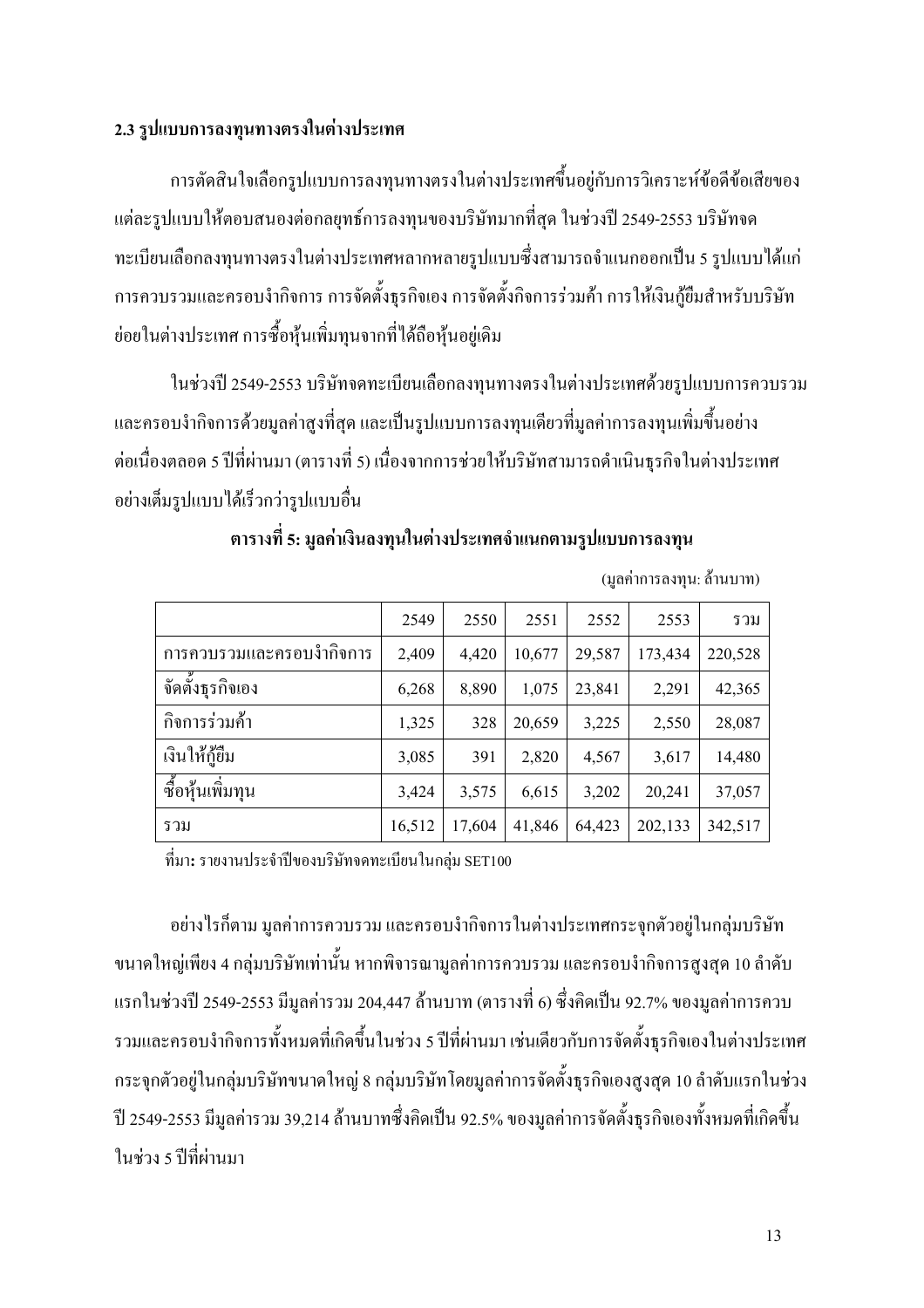### 2.3 รูปแบบการลงทุนทางตรงในต่างประเทศ

การตัดสินใจเลือกรูปแบบการลงทุนทางตรงในต่างประเทศขึ้นอยู่กับการวิเคราะห์ข้อดีข้อเสียของแต่ละรูปแบบให้ตอบสนองต่อกลยุทธ์การลงทุนของบริษัทมากที่สุด ในช่วงปี 2549-2553 บริษัทจดทะเบียนเลือกลงทุนทางตรงในต่างประเทศหลากหลายรูปแบบซึ่งสามารถจำแนกออกเป็น 5 รูปแบบได้แก่ การควบรวมและครอบงำกิจการ การจัดตั้งธุรกิจเอง การจัดตั้งกิจการร่วมค้า การให้เงินกู้ยืมสำหรับบริษัทย่อยในต่างประเทศ การซื้อหุ้นเพิ่มทุนจากที่ได้ถือหุ้นอยู่เดิม

ในช่วงปี 2549-2553 บริษัทจดทะเบียนเลือกลงทุนทางตรงในต่างประเทศด้วยรูปแบบการควบรวมและครอบงำกิจการด้วยมูลค่าสูงที่สุด และเป็นรูปแบบการลงทุนเดียวที่มูลค่าการลงทุนเพิ่มขึ้นอย่างต่อเนื่องตลอด 5 ปีที่ผ่านมา (ตารางที่ 5) เนื่องจากการช่วยให้บริษัทสามารถดำเนินธุรกิจในต่างประเทศอย่างเต็มรูปแบบได้เร็วกว่ารูปแบบอื่น

**ตารางที่ 5: มูลค่าเงินลงทุนในต่างประเทศจำแนกตามรูปแบบการลงทุน**

(มูลค่าการลงทุน: ล้านบาท)

| | 2549 | 2550 | 2551 | 2552 | 2553 | รวม |
|---|---|---|---|---|---|---|
| การควบรวมและครอบงำกิจการ | 2,409 | 4,420 | 10,677 | 29,587 | 173,434 | 220,528 |
| จัดตั้งธุรกิจเอง | 6,268 | 8,890 | 1,075 | 23,841 | 2,291 | 42,365 |
| กิจการร่วมค้า | 1,325 | 328 | 20,659 | 3,225 | 2,550 | 28,087 |
| เงินให้กู้ยืม | 3,085 | 391 | 2,820 | 4,567 | 3,617 | 14,480 |
| ซื้อหุ้นเพิ่มทุน | 3,424 | 3,575 | 6,615 | 3,202 | 20,241 | 37,057 |
| รวม | 16,512 | 17,604 | 41,846 | 64,423 | 202,133 | 342,517 |

ที่มา: รายงานประจำปีของบริษัทจดทะเบียนในกลุ่ม SET100

อย่างไรก็ตาม มูลค่าการควบรวม และครอบงำกิจการในต่างประเทศกระจุกตัวอยู่ในกลุ่มบริษัทขนาดใหญ่เพียง 4 กลุ่มบริษัทเท่านั้น หากพิจารณามูลค่าการควบรวม และครอบงำกิจการสูงสุด 10 ลำดับแรกในช่วงปี 2549-2553 มีมูลค่ารวม 204,447 ล้านบาท (ตารางที่ 6) ซึ่งคิดเป็น 92.7% ของมูลค่าการควบรวมและครอบงำกิจการทั้งหมดที่เกิดขึ้นในช่วง 5 ปีที่ผ่านมา เช่นเดียวกับการจัดตั้งธุรกิจเองในต่างประเทศกระจุกตัวอยู่ในกลุ่มบริษัทขนาดใหญ่ 8 กลุ่มบริษัทโดยมูลค่าการจัดตั้งธุรกิจเองสูงสุด 10 ลำดับแรกในช่วงปี 2549-2553 มีมูลค่ารวม 39,214 ล้านบาทซึ่งคิดเป็น 92.5% ของมูลค่าการจัดตั้งธุรกิจเองทั้งหมดที่เกิดขึ้นในช่วง 5 ปีที่ผ่านมา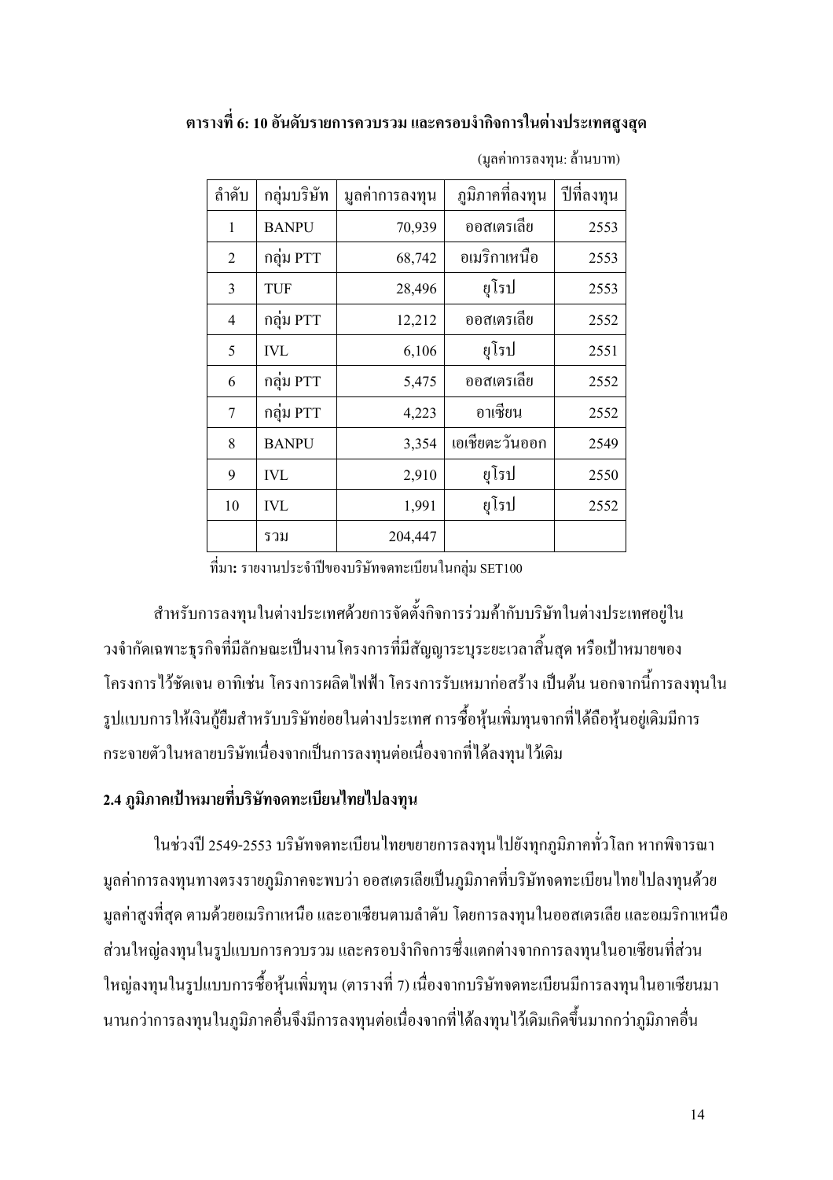**ตารางที่ 6: 10 อันดับรายการควบรวม และครอบงำกิจการในต่างประเทศสูงสุด**

(มูลค่าการลงทุน: ล้านบาท)

| ลำดับ | กลุ่มบริษัท | มูลค่าการลงทุน | ภูมิภาคที่ลงทุน | ปีที่ลงทุน |
|---|---|---|---|---|
| 1 | BANPU | 70,939 | ออสเตรเลีย | 2553 |
| 2 | กลุ่ม PTT | 68,742 | อเมริกาเหนือ | 2553 |
| 3 | TUF | 28,496 | ยุโรป | 2553 |
| 4 | กลุ่ม PTT | 12,212 | ออสเตรเลีย | 2552 |
| 5 | IVL | 6,106 | ยุโรป | 2551 |
| 6 | กลุ่ม PTT | 5,475 | ออสเตรเลีย | 2552 |
| 7 | กลุ่ม PTT | 4,223 | อาเซียน | 2552 |
| 8 | BANPU | 3,354 | เอเชียตะวันออก | 2549 |
| 9 | IVL | 2,910 | ยุโรป | 2550 |
| 10 | IVL | 1,991 | ยุโรป | 2552 |
| | รวม | 204,447 | | |

ที่มา**:** รายงานประจำปีของบริษัทจดทะเบียนในกลุ่ม SET100

สำหรับการลงทุนในต่างประเทศด้วยการจัดตั้งกิจการร่วมค้ากับบริษัทในต่างประเทศอยู่ในวงจำกัดเฉพาะธุรกิจที่มีลักษณะเป็นงานโครงการที่มีสัญญาระบุระยะเวลาสิ้นสุด หรือเป้าหมายของโครงการไว้ชัดเจน อาทิเช่น โครงการผลิตไฟฟ้า โครงการรับเหมาก่อสร้าง เป็นต้น นอกจากนี้การลงทุนในรูปแบบการให้เงินกู้ยืมสำหรับบริษัทย่อยในต่างประเทศ การซื้อหุ้นเพิ่มทุนจากที่ได้ถือหุ้นอยู่เดิมมีการกระจายตัวในหลายบริษัทเนื่องจากเป็นการลงทุนต่อเนื่องจากที่ได้ลงทุนไว้เดิม

## 2.4 ภูมิภาคเป้าหมายที่บริษัทจดทะเบียนไทยไปลงทุน

ในช่วงปี 2549-2553 บริษัทจดทะเบียนไทยขยายการลงทุนไปยังทุกภูมิภาคทั่วโลก หากพิจารณามูลค่าการลงทุนทางตรงรายภูมิภาคจะพบว่า ออสเตรเลียเป็นภูมิภาคที่บริษัทจดทะเบียนไทยไปลงทุนด้วยมูลค่าสูงที่สุด ตามด้วยอเมริกาเหนือ และอาเซียนตามลำดับ โดยการลงทุนในออสเตรเลีย และอเมริกาเหนือส่วนใหญ่ลงทุนในรูปแบบการควบรวม และครอบงำกิจการซึ่งแตกต่างจากการลงทุนในอาเซียนที่ส่วนใหญ่ลงทุนในรูปแบบการซื้อหุ้นเพิ่มทุน (ตารางที่ 7) เนื่องจากบริษัทจดทะเบียนมีการลงทุนในอาเซียนมานานกว่าการลงทุนในภูมิภาคอื่นจึงมีการลงทุนต่อเนื่องจากที่ได้ลงทุนไว้เดิมเกิดขึ้นมากกว่าภูมิภาคอื่น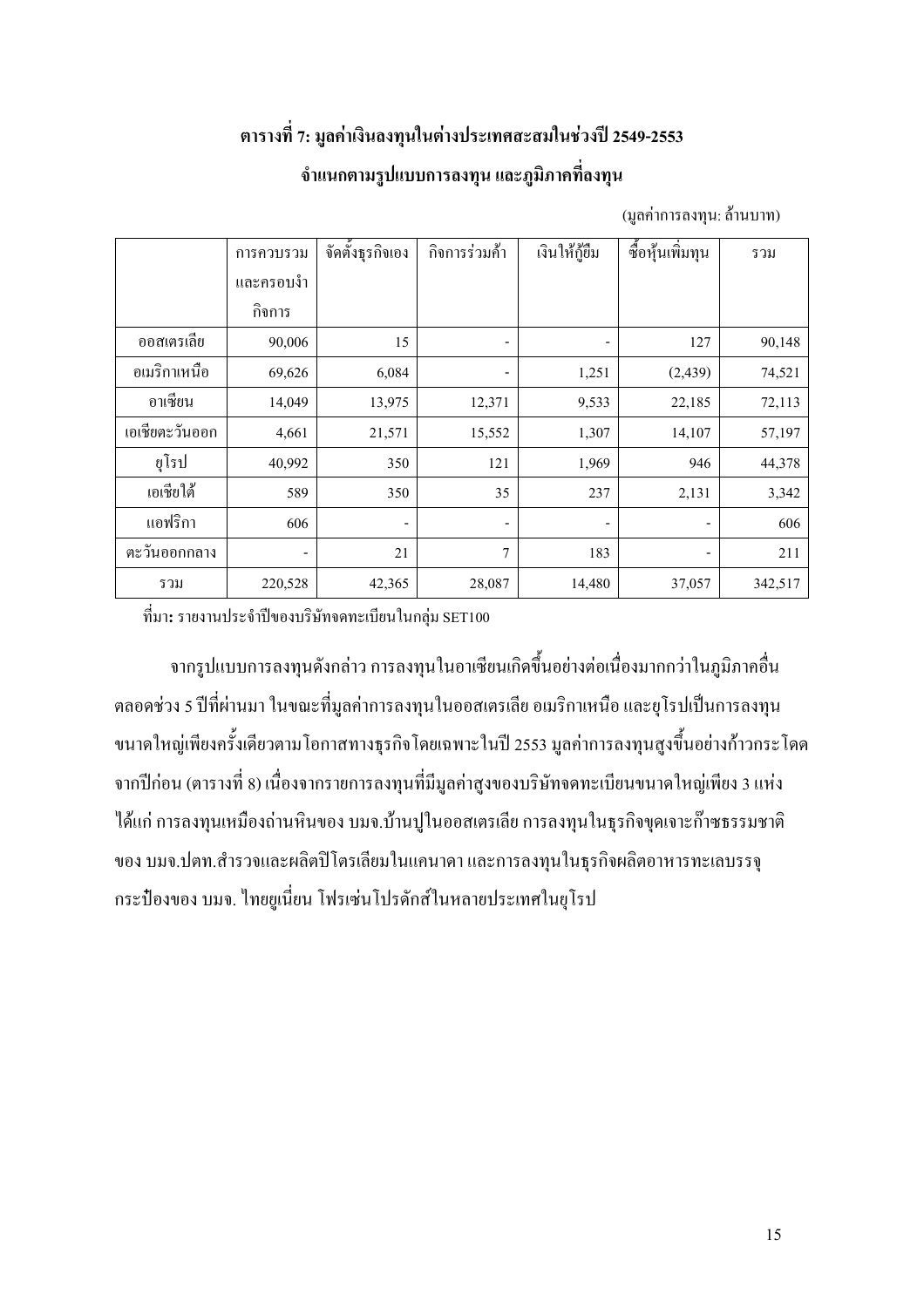**ตารางที่ 7: มูลค่าเงินลงทุนในต่างประเทศสะสมในช่วงปี 2549-2553**

**จำแนกตามรูปแบบการลงทุน และภูมิภาคที่ลงทุน**

(มูลค่าการลงทุน: ล้านบาท)

| | การควบรวมและครอบงำกิจการ | จัดตั้งธุรกิจเอง | กิจการร่วมค้า | เงินให้กู้ยืม | ซื้อหุ้นเพิ่มทุน | รวม |
|---|---|---|---|---|---|---|
| ออสเตรเลีย | 90,006 | 15 | - | - | 127 | 90,148 |
| อเมริกาเหนือ | 69,626 | 6,084 | - | 1,251 | (2,439) | 74,521 |
| อาเซียน | 14,049 | 13,975 | 12,371 | 9,533 | 22,185 | 72,113 |
| เอเชียตะวันออก | 4,661 | 21,571 | 15,552 | 1,307 | 14,107 | 57,197 |
| ยุโรป | 40,992 | 350 | 121 | 1,969 | 946 | 44,378 |
| เอเชียใต้ | 589 | 350 | 35 | 237 | 2,131 | 3,342 |
| แอฟริกา | 606 | - | - | - | - | 606 |
| ตะวันออกกลาง | - | 21 | 7 | 183 | - | 211 |
| รวม | 220,528 | 42,365 | 28,087 | 14,480 | 37,057 | 342,517 |

ที่มา: รายงานประจำปีของบริษัทจดทะเบียนในกลุ่ม SET100

จากรูปแบบการลงทุนดังกล่าว การลงทุนในอาเซียนเกิดขึ้นอย่างต่อเนื่องมากกว่าในภูมิภาคอื่นตลอดช่วง 5 ปีที่ผ่านมา ในขณะที่มูลค่าการลงทุนในออสเตรเลีย อเมริกาเหนือ และยุโรปเป็นการลงทุนขนาดใหญ่เพียงครั้งเดียวตามโอกาสทางธุรกิจโดยเฉพาะในปี 2553 มูลค่าการลงทุนสูงขึ้นอย่างก้าวกระโดดจากปีก่อน (ตารางที่ 8) เนื่องจากรายการลงทุนที่มีมูลค่าสูงของบริษัทจดทะเบียนขนาดใหญ่เพียง 3 แห่ง ได้แก่ การลงทุนเหมืองถ่านหินของ บมจ.บ้านปูในออสเตรเลีย การลงทุนในธุรกิจขุดเจาะก๊าซธรรมชาติของ บมจ.ปตท.สำรวจและผลิตปิโตรเลียมในแคนาดา และการลงทุนในธุรกิจผลิตอาหารทะเลบรรจุกระป๋องของ บมจ. ไทยยูเนี่ยน โฟรเซ่นโปรดักส์ในหลายประเทศในยุโรป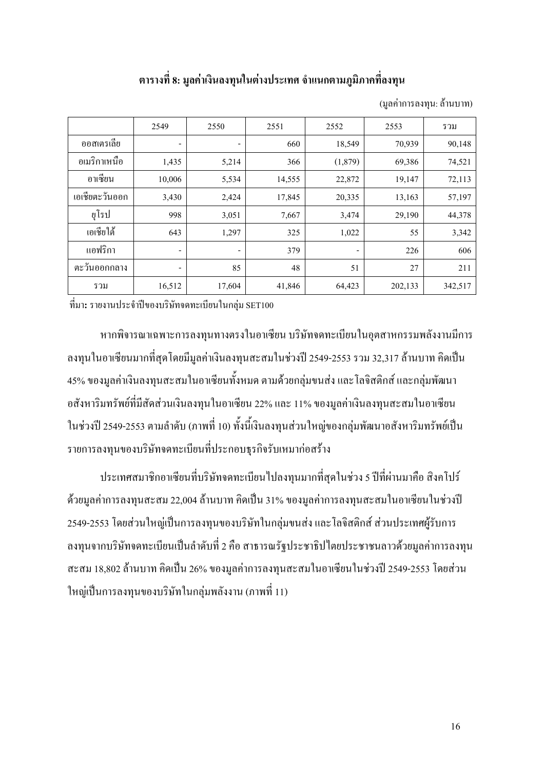**ตารางที่ 8: มูลค่าเงินลงทุนในต่างประเทศ จำแนกตามภูมิภาคที่ลงทุน**

(มูลค่าการลงทุน: ล้านบาท)

| | 2549 | 2550 | 2551 | 2552 | 2553 | รวม |
|---|---|---|---|---|---|---|
| ออสเตรเลีย | - | - | 660 | 18,549 | 70,939 | 90,148 |
| อเมริกาเหนือ | 1,435 | 5,214 | 366 | (1,879) | 69,386 | 74,521 |
| อาเซียน | 10,006 | 5,534 | 14,555 | 22,872 | 19,147 | 72,113 |
| เอเชียตะวันออก | 3,430 | 2,424 | 17,845 | 20,335 | 13,163 | 57,197 |
| ยุโรป | 998 | 3,051 | 7,667 | 3,474 | 29,190 | 44,378 |
| เอเชียใต้ | 643 | 1,297 | 325 | 1,022 | 55 | 3,342 |
| แอฟริกา | - | - | 379 | - | 226 | 606 |
| ตะวันออกกลาง | - | 85 | 48 | 51 | 27 | 211 |
| รวม | 16,512 | 17,604 | 41,846 | 64,423 | 202,133 | 342,517 |

ที่มา: รายงานประจำปีของบริษัทจดทะเบียนในกลุ่ม SET100

หากพิจารณาเฉพาะการลงทุนทางตรงในอาเซียน บริษัทจดทะเบียนในอุตสาหกรรมพลังงานมีการลงทุนในอาเซียนมากที่สุดโดยมีมูลค่าเงินลงทุนสะสมในช่วงปี 2549-2553 รวม 32,317 ล้านบาท คิดเป็น 45% ของมูลค่าเงินลงทุนสะสมในอาเซียนทั้งหมด ตามด้วยกลุ่มขนส่ง และโลจิสติกส์ และกลุ่มพัฒนาอสังหาริมทรัพย์ที่มีสัดส่วนเงินลงทุนในอาเซียน 22% และ 11% ของมูลค่าเงินลงทุนสะสมในอาเซียนในช่วงปี 2549-2553 ตามลำดับ (ภาพที่ 10) ทั้งนี้เงินลงทุนส่วนใหญ่ของกลุ่มพัฒนาอสังหาริมทรัพย์เป็นรายการลงทุนของบริษัทจดทะเบียนที่ประกอบธุรกิจรับเหมาก่อสร้าง

ประเทศสมาชิกอาเซียนที่บริษัทจดทะเบียนไปลงทุนมากที่สุดในช่วง 5 ปีที่ผ่านมาคือ สิงคโปร์ ด้วยมูลค่าการลงทุนสะสม 22,004 ล้านบาท คิดเป็น 31% ของมูลค่าการลงทุนสะสมในอาเซียนในช่วงปี 2549-2553 โดยส่วนใหญ่เป็นการลงทุนของบริษัทในกลุ่มขนส่ง และโลจิสติกส์ ส่วนประเทศผู้รับการลงทุนจากบริษัทจดทะเบียนเป็นลำดับที่ 2 คือ สาธารณรัฐประชาธิปไตยประชาชนลาวด้วยมูลค่าการลงทุนสะสม 18,802 ล้านบาท คิดเป็น 26% ของมูลค่าการลงทุนสะสมในอาเซียนในช่วงปี 2549-2553 โดยส่วนใหญ่เป็นการลงทุนของบริษัทในกลุ่มพลังงาน (ภาพที่ 11)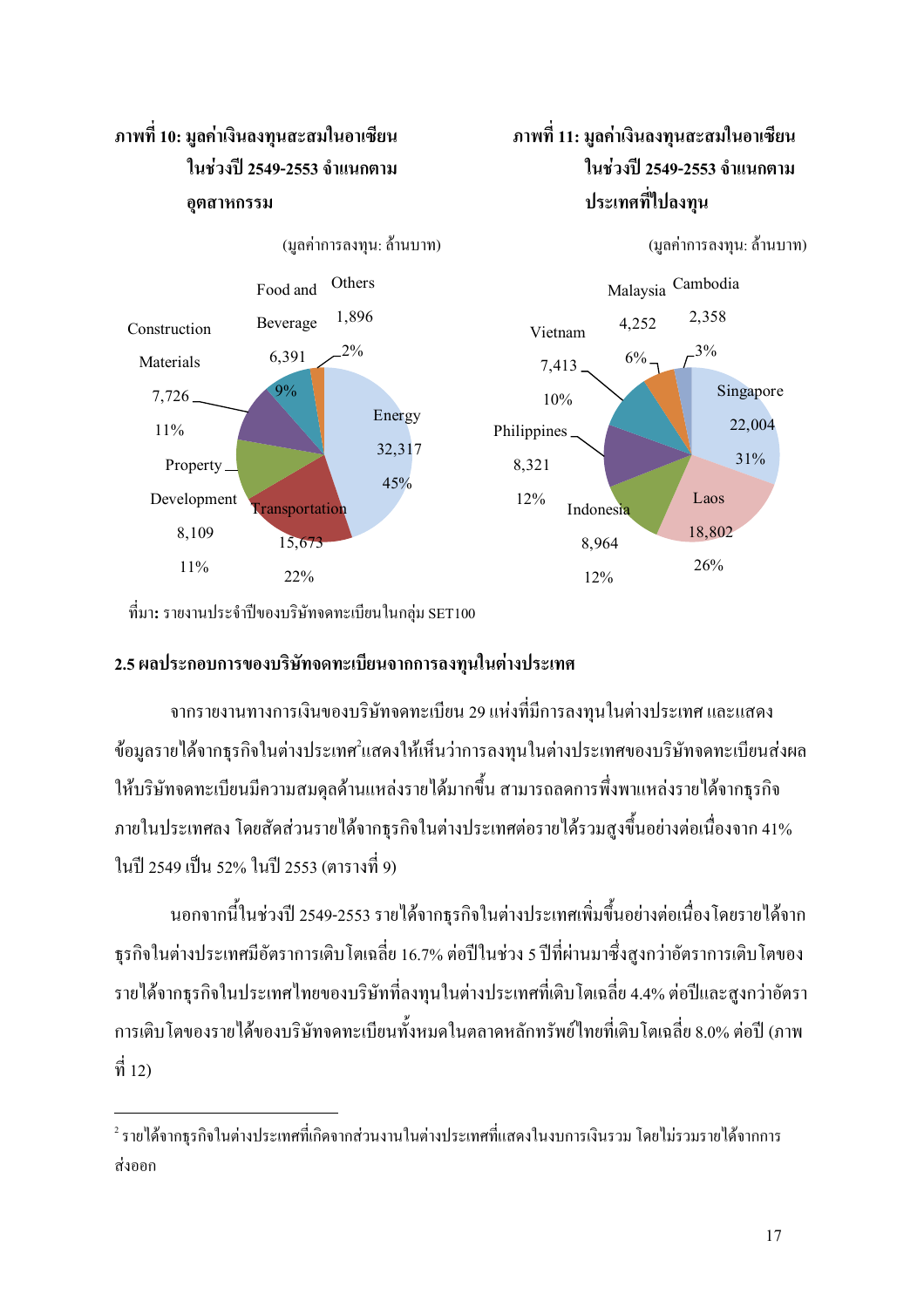**ภาพที่ 10: มูลค่าเงินลงทุนสะสมในอาเซียนในช่วงปี 2549-2553 จำแนกตามอุตสาหกรรม**

(มูลค่าการลงทุน: ล้านบาท)

| อุตสาหกรรม | มูลค่า | สัดส่วน |
|---|---|---|
| Energy | 32,317 | 45% |
| Transportation | 15,673 | 22% |
| Property Development | 8,109 | 11% |
| Construction Materials | 7,726 | 11% |
| Food and Beverage | 6,391 | 9% |
| Others | 1,896 | 2% |

**ภาพที่ 11: มูลค่าเงินลงทุนสะสมในอาเซียนในช่วงปี 2549-2553 จำแนกตามประเทศที่ไปลงทุน**

(มูลค่าการลงทุน: ล้านบาท)

| ประเทศ | มูลค่า | สัดส่วน |
|---|---|---|
| Singapore | 22,004 | 31% |
| Laos | 18,802 | 26% |
| Indonesia | 8,964 | 12% |
| Philippines | 8,321 | 12% |
| Vietnam | 7,413 | 10% |
| Malaysia | 4,252 | 6% |
| Cambodia | 2,358 | 3% |

ที่มา: รายงานประจำปีของบริษัทจดทะเบียนในกลุ่ม SET100

### 2.5 ผลประกอบการของบริษัทจดทะเบียนจากการลงทุนในต่างประเทศ

จากรายงานทางการเงินของบริษัทจดทะเบียน 29 แห่งที่มีการลงทุนในต่างประเทศ และแสดงข้อมูลรายได้จากธุรกิจในต่างประเทศ[2] แสดงให้เห็นว่าการลงทุนในต่างประเทศของบริษัทจดทะเบียนส่งผลให้บริษัทจดทะเบียนมีความสมดุลด้านแหล่งรายได้มากขึ้น สามารถลดการพึ่งพาแหล่งรายได้จากธุรกิจภายในประเทศลง โดยสัดส่วนรายได้จากธุรกิจในต่างประเทศต่อรายได้รวมสูงขึ้นอย่างต่อเนื่องจาก 41% ในปี 2549 เป็น 52% ในปี 2553 (ตารางที่ 9)

นอกจากนี้ในช่วงปี 2549-2553 รายได้จากธุรกิจในต่างประเทศเพิ่มขึ้นอย่างต่อเนื่องโดยรายได้จากธุรกิจในต่างประเทศมีอัตราการเติบโตเฉลี่ย 16.7% ต่อปีในช่วง 5 ปีที่ผ่านมาซึ่งสูงกว่าอัตราการเติบโตของรายได้จากธุรกิจในประเทศไทยของบริษัทที่ลงทุนในต่างประเทศที่เติบโตเฉลี่ย 4.4% ต่อปีและสูงกว่าอัตราการเติบโตของรายได้ของบริษัทจดทะเบียนทั้งหมดในตลาดหลักทรัพย์ไทยที่เติบโตเฉลี่ย 8.0% ต่อปี (ภาพที่ 12)

---

[2] รายได้จากธุรกิจในต่างประเทศที่เกิดจากส่วนงานในต่างประเทศที่แสดงในงบการเงินรวม โดยไม่รวมรายได้จากการส่งออก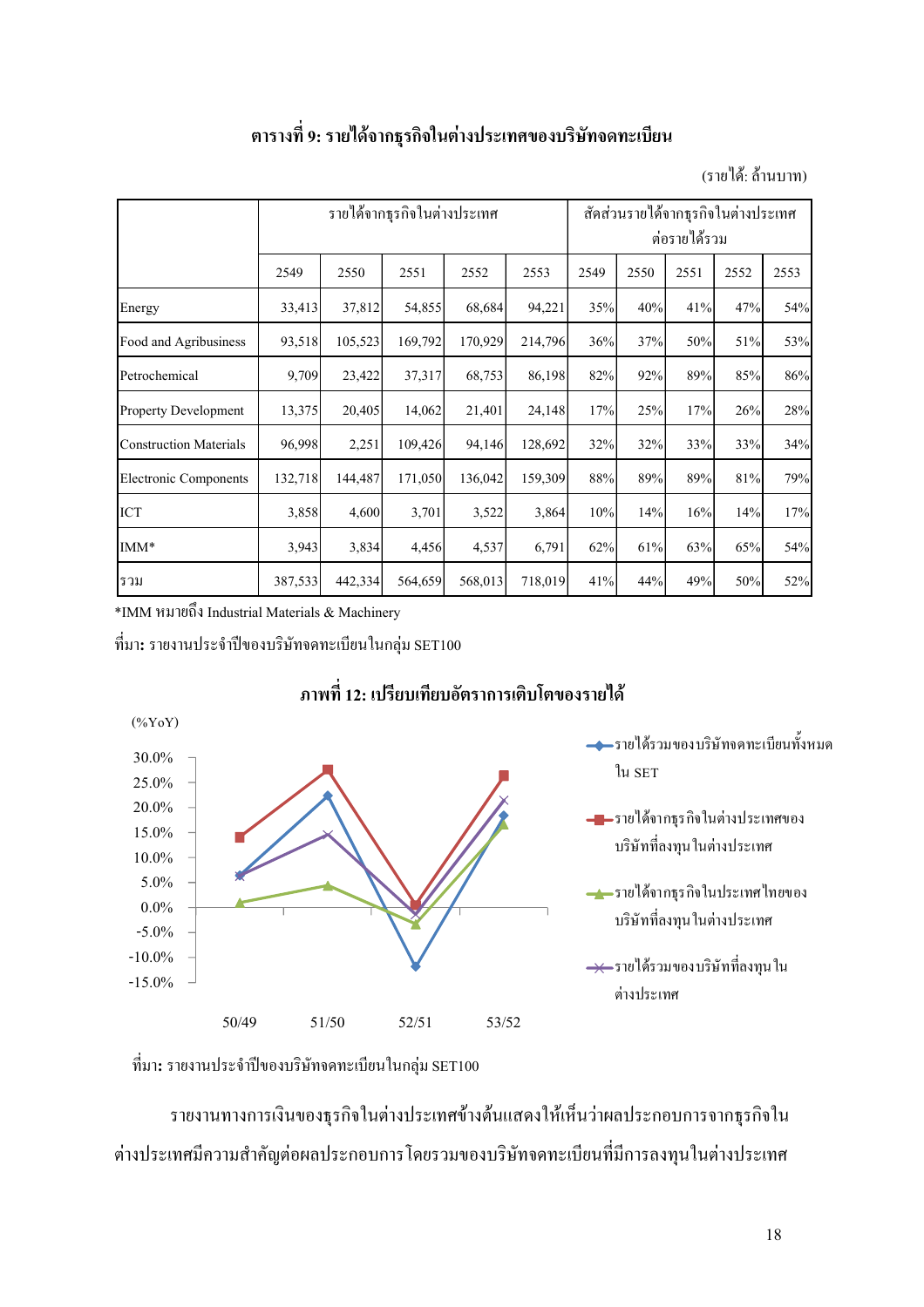### ตารางที่ 9: รายได้จากธุรกิจในต่างประเทศของบริษัทจดทะเบียน

(รายได้: ล้านบาท)

| | รายได้จากธุรกิจในต่างประเทศ | | | | | สัดส่วนรายได้จากธุรกิจในต่างประเทศต่อรายได้รวม | | | | |
|---|---|---|---|---|---|---|---|---|---|---|
| | 2549 | 2550 | 2551 | 2552 | 2553 | 2549 | 2550 | 2551 | 2552 | 2553 |
| Energy | 33,413 | 37,812 | 54,855 | 68,684 | 94,221 | 35% | 40% | 41% | 47% | 54% |
| Food and Agribusiness | 93,518 | 105,523 | 169,792 | 170,929 | 214,796 | 36% | 37% | 50% | 51% | 53% |
| Petrochemical | 9,709 | 23,422 | 37,317 | 68,753 | 86,198 | 82% | 92% | 89% | 85% | 86% |
| Property Development | 13,375 | 20,405 | 14,062 | 21,401 | 24,148 | 17% | 25% | 17% | 26% | 28% |
| Construction Materials | 96,998 | 2,251 | 109,426 | 94,146 | 128,692 | 32% | 32% | 33% | 33% | 34% |
| Electronic Components | 132,718 | 144,487 | 171,050 | 136,042 | 159,309 | 88% | 89% | 89% | 81% | 79% |
| ICT | 3,858 | 4,600 | 3,701 | 3,522 | 3,864 | 10% | 14% | 16% | 14% | 17% |
| IMM* | 3,943 | 3,834 | 4,456 | 4,537 | 6,791 | 62% | 61% | 63% | 65% | 54% |
| รวม | 387,533 | 442,334 | 564,659 | 568,013 | 718,019 | 41% | 44% | 49% | 50% | 52% |

*IMM หมายถึง Industrial Materials & Machinery

**ที่มา:** รายงานประจำปีของบริษัทจดทะเบียนในกลุ่ม SET100

### ภาพที่ 12: เปรียบเทียบอัตราการเติบโตของรายได้

(%YoY)

- รายได้รวมของบริษัทจดทะเบียนทั้งหมดใน SET
- รายได้จากธุรกิจในต่างประเทศของบริษัทที่ลงทุนในต่างประเทศ
- รายได้จากธุรกิจในประเทศไทยของบริษัทที่ลงทุนในต่างประเทศ
- รายได้รวมของบริษัทที่ลงทุนในต่างประเทศ

**ที่มา:** รายงานประจำปีของบริษัทจดทะเบียนในกลุ่ม SET100

รายงานทางการเงินของธุรกิจในต่างประเทศข้างต้นแสดงให้เห็นว่าผลประกอบการจากธุรกิจในต่างประเทศมีความสำคัญต่อผลประกอบการโดยรวมของบริษัทจดทะเบียนที่มีการลงทุนในต่างประเทศ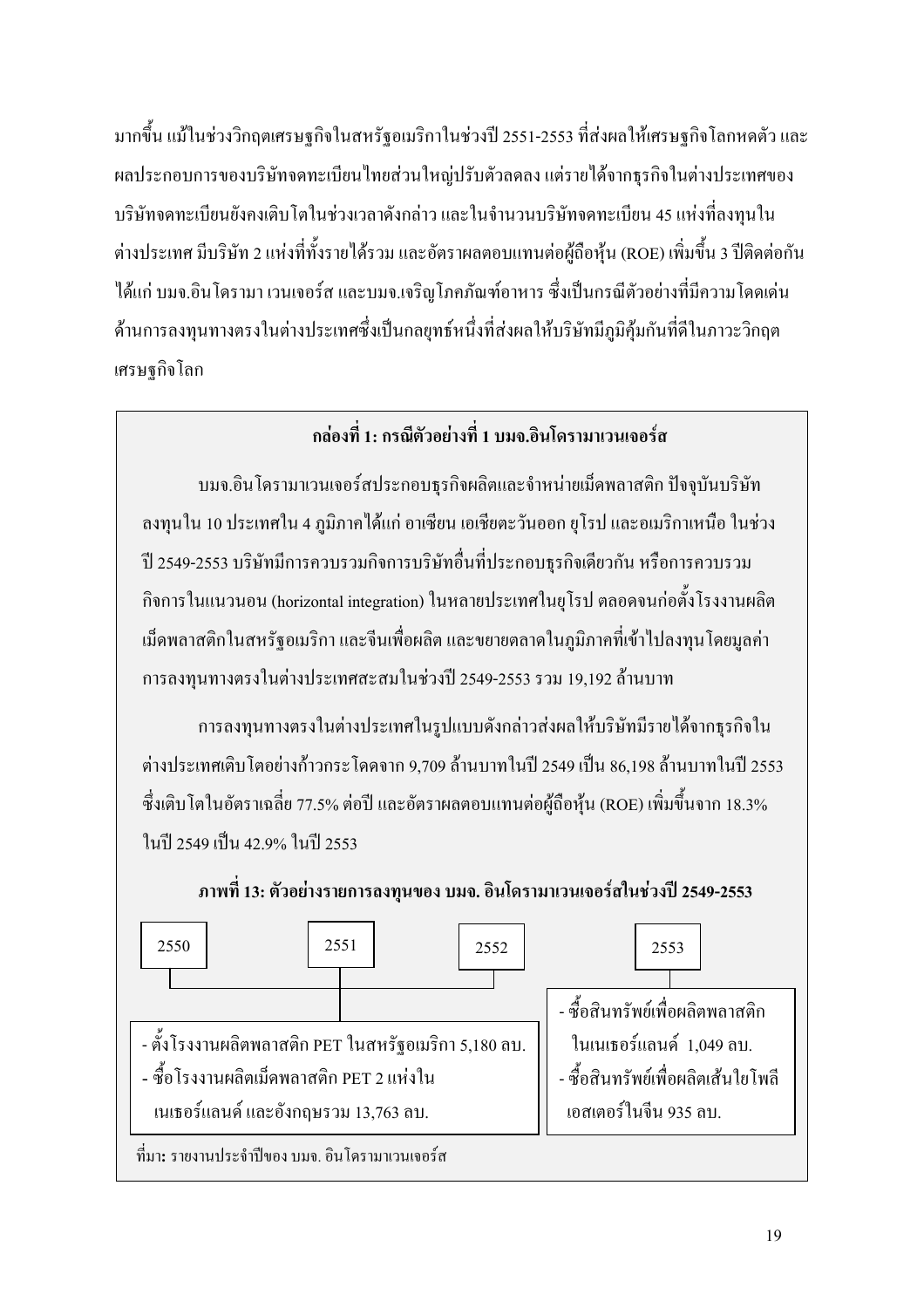มากขึ้น แม้ในช่วงวิกฤตเศรษฐกิจในสหรัฐอเมริกาในช่วงปี 2551-2553 ที่ส่งผลให้เศรษฐกิจโลกหดตัว และผลประกอบการของบริษัทจดทะเบียนไทยส่วนใหญ่ปรับตัวลดลง แต่รายได้จากธุรกิจในต่างประเทศของบริษัทจดทะเบียนยังคงเติบโตในช่วงเวลาดังกล่าว และในจำนวนบริษัทจดทะเบียน 45 แห่งที่ลงทุนในต่างประเทศ มีบริษัท 2 แห่งที่ทั้งรายได้รวม และอัตราผลตอบแทนต่อผู้ถือหุ้น (ROE) เพิ่มขึ้น 3 ปีติดต่อกัน ได้แก่ บมจ.อินโดรามา เวนเจอร์ส และบมจ.เจริญโภคภัณฑ์อาหาร ซึ่งเป็นกรณีตัวอย่างที่มีความโดดเด่นด้านการลงทุนทางตรงในต่างประเทศซึ่งเป็นกลยุทธ์หนึ่งที่ส่งผลให้บริษัทมีภูมิคุ้มกันที่ดีในภาวะวิกฤตเศรษฐกิจโลก

### กล่องที่ 1: กรณีตัวอย่างที่ 1 บมจ.อินโดรามาเวนเจอร์ส

บมจ.อินโดรามาเวนเจอร์สประกอบธุรกิจผลิตและจำหน่ายเม็ดพลาสติก ปัจจุบันบริษัทลงทุนใน 10 ประเทศใน 4 ภูมิภาคได้แก่ อาเซียน เอเชียตะวันออก ยุโรป และอเมริกาเหนือ ในช่วงปี 2549-2553 บริษัทมีการควบรวมกิจการบริษัทอื่นที่ประกอบธุรกิจเดียวกัน หรือการควบรวมกิจการในแนวนอน (horizontal integration) ในหลายประเทศในยุโรป ตลอดจนก่อตั้งโรงงานผลิตเม็ดพลาสติกในสหรัฐอเมริกา และจีนเพื่อผลิต และขยายตลาดในภูมิภาคที่เข้าไปลงทุนโดยมูลค่าการลงทุนทางตรงในต่างประเทศสะสมในช่วงปี 2549-2553 รวม 19,192 ล้านบาท

การลงทุนทางตรงในต่างประเทศในรูปแบบดังกล่าวส่งผลให้บริษัทมีรายได้จากธุรกิจในต่างประเทศเติบโตอย่างก้าวกระโดดจาก 9,709 ล้านบาทในปี 2549 เป็น 86,198 ล้านบาทในปี 2553 ซึ่งเติบโตในอัตราเฉลี่ย 77.5% ต่อปี และอัตราผลตอบแทนต่อผู้ถือหุ้น (ROE) เพิ่มขึ้นจาก 18.3% ในปี 2549 เป็น 42.9% ในปี 2553

**ภาพที่ 13: ตัวอย่างรายการลงทุนของ บมจ. อินโดรามาเวนเจอร์สในช่วงปี 2549-2553**

**2550, 2551, 2552**
- ตั้งโรงงานผลิตพลาสติก PET ในสหรัฐอเมริกา 5,180 ลบ.
- ซื้อโรงงานผลิตเม็ดพลาสติก PET 2 แห่งในเนเธอร์แลนด์ และอังกฤษรวม 13,763 ลบ.

**2553**
- ซื้อสินทรัพย์เพื่อผลิตพลาสติกในเนเธอร์แลนด์ 1,049 ลบ.
- ซื้อสินทรัพย์เพื่อผลิตเส้นใยโพลีเอสเตอร์ในจีน 935 ลบ.

ที่มา: รายงานประจำปีของ บมจ. อินโดรามาเวนเจอร์ส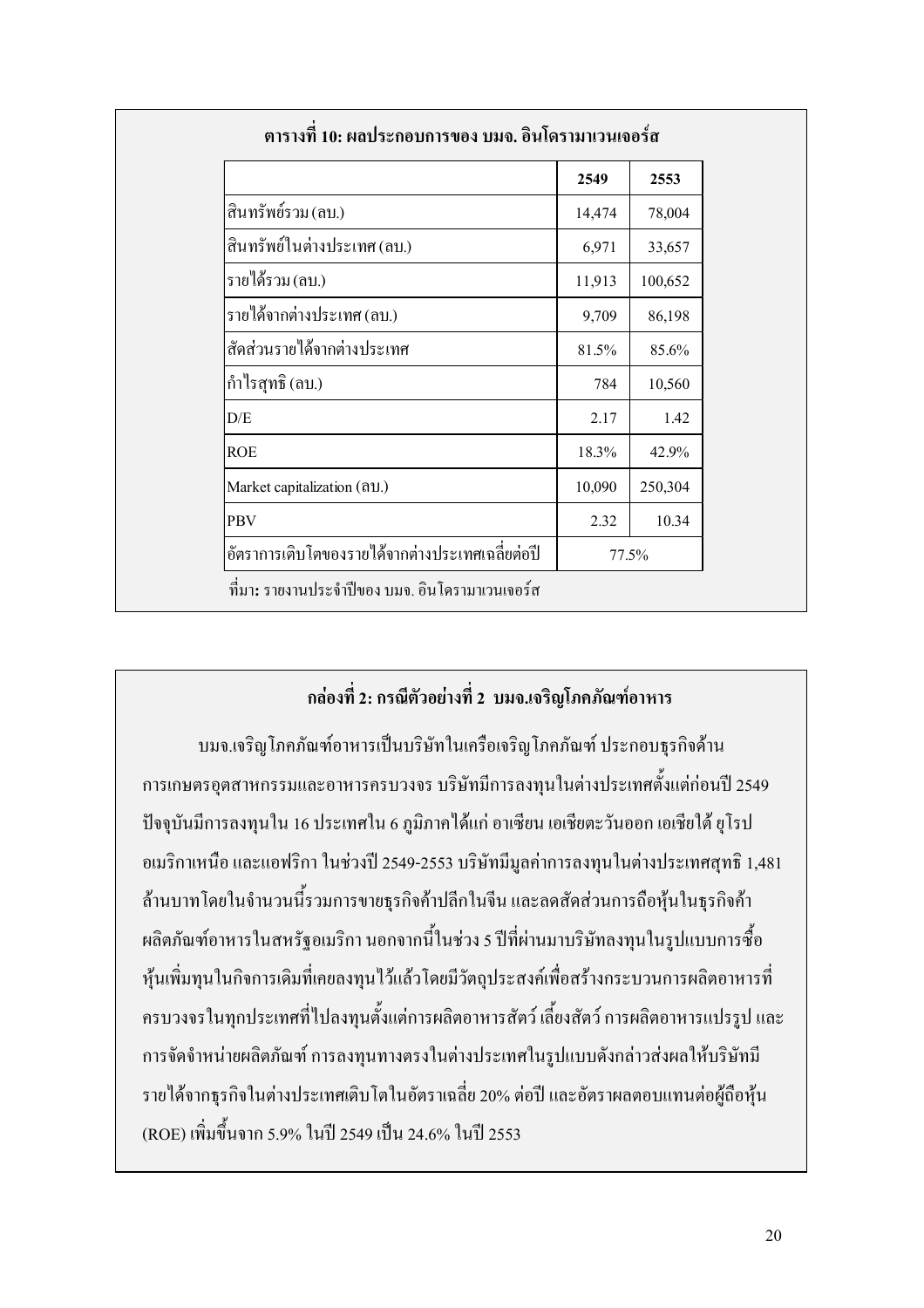**ตารางที่ 10: ผลประกอบการของ บมจ. อินโดรามาเวนเจอร์ส**

| | 2549 | 2553 |
|---|---|---|
| สินทรัพย์รวม (ลบ.) | 14,474 | 78,004 |
| สินทรัพย์ในต่างประเทศ (ลบ.) | 6,971 | 33,657 |
| รายได้รวม (ลบ.) | 11,913 | 100,652 |
| รายได้จากต่างประเทศ (ลบ.) | 9,709 | 86,198 |
| สัดส่วนรายได้จากต่างประเทศ | 81.5% | 85.6% |
| กำไรสุทธิ (ลบ.) | 784 | 10,560 |
| D/E | 2.17 | 1.42 |
| ROE | 18.3% | 42.9% |
| Market capitalization (ลบ.) | 10,090 | 250,304 |
| PBV | 2.32 | 10.34 |
| อัตราการเติบโตของรายได้จากต่างประเทศเฉลี่ยต่อปี | 77.5% | |

ที่มา: รายงานประจำปีของ บมจ. อินโดรามาเวนเจอร์ส

**กล่องที่ 2: กรณีตัวอย่างที่ 2 บมจ.เจริญโภคภัณฑ์อาหาร**

บมจ.เจริญโภคภัณฑ์อาหารเป็นบริษัทในเครือเจริญโภคภัณฑ์ ประกอบธุรกิจด้านการเกษตรอุตสาหกรรมและอาหารครบวงจร บริษัทมีการลงทุนในต่างประเทศตั้งแต่ก่อนปี 2549 ปัจจุบันมีการลงทุนใน 16 ประเทศใน 6 ภูมิภาคได้แก่ อาเซียน เอเชียตะวันออก เอเชียใต้ ยุโรป อเมริกาเหนือ และแอฟริกา ในช่วงปี 2549-2553 บริษัทมีมูลค่าการลงทุนในต่างประเทศสุทธิ 1,481 ล้านบาทโดยในจำนวนนี้รวมการขายธุรกิจค้าปลีกในจีน และลดสัดส่วนการถือหุ้นในธุรกิจค้าผลิตภัณฑ์อาหารในสหรัฐอเมริกา นอกจากนี้ในช่วง 5 ปีที่ผ่านมาบริษัทลงทุนในรูปแบบการซื้อหุ้นเพิ่มทุนในกิจการเดิมที่เคยลงทุนไว้แล้วโดยมีวัตถุประสงค์เพื่อสร้างกระบวนการผลิตอาหารที่ครบวงจรในทุกประเทศที่ไปลงทุนตั้งแต่การผลิตอาหารสัตว์ เลี้ยงสัตว์ การผลิตอาหารแปรรูป และการจัดจำหน่ายผลิตภัณฑ์ การลงทุนทางตรงในต่างประเทศในรูปแบบดังกล่าวส่งผลให้บริษัทมีรายได้จากธุรกิจในต่างประเทศเติบโตในอัตราเฉลี่ย 20% ต่อปี และอัตราผลตอบแทนต่อผู้ถือหุ้น (ROE) เพิ่มขึ้นจาก 5.9% ในปี 2549 เป็น 24.6% ในปี 2553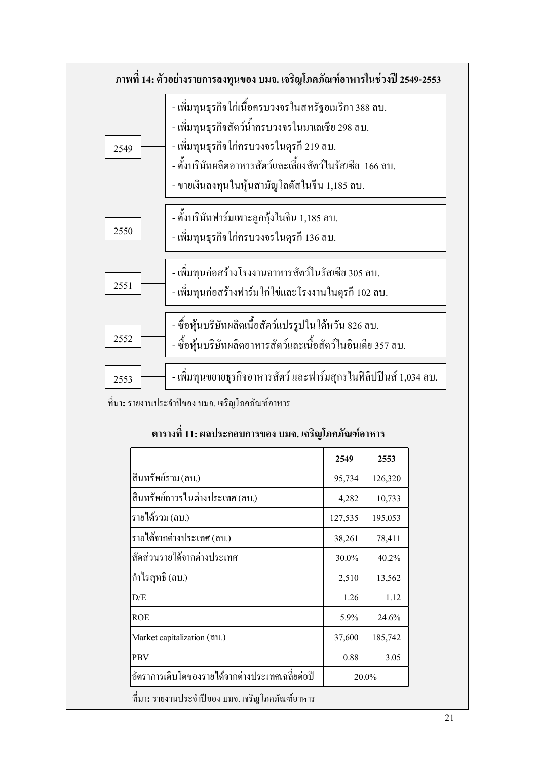**ภาพที่ 14: ตัวอย่างรายการลงทุนของ บมจ. เจริญโภคภัณฑ์อาหารในช่วงปี 2549-2553**

**2549**
- เพิ่มทุนธุรกิจไก่เนื้อครบวงจรในสหรัฐอเมริกา 388 ลบ.
- เพิ่มทุนธุรกิจสัตว์น้ำครบวงจรในมาเลเซีย 298 ลบ.
- เพิ่มทุนธุรกิจไก่ครบวงจรในตุรกี 219 ลบ.
- ตั้งบริษัทผลิตอาหารสัตว์และเลี้ยงสัตว์ในรัสเซีย 166 ลบ.
- ขายเงินลงทุนในหุ้นสามัญโลตัสในจีน 1,185 ลบ.

**2550**
- ตั้งบริษัทฟาร์มเพาะลูกกุ้งในจีน 1,185 ลบ.
- เพิ่มทุนธุรกิจไก่ครบวงจรในตุรกี 136 ลบ.

**2551**
- เพิ่มทุนก่อสร้างโรงงานอาหารสัตว์ในรัสเซีย 305 ลบ.
- เพิ่มทุนก่อสร้างฟาร์มไก่ไข่และโรงงานในตุรกี 102 ลบ.

**2552**
- ซื้อหุ้นบริษัทผลิตเนื้อสัตว์แปรรูปในไต้หวัน 826 ลบ.
- ซื้อหุ้นบริษัทผลิตอาหารสัตว์และเนื้อสัตว์ในอินเดีย 357 ลบ.

**2553**
- เพิ่มทุนขยายธุรกิจอาหารสัตว์ และฟาร์มสุกรในฟิลิปปินส์ 1,034 ลบ.

ที่มา: รายงานประจำปีของ บมจ. เจริญโภคภัณฑ์อาหาร

**ตารางที่ 11: ผลประกอบการของ บมจ. เจริญโภคภัณฑ์อาหาร**

| | 2549 | 2553 |
|---|---|---|
| สินทรัพย์รวม (ลบ.) | 95,734 | 126,320 |
| สินทรัพย์ถาวรในต่างประเทศ (ลบ.) | 4,282 | 10,733 |
| รายได้รวม (ลบ.) | 127,535 | 195,053 |
| รายได้จากต่างประเทศ (ลบ.) | 38,261 | 78,411 |
| สัดส่วนรายได้จากต่างประเทศ | 30.0% | 40.2% |
| กำไรสุทธิ (ลบ.) | 2,510 | 13,562 |
| D/E | 1.26 | 1.12 |
| ROE | 5.9% | 24.6% |
| Market capitalization (ลบ.) | 37,600 | 185,742 |
| PBV | 0.88 | 3.05 |
| อัตราการเติบโตของรายได้จากต่างประเทศเฉลี่ยต่อปี | 20.0% | |

ที่มา: รายงานประจำปีของ บมจ. เจริญโภคภัณฑ์อาหาร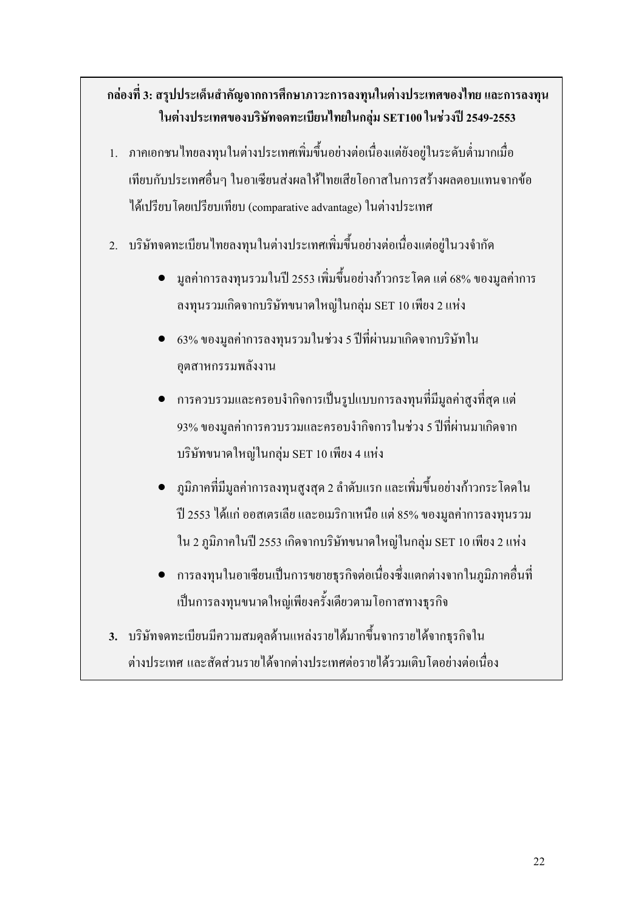**กล่องที่ 3: สรุปประเด็นสำคัญจากการศึกษาภาวะการลงทุนในต่างประเทศของไทย และการลงทุนในต่างประเทศของบริษัทจดทะเบียนไทยในกลุ่ม SET100 ในช่วงปี 2549-2553**

1. ภาคเอกชนไทยลงทุนในต่างประเทศเพิ่มขึ้นอย่างต่อเนื่องแต่ยังอยู่ในระดับต่ำมากเมื่อเทียบกับประเทศอื่นๆ ในอาเซียนส่งผลให้ไทยเสียโอกาสในการสร้างผลตอบแทนจากข้อได้เปรียบโดยเปรียบเทียบ (comparative advantage) ในต่างประเทศ

2. บริษัทจดทะเบียนไทยลงทุนในต่างประเทศเพิ่มขึ้นอย่างต่อเนื่องแต่อยู่ในวงจำกัด
    - มูลค่าการลงทุนรวมในปี 2553 เพิ่มขึ้นอย่างก้าวกระโดด แต่ 68% ของมูลค่าการลงทุนรวมเกิดจากบริษัทขนาดใหญ่ในกลุ่ม SET 10 เพียง 2 แห่ง
    - 63% ของมูลค่าการลงทุนรวมในช่วง 5 ปีที่ผ่านมาเกิดจากบริษัทในอุตสาหกรรมพลังงาน
    - การควบรวมและครอบงำกิจการเป็นรูปแบบการลงทุนที่มีมูลค่าสูงที่สุด แต่ 93% ของมูลค่าการควบรวมและครอบงำกิจการในช่วง 5 ปีที่ผ่านมาเกิดจากบริษัทขนาดใหญ่ในกลุ่ม SET 10 เพียง 4 แห่ง
    - ภูมิภาคที่มีมูลค่าการลงทุนสูงสุด 2 ลำดับแรก และเพิ่มขึ้นอย่างก้าวกระโดดในปี 2553 ได้แก่ ออสเตรเลีย และอเมริกาเหนือ แต่ 85% ของมูลค่าการลงทุนรวมใน 2 ภูมิภาคในปี 2553 เกิดจากบริษัทขนาดใหญ่ในกลุ่ม SET 10 เพียง 2 แห่ง
    - การลงทุนในอาเซียนเป็นการขยายธุรกิจต่อเนื่องซึ่งแตกต่างจากในภูมิภาคอื่นที่เป็นการลงทุนขนาดใหญ่เพียงครั้งเดียวตามโอกาสทางธุรกิจ

3. บริษัทจดทะเบียนมีความสมดุลด้านแหล่งรายได้มากขึ้นจากรายได้จากธุรกิจในต่างประเทศ และสัดส่วนรายได้จากต่างประเทศต่อรายได้รวมเติบโตอย่างต่อเนื่อง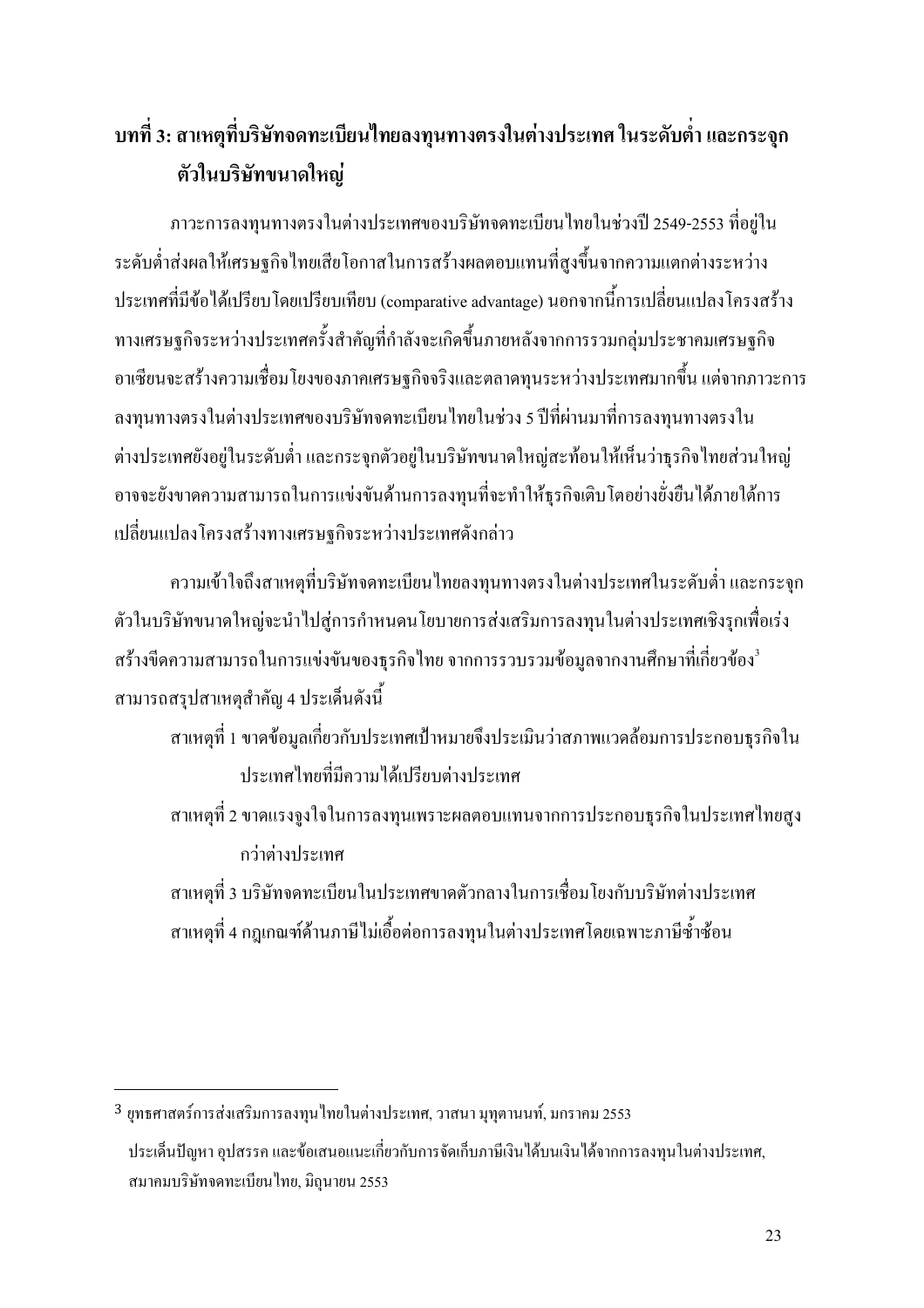## บทที่ 3: สาเหตุที่บริษัทจดทะเบียนไทยลงทุนทางตรงในต่างประเทศ ในระดับต่ำ และกระจุกตัวในบริษัทขนาดใหญ่

ภาวะการลงทุนทางตรงในต่างประเทศของบริษัทจดทะเบียนไทยในช่วงปี 2549-2553 ที่อยู่ในระดับต่ำส่งผลให้เศรษฐกิจไทยเสียโอกาสในการสร้างผลตอบแทนที่สูงขึ้นจากความแตกต่างระหว่างประเทศที่มีข้อได้เปรียบโดยเปรียบเทียบ (comparative advantage) นอกจากนี้การเปลี่ยนแปลงโครงสร้างทางเศรษฐกิจระหว่างประเทศครั้งสำคัญที่กำลังจะเกิดขึ้นภายหลังจากการรวมกลุ่มประชาคมเศรษฐกิจอาเซียนจะสร้างความเชื่อมโยงของภาคเศรษฐกิจจริงและตลาดทุนระหว่างประเทศมากขึ้น แต่จากภาวะการลงทุนทางตรงในต่างประเทศของบริษัทจดทะเบียนไทยในช่วง 5 ปีที่ผ่านมาที่การลงทุนทางตรงในต่างประเทศยังอยู่ในระดับต่ำ และกระจุกตัวอยู่ในบริษัทขนาดใหญ่สะท้อนให้เห็นว่าธุรกิจไทยส่วนใหญ่อาจจะยังขาดความสามารถในการแข่งขันด้านการลงทุนที่จะทำให้ธุรกิจเติบโตอย่างยั่งยืนได้ภายใต้การเปลี่ยนแปลงโครงสร้างทางเศรษฐกิจระหว่างประเทศดังกล่าว

ความเข้าใจถึงสาเหตุที่บริษัทจดทะเบียนไทยลงทุนทางตรงในต่างประเทศในระดับต่ำ และกระจุกตัวในบริษัทขนาดใหญ่จะนำไปสู่การกำหนดนโยบายการส่งเสริมการลงทุนในต่างประเทศเชิงรุกเพื่อเร่งสร้างขีดความสามารถในการแข่งขันของธุรกิจไทย จากการรวบรวมข้อมูลจากงานศึกษาที่เกี่ยวข้อง[3] สามารถสรุปสาเหตุสำคัญ 4 ประเด็นดังนี้

สาเหตุที่ 1 ขาดข้อมูลเกี่ยวกับประเทศเป้าหมายจึงประเมินว่าสภาพแวดล้อมการประกอบธุรกิจในประเทศไทยที่มีความได้เปรียบต่างประเทศ

สาเหตุที่ 2 ขาดแรงจูงใจในการลงทุนเพราะผลตอบแทนจากการประกอบธุรกิจในประเทศไทยสูงกว่าต่างประเทศ

สาเหตุที่ 3 บริษัทจดทะเบียนในประเทศขาดตัวกลางในการเชื่อมโยงกับบริษัทต่างประเทศ

สาเหตุที่ 4 กฎเกณฑ์ด้านภาษีไม่เอื้อต่อการลงทุนในต่างประเทศโดยเฉพาะภาษีซ้ำซ้อน

---

[3] ยุทธศาสตร์การส่งเสริมการลงทุนไทยในต่างประเทศ, วาสนา มุทุตานนท์, มกราคม 2553

ประเด็นปัญหา อุปสรรค และข้อเสนอแนะเกี่ยวกับการจัดเก็บภาษีเงินได้บนเงินได้จากการลงทุนในต่างประเทศ, สมาคมบริษัทจดทะเบียนไทย, มิถุนายน 2553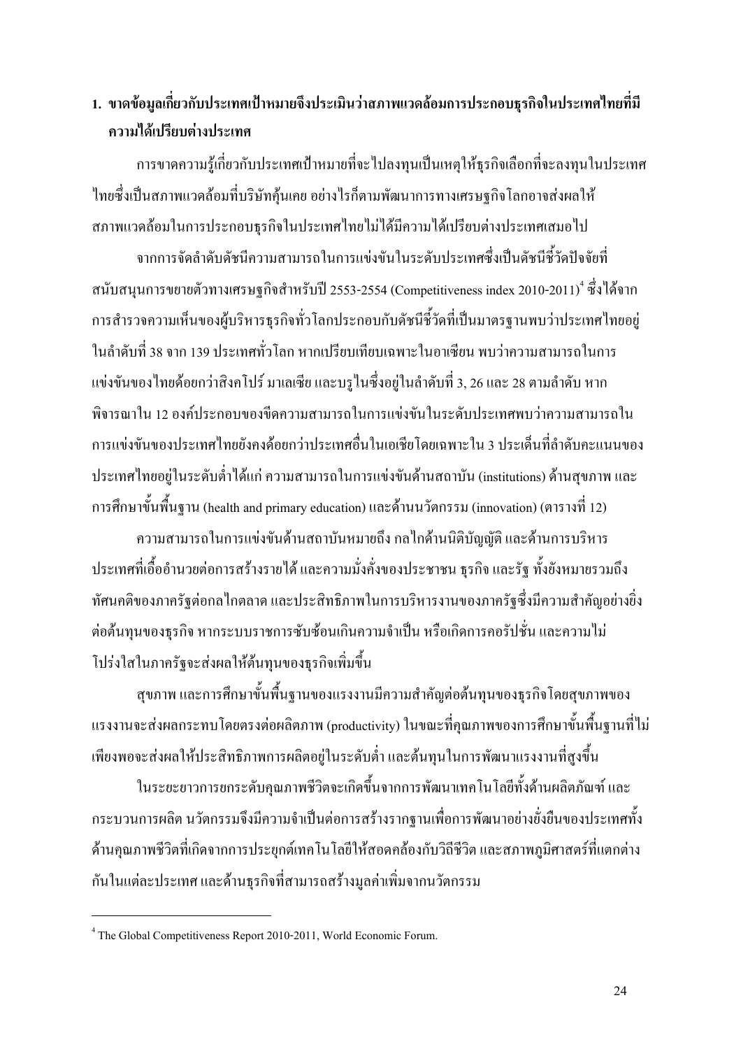**1. ขาดข้อมูลเกี่ยวกับประเทศเป้าหมายจึงประเมินว่าสภาพแวดล้อมการประกอบธุรกิจในประเทศไทยที่มีความได้เปรียบต่างประเทศ**

การขาดความรู้เกี่ยวกับประเทศเป้าหมายที่จะไปลงทุนเป็นเหตุให้ธุรกิจเลือกที่จะลงทุนในประเทศไทยซึ่งเป็นสภาพแวดล้อมที่บริษัทคุ้นเคย อย่างไรก็ตามพัฒนาการทางเศรษฐกิจโลกอาจส่งผลให้สภาพแวดล้อมในการประกอบธุรกิจในประเทศไทยไม่ได้มีความได้เปรียบต่างประเทศเสมอไป

จากการจัดลำดับดัชนีความสามารถในการแข่งขันในระดับประเทศซึ่งเป็นดัชนีชี้วัดปัจจัยที่สนับสนุนการขยายตัวทางเศรษฐกิจสำหรับปี 2553-2554 (Competitiveness index 2010-2011)[4] ซึ่งได้จากการสำรวจความเห็นของผู้บริหารธุรกิจทั่วโลกประกอบกับดัชนีชี้วัดที่เป็นมาตรฐานพบว่าประเทศไทยอยู่ในลำดับที่ 38 จาก 139 ประเทศทั่วโลก หากเปรียบเทียบเฉพาะในอาเซียน พบว่าความสามารถในการแข่งขันของไทยด้อยกว่าสิงคโปร์ มาเลเซีย และบรูไนซึ่งอยู่ในลำดับที่ 3, 26 และ 28 ตามลำดับ หากพิจารณาใน 12 องค์ประกอบของขีดความสามารถในการแข่งขันในระดับประเทศพบว่าความสามารถในการแข่งขันของประเทศไทยยังคงด้อยกว่าประเทศอื่นในเอเชียโดยเฉพาะใน 3 ประเด็นที่ลำดับคะแนนของประเทศไทยอยู่ในระดับต่ำได้แก่ ความสามารถในการแข่งขันด้านสถาบัน (institutions) ด้านสุขภาพ และการศึกษาขั้นพื้นฐาน (health and primary education) และด้านนวัตกรรม (innovation) (ตารางที่ 12)

ความสามารถในการแข่งขันด้านสถาบันหมายถึง กลไกด้านนิติบัญญัติ และด้านการบริหารประเทศที่เอื้ออำนวยต่อการสร้างรายได้ และความมั่งคั่งของประชาชน ธุรกิจ และรัฐ ทั้งยังหมายรวมถึงทัศนคติของภาครัฐต่อกลไกตลาด และประสิทธิภาพในการบริหารงานของภาครัฐซึ่งมีความสำคัญอย่างยิ่งต่อต้นทุนของธุรกิจ หากระบบราชการซับซ้อนเกินความจำเป็น หรือเกิดการคอรัปชั่น และความไม่โปร่งใสในภาครัฐจะส่งผลให้ต้นทุนของธุรกิจเพิ่มขึ้น

สุขภาพ และการศึกษาขั้นพื้นฐานของแรงงานมีความสำคัญต่อต้นทุนของธุรกิจโดยสุขภาพของแรงงานจะส่งผลกระทบโดยตรงต่อผลิตภาพ (productivity) ในขณะที่คุณภาพของการศึกษาขั้นพื้นฐานที่ไม่เพียงพอจะส่งผลให้ประสิทธิภาพการผลิตอยู่ในระดับต่ำ และต้นทุนในการพัฒนาแรงงานที่สูงขึ้น

ในระยะยาวการยกระดับคุณภาพชีวิตจะเกิดขึ้นจากการพัฒนาเทคโนโลยีทั้งด้านผลิตภัณฑ์ และกระบวนการผลิต นวัตกรรมจึงมีความจำเป็นต่อการสร้างรากฐานเพื่อการพัฒนาอย่างยั่งยืนของประเทศทั้งด้านคุณภาพชีวิตที่เกิดจากการประยุกต์เทคโนโลยีให้สอดคล้องกับวิถีชีวิต และสภาพภูมิศาสตร์ที่แตกต่างกันในแต่ละประเทศ และด้านธุรกิจที่สามารถสร้างมูลค่าเพิ่มจากนวัตกรรม

---

[4] The Global Competitiveness Report 2010-2011, World Economic Forum.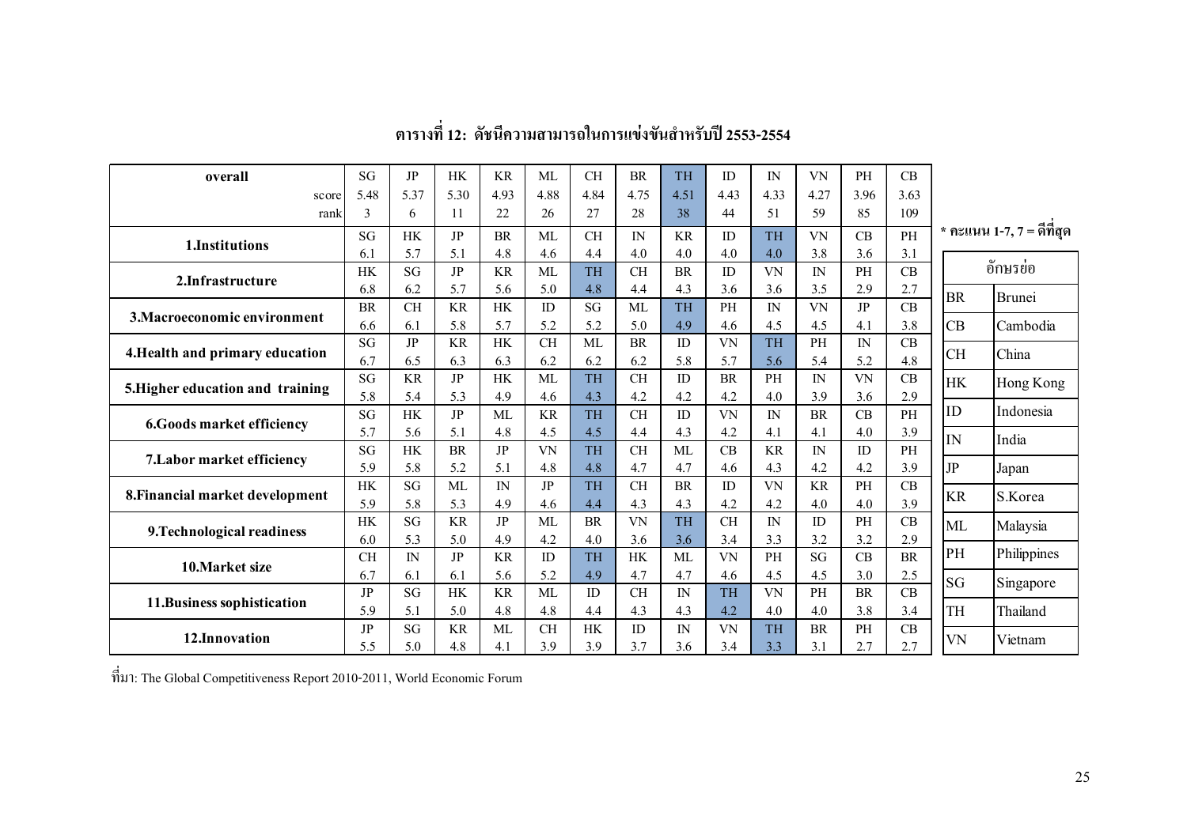## ตารางที่ 12: ดัชนีความสามารถในการแข่งขันสำหรับปี 2553-2554

| overall | SG | JP | HK | KR | ML | CH | BR | TH | ID | IN | VN | PH | CB |
|---|---|---|---|---|---|---|---|---|---|---|---|---|---|
| score | 5.48 | 5.37 | 5.30 | 4.93 | 4.88 | 4.84 | 4.75 | 4.51 | 4.43 | 4.33 | 4.27 | 3.96 | 3.63 |
| rank | 3 | 6 | 11 | 22 | 26 | 27 | 28 | 38 | 44 | 51 | 59 | 85 | 109 |
| **1.Institutions** | SG | HK | JP | BR | ML | CH | IN | KR | ID | TH | VN | CB | PH |
| | 6.1 | 5.7 | 5.1 | 4.8 | 4.6 | 4.4 | 4.0 | 4.0 | 4.0 | 4.0 | 3.8 | 3.6 | 3.1 |
| **2.Infrastructure** | HK | SG | JP | KR | ML | TH | CH | BR | ID | VN | IN | PH | CB |
| | 6.8 | 6.2 | 5.7 | 5.6 | 5.0 | 4.8 | 4.4 | 4.3 | 3.6 | 3.6 | 3.5 | 2.9 | 2.7 |
| **3.Macroeconomic environment** | BR | CH | KR | HK | ID | SG | ML | TH | PH | IN | VN | JP | CB |
| | 6.6 | 6.1 | 5.8 | 5.7 | 5.2 | 5.2 | 5.0 | 4.9 | 4.6 | 4.5 | 4.5 | 4.1 | 3.8 |
| **4.Health and primary education** | SG | JP | KR | HK | CH | ML | BR | ID | VN | TH | PH | IN | CB |
| | 6.7 | 6.5 | 6.3 | 6.3 | 6.2 | 6.2 | 6.2 | 5.8 | 5.7 | 5.6 | 5.4 | 5.2 | 4.8 |
| **5.Higher education and training** | SG | KR | JP | HK | ML | TH | CH | ID | BR | PH | IN | VN | CB |
| | 5.8 | 5.4 | 5.3 | 4.9 | 4.6 | 4.3 | 4.2 | 4.2 | 4.2 | 4.0 | 3.9 | 3.6 | 2.9 |
| **6.Goods market efficiency** | SG | HK | JP | ML | KR | TH | CH | ID | VN | IN | BR | CB | PH |
| | 5.7 | 5.6 | 5.1 | 4.8 | 4.5 | 4.5 | 4.4 | 4.3 | 4.2 | 4.1 | 4.1 | 4.0 | 3.9 |
| **7.Labor market efficiency** | SG | HK | BR | JP | VN | TH | CH | ML | CB | KR | IN | ID | PH |
| | 5.9 | 5.8 | 5.2 | 5.1 | 4.8 | 4.8 | 4.7 | 4.7 | 4.6 | 4.3 | 4.2 | 4.2 | 3.9 |
| **8.Financial market development** | HK | SG | ML | IN | JP | TH | CH | BR | ID | VN | KR | PH | CB |
| | 5.9 | 5.8 | 5.3 | 4.9 | 4.6 | 4.4 | 4.3 | 4.3 | 4.2 | 4.2 | 4.0 | 4.0 | 3.9 |
| **9.Technological readiness** | HK | SG | KR | JP | ML | BR | VN | TH | CH | IN | ID | PH | CB |
| | 6.0 | 5.3 | 5.0 | 4.9 | 4.2 | 4.0 | 3.6 | 3.6 | 3.4 | 3.3 | 3.2 | 3.2 | 2.9 |
| **10.Market size** | CH | IN | JP | KR | ID | TH | HK | ML | VN | PH | SG | CB | BR |
| | 6.7 | 6.1 | 6.1 | 5.6 | 5.2 | 4.9 | 4.7 | 4.7 | 4.6 | 4.5 | 4.5 | 3.0 | 2.5 |
| **11.Business sophistication** | JP | SG | HK | KR | ML | ID | CH | IN | TH | VN | PH | BR | CB |
| | 5.9 | 5.1 | 5.0 | 4.8 | 4.8 | 4.4 | 4.3 | 4.3 | 4.2 | 4.0 | 4.0 | 3.8 | 3.4 |
| **12.Innovation** | JP | SG | KR | ML | CH | HK | ID | IN | VN | TH | BR | PH | CB |
| | 5.5 | 5.0 | 4.8 | 4.1 | 3.9 | 3.9 | 3.7 | 3.6 | 3.4 | 3.3 | 3.1 | 2.7 | 2.7 |

* คะแนน 1-7, 7 = ดีที่สุด

| อักษรย่อ | |
|---|---|
| BR | Brunei |
| CB | Cambodia |
| CH | China |
| HK | Hong Kong |
| ID | Indonesia |
| IN | India |
| JP | Japan |
| KR | S.Korea |
| ML | Malaysia |
| PH | Philippines |
| SG | Singapore |
| TH | Thailand |
| VN | Vietnam |

ที่มา: The Global Competitiveness Report 2010-2011, World Economic Forum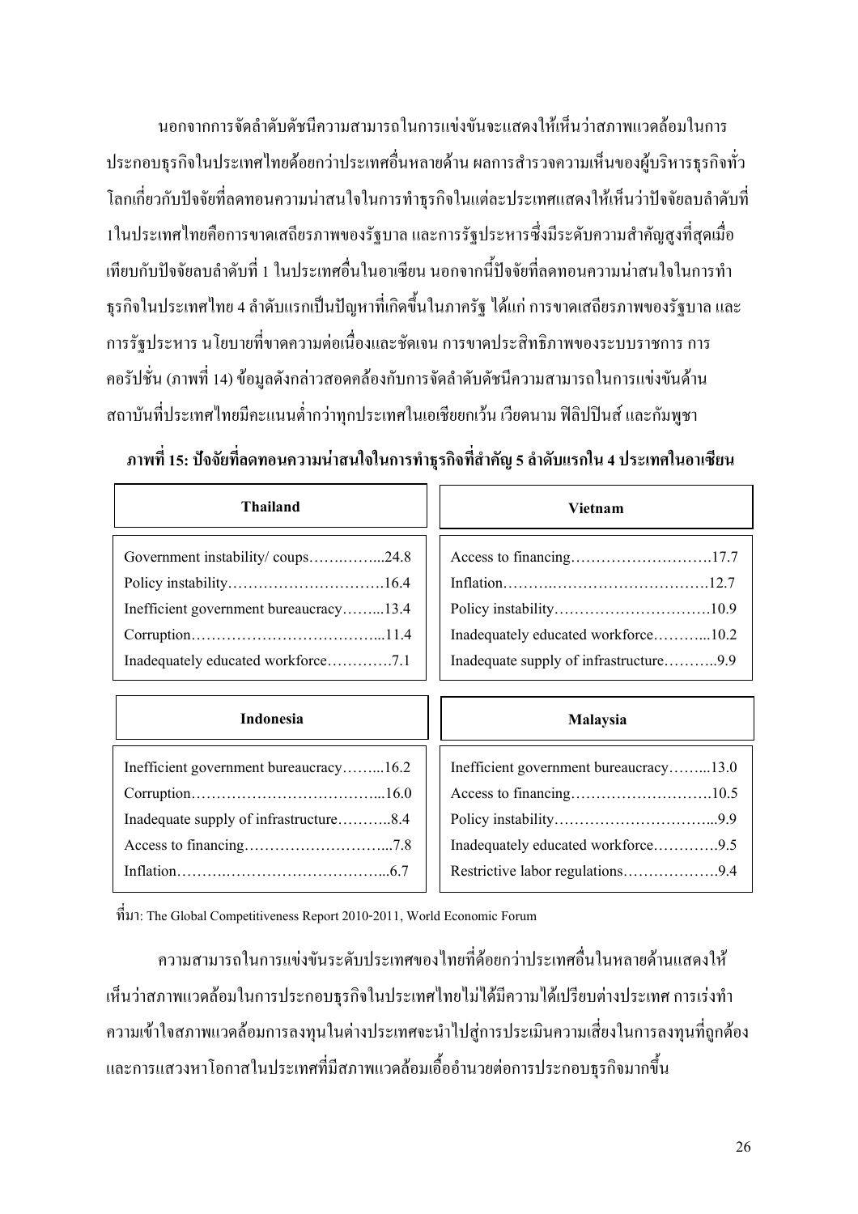นอกจากการจัดลำดับดัชนีความสามารถในการแข่งขันจะแสดงให้เห็นว่าสภาพแวดล้อมในการประกอบธุรกิจในประเทศไทยด้อยกว่าประเทศอื่นหลายด้าน ผลการสำรวจความเห็นของผู้บริหารธุรกิจทั่วโลกเกี่ยวกับปัจจัยที่ลดทอนความน่าสนใจในการทำธุรกิจในแต่ละประเทศแสดงให้เห็นว่าปัจจัยลบลำดับที่ 1ในประเทศไทยคือการขาดเสถียรภาพของรัฐบาล และการรัฐประหารซึ่งมีระดับความสำคัญสูงที่สุดเมื่อเทียบกับปัจจัยลบลำดับที่ 1 ในประเทศอื่นในอาเซียน นอกจากนี้ปัจจัยที่ลดทอนความน่าสนใจในการทำธุรกิจในประเทศไทย 4 ลำดับแรกเป็นปัญหาที่เกิดขึ้นในภาครัฐ ได้แก่ การขาดเสถียรภาพของรัฐบาล และการรัฐประหาร นโยบายที่ขาดความต่อเนื่องและชัดเจน การขาดประสิทธิภาพของระบบราชการ การคอรัปชั่น (ภาพที่ 14) ข้อมูลดังกล่าวสอดคล้องกับการจัดลำดับดัชนีความสามารถในการแข่งขันด้านสถาบันที่ประเทศไทยมีคะแนนต่ำกว่าทุกประเทศในเอเชียยกเว้น เวียดนาม ฟิลิปปินส์ และกัมพูชา

**ภาพที่ 15: ปัจจัยที่ลดทอนความน่าสนใจในการทำธุรกิจที่สำคัญ 5 ลำดับแรกใน 4 ประเทศในอาเซียน**

| Thailand | | Vietnam | |
|---|---|---|---|
| Government instability/ coups | 24.8 | Access to financing | 17.7 |
| Policy instability | 16.4 | Inflation | 12.7 |
| Inefficient government bureaucracy | 13.4 | Policy instability | 10.9 |
| Corruption | 11.4 | Inadequately educated workforce | 10.2 |
| Inadequately educated workforce | 7.1 | Inadequate supply of infrastructure | 9.9 |

| Indonesia | | Malaysia | |
|---|---|---|---|
| Inefficient government bureaucracy | 16.2 | Inefficient government bureaucracy | 13.0 |
| Corruption | 16.0 | Access to financing | 10.5 |
| Inadequate supply of infrastructure | 8.4 | Policy instability | 9.9 |
| Access to financing | 7.8 | Inadequately educated workforce | 9.5 |
| Inflation | 6.7 | Restrictive labor regulations | 9.4 |

ที่มา: The Global Competitiveness Report 2010-2011, World Economic Forum

ความสามารถในการแข่งขันระดับประเทศของไทยที่ด้อยกว่าประเทศอื่นในหลายด้านแสดงให้เห็นว่าสภาพแวดล้อมในการประกอบธุรกิจในประเทศไทยไม่ได้มีความได้เปรียบต่างประเทศ การเร่งทำความเข้าใจสภาพแวดล้อมการลงทุนในต่างประเทศจะนำไปสู่การประเมินความเสี่ยงในการลงทุนที่ถูกต้อง และการแสวงหาโอกาสในประเทศที่มีสภาพแวดล้อมเอื้ออำนวยต่อการประกอบธุรกิจมากขึ้น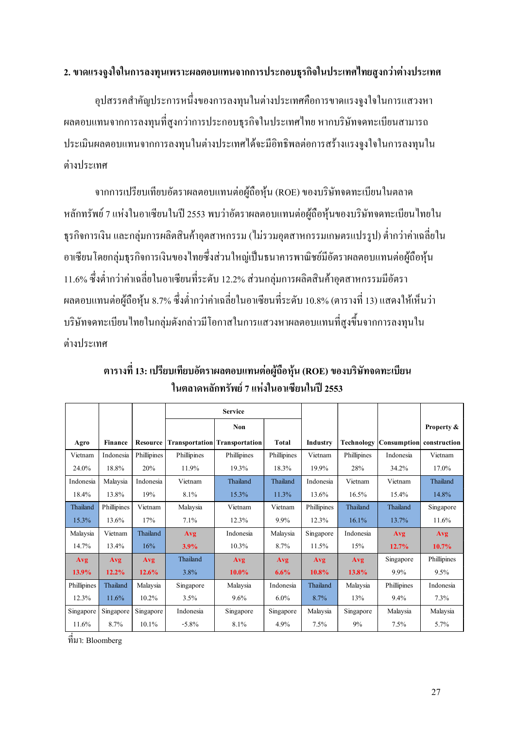## 2. ขาดแรงจูงใจในการลงทุนเพราะผลตอบแทนจากการประกอบธุรกิจในประเทศไทยสูงกว่าต่างประเทศ

อุปสรรคสำคัญประการหนึ่งของการลงทุนในต่างประเทศคือการขาดแรงจูงใจในการแสวงหาผลตอบแทนจากการลงทุนที่สูงกว่าการประกอบธุรกิจในประเทศไทย หากบริษัทจดทะเบียนสามารถประเมินผลตอบแทนจากการลงทุนในต่างประเทศได้จะมีอิทธิพลต่อการสร้างแรงจูงใจในการลงทุนในต่างประเทศ

จากการเปรียบเทียบอัตราผลตอบแทนต่อผู้ถือหุ้น (ROE) ของบริษัทจดทะเบียนในตลาดหลักทรัพย์ 7 แห่งในอาเซียนในปี 2553 พบว่าอัตราผลตอบแทนต่อผู้ถือหุ้นของบริษัทจดทะเบียนไทยในธุรกิจการเงิน และกลุ่มการผลิตสินค้าอุตสาหกรรม (ไม่รวมอุตสาหกรรมเกษตรแปรรูป) ต่ำกว่าค่าเฉลี่ยในอาเซียนโดยกลุ่มธุรกิจการเงินของไทยซึ่งส่วนใหญ่เป็นธนาคารพาณิชย์มีอัตราผลตอบแทนต่อผู้ถือหุ้น 11.6% ซึ่งต่ำกว่าค่าเฉลี่ยในอาเซียนที่ระดับ 12.2% ส่วนกลุ่มการผลิตสินค้าอุตสาหกรรมมีอัตราผลตอบแทนต่อผู้ถือหุ้น 8.7% ซึ่งต่ำกว่าค่าเฉลี่ยในอาเซียนที่ระดับ 10.8% (ตารางที่ 13) แสดงให้เห็นว่าบริษัทจดทะเบียนไทยในกลุ่มดังกล่าวมีโอกาสในการแสวงหาผลตอบแทนที่สูงขึ้นจากการลงทุนในต่างประเทศ

**ตารางที่ 13: เปรียบเทียบอัตราผลตอบแทนต่อผู้ถือหุ้น (ROE) ของบริษัทจดทะเบียนในตลาดหลักทรัพย์ 7 แห่งในอาเซียนในปี 2553**

| | | | Service | | | | | | |
|---|---|---|---|---|---|---|---|---|---|
| **Agro** | **Finance** | **Resource** | **Transportation** | **Non Transportation** | **Total** | **Industry** | **Technology** | **Consumption** | **Property & construction** |
| Vietnam 24.0% | Indonesia 18.8% | Phillipines 20% | Phillipines 11.9% | Phillipines 19.3% | Phillipines 18.3% | Vietnam 19.9% | Phillipines 28% | Indonesia 34.2% | Vietnam 17.0% |
| Indonesia 18.4% | Malaysia 13.8% | Indonesia 19% | Vietnam 8.1% | Thailand 15.3% | Thailand 11.3% | Indonesia 13.6% | Vietnam 16.5% | Vietnam 15.4% | Thailand 14.8% |
| Thailand 15.3% | Phillipines 13.6% | Vietnam 17% | Malaysia 7.1% | Vietnam 12.3% | Vietnam 9.9% | Phillipines 12.3% | Thailand 16.1% | Thailand 13.7% | Singapore 11.6% |
| Malaysia 14.7% | Vietnam 13.4% | Thailand 16% | **Avg 3.9%** | Indonesia 10.3% | Malaysia 8.7% | Singapore 11.5% | Indonesia 15% | **Avg 12.7%** | **Avg 10.7%** |
| **Avg 13.9%** | **Avg 12.2%** | **Avg 12.6%** | Thailand 3.8% | **Avg 10.0%** | **Avg 6.6%** | **Avg 10.8%** | **Avg 13.8%** | Singapore 9.9% | Phillipines 9.5% |
| Phillipines 12.3% | Thailand 11.6% | Malaysia 10.2% | Singapore 3.5% | Malaysia 9.6% | Indonesia 6.0% | Thailand 8.7% | Malaysia 13% | Phillipines 9.4% | Indonesia 7.3% |
| Singapore 11.6% | Singapore 8.7% | Singapore 10.1% | Indonesia -5.8% | Singapore 8.1% | Singapore 4.9% | Malaysia 7.5% | Singapore 9% | Malaysia 7.5% | Malaysia 5.7% |

ที่มา: Bloomberg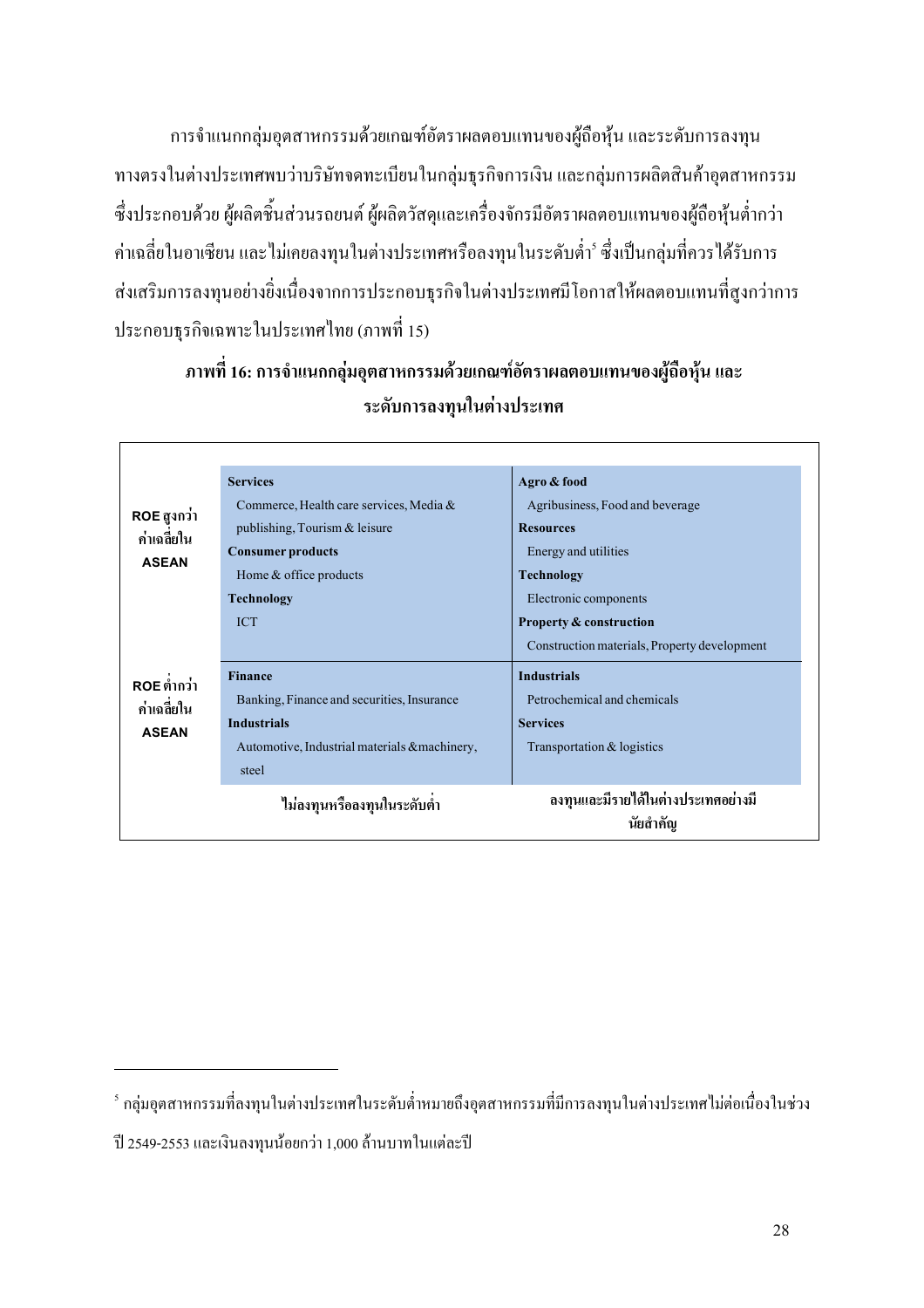การจำแนกกลุ่มอุตสาหกรรมด้วยเกณฑ์อัตราผลตอบแทนของผู้ถือหุ้น และระดับการลงทุนทางตรงในต่างประเทศพบว่าบริษัทจดทะเบียนในกลุ่มธุรกิจการเงิน และกลุ่มการผลิตสินค้าอุตสาหกรรม ซึ่งประกอบด้วย ผู้ผลิตชิ้นส่วนรถยนต์ ผู้ผลิตวัสดุและเครื่องจักรมีอัตราผลตอบแทนของผู้ถือหุ้นต่ำกว่าค่าเฉลี่ยในอาเซียน และไม่เคยลงทุนในต่างประเทศหรือลงทุนในระดับต่ำ[5] ซึ่งเป็นกลุ่มที่ควรได้รับการส่งเสริมการลงทุนอย่างยิ่งเนื่องจากการประกอบธุรกิจในต่างประเทศมีโอกาสให้ผลตอบแทนที่สูงกว่าการประกอบธุรกิจเฉพาะในประเทศไทย (ภาพที่ 15)

**ภาพที่ 16: การจำแนกกลุ่มอุตสาหกรรมด้วยเกณฑ์อัตราผลตอบแทนของผู้ถือหุ้น และระดับการลงทุนในต่างประเทศ**

| | | |
|---|---|---|
| **ROE สูงกว่าค่าเฉลี่ยใน ASEAN** | **Services**<br>Commerce, Health care services, Media & publishing, Tourism & leisure<br>**Consumer products**<br>Home & office products<br>**Technology**<br>ICT | **Agro & food**<br>Agribusiness, Food and beverage<br>**Resources**<br>Energy and utilities<br>**Technology**<br>Electronic components<br>**Property & construction**<br>Construction materials, Property development |
| **ROE ต่ำกว่าค่าเฉลี่ยใน ASEAN** | **Finance**<br>Banking, Finance and securities, Insurance<br>**Industrials**<br>Automotive, Industrial materials &machinery, steel | **Industrials**<br>Petrochemical and chemicals<br>**Services**<br>Transportation & logistics |
| | **ไม่ลงทุนหรือลงทุนในระดับต่ำ** | **ลงทุนและมีรายได้ในต่างประเทศอย่างมีนัยสำคัญ** |

[5] กลุ่มอุตสาหกรรมที่ลงทุนในต่างประเทศในระดับต่ำหมายถึงอุตสาหกรรมที่มีการลงทุนในต่างประเทศไม่ต่อเนื่องในช่วงปี 2549-2553 และเงินลงทุนน้อยกว่า 1,000 ล้านบาทในแต่ละปี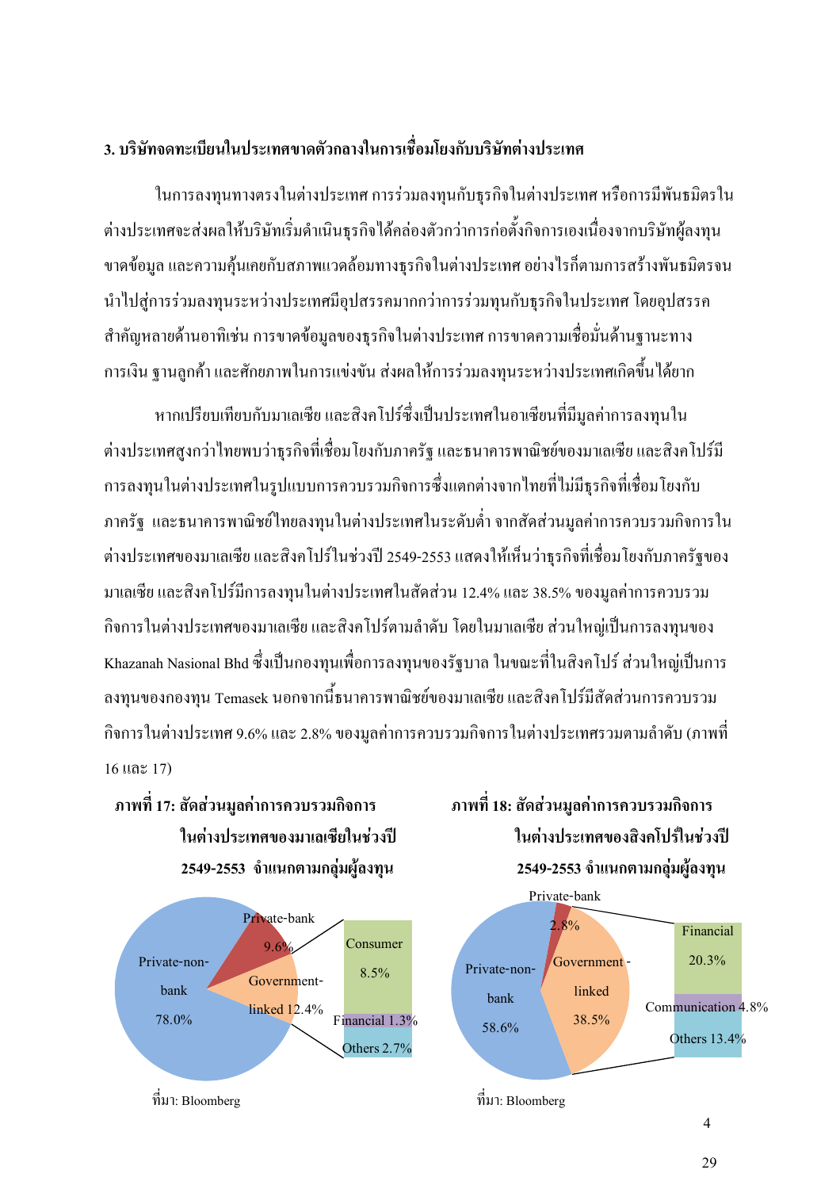### 3. บริษัทจดทะเบียนในประเทศขาดตัวกลางในการเชื่อมโยงกับบริษัทต่างประเทศ

ในการลงทุนทางตรงในต่างประเทศ การร่วมลงทุนกับธุรกิจในต่างประเทศ หรือการมีพันธมิตรในต่างประเทศจะส่งผลให้บริษัทเริ่มดำเนินธุรกิจได้คล่องตัวกว่าการก่อตั้งกิจการเองเนื่องจากบริษัทผู้ลงทุนขาดข้อมูล และความคุ้นเคยกับสภาพแวดล้อมทางธุรกิจในต่างประเทศ อย่างไรก็ตามการสร้างพันธมิตรจนนำไปสู่การร่วมลงทุนระหว่างประเทศมีอุปสรรคมากกว่าการร่วมทุนกับธุรกิจในประเทศ โดยอุปสรรคสำคัญหลายด้านอาทิเช่น การขาดข้อมูลของธุรกิจในต่างประเทศ การขาดความเชื่อมั่นด้านฐานะทางการเงิน ฐานลูกค้า และศักยภาพในการแข่งขัน ส่งผลให้การร่วมลงทุนระหว่างประเทศเกิดขึ้นได้ยาก

หากเปรียบเทียบกับมาเลเซีย และสิงคโปร์ซึ่งเป็นประเทศในอาเซียนที่มีมูลค่าการลงทุนในต่างประเทศสูงกว่าไทยพบว่าธุรกิจที่เชื่อมโยงกับภาครัฐ และธนาคารพาณิชย์ของมาเลเซีย และสิงคโปร์มีการลงทุนในต่างประเทศในรูปแบบการควบรวมกิจการซึ่งแตกต่างจากไทยที่ไม่มีธุรกิจที่เชื่อมโยงกับภาครัฐ และธนาคารพาณิชย์ไทยลงทุนในต่างประเทศในระดับต่ำ จากสัดส่วนมูลค่าการควบรวมกิจการในต่างประเทศของมาเลเซีย และสิงคโปร์ในช่วงปี 2549-2553 แสดงให้เห็นว่าธุรกิจที่เชื่อมโยงกับภาครัฐของมาเลเซีย และสิงคโปร์มีการลงทุนในต่างประเทศในสัดส่วน 12.4% และ 38.5% ของมูลค่าการควบรวมกิจการในต่างประเทศของมาเลเซีย และสิงคโปร์ตามลำดับ โดยในมาเลเซีย ส่วนใหญ่เป็นการลงทุนของ Khazanah Nasional Bhd ซึ่งเป็นกองทุนเพื่อการลงทุนของรัฐบาล ในขณะที่ในสิงคโปร์ ส่วนใหญ่เป็นการลงทุนของกองทุน Temasek นอกจากนี้ธนาคารพาณิชย์ของมาเลเซีย และสิงคโปร์มีสัดส่วนการควบรวมกิจการในต่างประเทศ 9.6% และ 2.8% ของมูลค่าการควบรวมกิจการในต่างประเทศรวมตามลำดับ (ภาพที่ 16 และ 17)

**ภาพที่ 17: สัดส่วนมูลค่าการควบรวมกิจการในต่างประเทศของมาเลเซียในช่วงปี 2549-2553 จำแนกตามกลุ่มผู้ลงทุน**

Private-non-bank 78.0%, Private-bank 9.6%, Government-linked 12.4% (Consumer 8.5%, Financial 1.3%, Others 2.7%)

ที่มา: Bloomberg

**ภาพที่ 18: สัดส่วนมูลค่าการควบรวมกิจการในต่างประเทศของสิงคโปร์ในช่วงปี 2549-2553 จำแนกตามกลุ่มผู้ลงทุน**

Private-non-bank 58.6%, Private-bank 2.8%, Government-linked 38.5% (Financial 20.3%, Communication 4.8%, Others 13.4%)

ที่มา: Bloomberg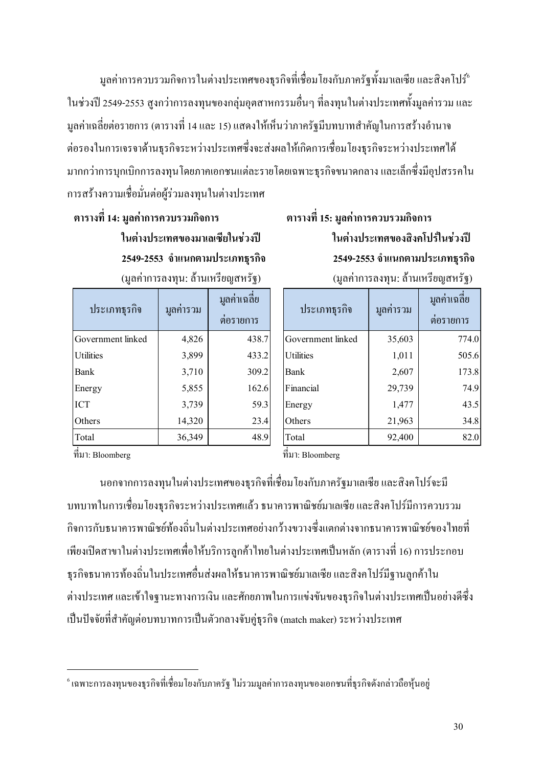มูลค่าการควบรวมกิจการในต่างประเทศของธุรกิจที่เชื่อมโยงกับภาครัฐทั้งมาเลเซีย และสิงคโปร์[6] ในช่วงปี 2549-2553 สูงกว่าการลงทุนของกลุ่มอุตสาหกรรมอื่นๆ ที่ลงทุนในต่างประเทศทั้งมูลค่ารวม และมูลค่าเฉลี่ยต่อรายการ (ตารางที่ 14 และ 15) แสดงให้เห็นว่าภาครัฐมีบทบาทสำคัญในการสร้างอำนาจต่อรองในการเจรจาด้านธุรกิจระหว่างประเทศซึ่งจะส่งผลให้เกิดการเชื่อมโยงธุรกิจระหว่างประเทศได้มากกว่าการบุกเบิกการลงทุนโดยภาคเอกชนแต่ละรายโดยเฉพาะธุรกิจขนาดกลาง และเล็กซึ่งมีอุปสรรคในการสร้างความเชื่อมั่นต่อผู้ร่วมลงทุนในต่างประเทศ

**ตารางที่ 14: มูลค่าการควบรวมกิจการในต่างประเทศของมาเลเซียในช่วงปี 2549-2553 จำแนกตามประเภทธุรกิจ**

(มูลค่าการลงทุน: ล้านเหรียญสหรัฐ)

| ประเภทธุรกิจ | มูลค่ารวม | มูลค่าเฉลี่ยต่อรายการ |
|---|---|---|
| Government linked | 4,826 | 438.7 |
| Utilities | 3,899 | 433.2 |
| Bank | 3,710 | 309.2 |
| Energy | 5,855 | 162.6 |
| ICT | 3,739 | 59.3 |
| Others | 14,320 | 23.4 |
| Total | 36,349 | 48.9 |

ที่มา: Bloomberg

**ตารางที่ 15: มูลค่าการควบรวมกิจการในต่างประเทศของสิงคโปร์ในช่วงปี 2549-2553 จำแนกตามประเภทธุรกิจ**

(มูลค่าการลงทุน: ล้านเหรียญสหรัฐ)

| ประเภทธุรกิจ | มูลค่ารวม | มูลค่าเฉลี่ยต่อรายการ |
|---|---|---|
| Government linked | 35,603 | 774.0 |
| Utilities | 1,011 | 505.6 |
| Bank | 2,607 | 173.8 |
| Financial | 29,739 | 74.9 |
| Energy | 1,477 | 43.5 |
| Others | 21,963 | 34.8 |
| Total | 92,400 | 82.0 |

ที่มา: Bloomberg

นอกจากการลงทุนในต่างประเทศของธุรกิจที่เชื่อมโยงกับภาครัฐมาเลเซีย และสิงคโปร์จะมีบทบาทในการเชื่อมโยงธุรกิจระหว่างประเทศแล้ว ธนาคารพาณิชย์มาเลเซีย และสิงคโปร์มีการควบรวมกิจการกับธนาคารพาณิชย์ท้องถิ่นในต่างประเทศอย่างกว้างขวางซึ่งแตกต่างจากธนาคารพาณิชย์ของไทยที่เพียงเปิดสาขาในต่างประเทศเพื่อให้บริการลูกค้าไทยในต่างประเทศเป็นหลัก (ตารางที่ 16) การประกอบธุรกิจธนาคารท้องถิ่นในประเทศอื่นส่งผลให้ธนาคารพาณิชย์มาเลเซีย และสิงคโปร์มีฐานลูกค้าในต่างประเทศ และเข้าใจฐานะทางการเงิน และศักยภาพในการแข่งขันของธุรกิจในต่างประเทศเป็นอย่างดีซึ่งเป็นปัจจัยที่สำคัญต่อบทบาทการเป็นตัวกลางจับคู่ธุรกิจ (match maker) ระหว่างประเทศ

---

[6] เฉพาะการลงทุนของธุรกิจที่เชื่อมโยงกับภาครัฐ ไม่รวมมูลค่าการลงทุนของเอกชนที่ธุรกิจดังกล่าวถือหุ้นอยู่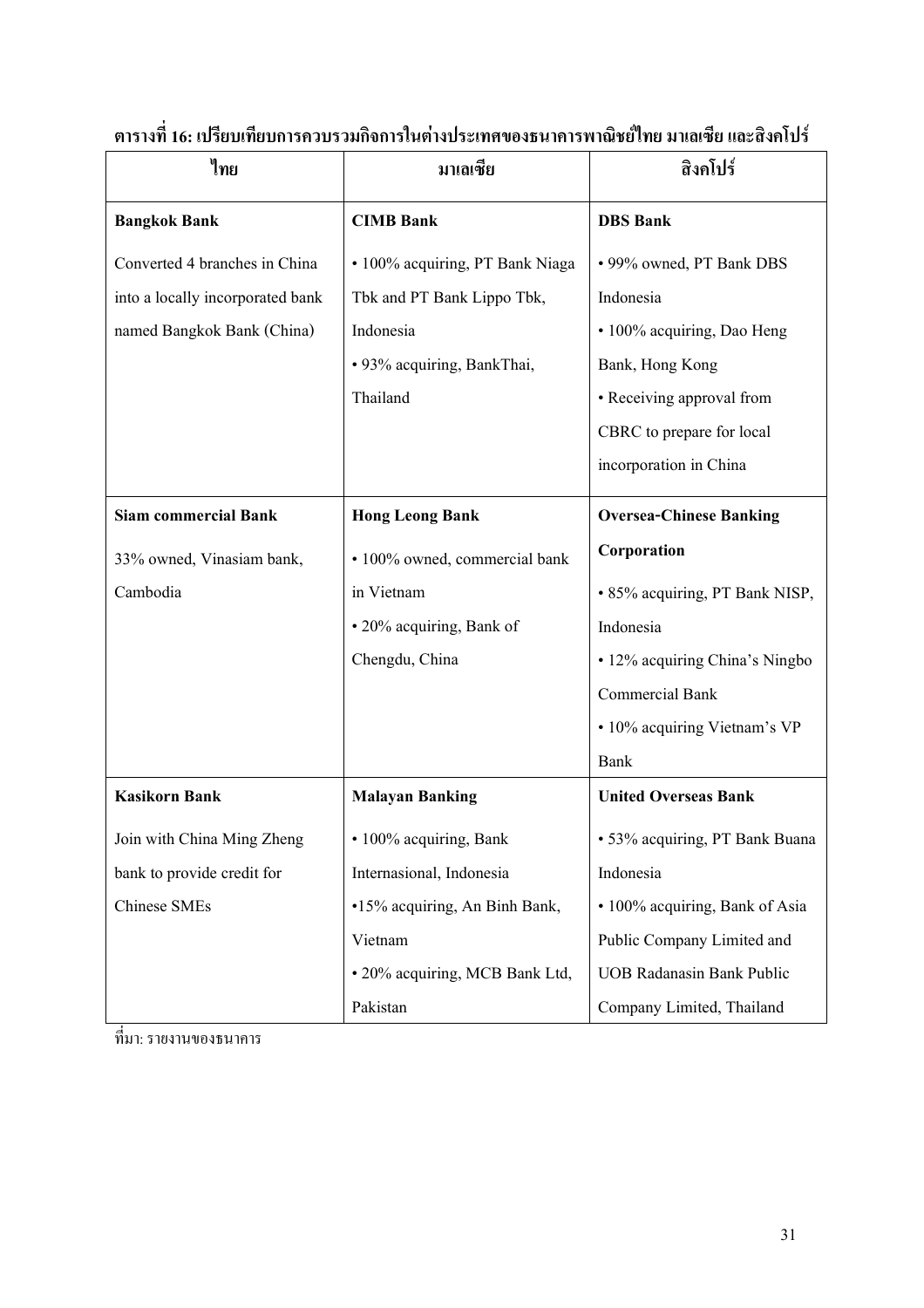**ตารางที่ 16: เปรียบเทียบการควบรวมกิจการในต่างประเทศของธนาคารพาณิชย์ไทย มาเลเซีย และสิงคโปร์**

| ไทย | มาเลเซีย | สิงคโปร์ |
|---|---|---|
| **Bangkok Bank**<br>Converted 4 branches in China into a locally incorporated bank named Bangkok Bank (China) | **CIMB Bank**<br>• 100% acquiring, PT Bank Niaga Tbk and PT Bank Lippo Tbk, Indonesia<br>• 93% acquiring, BankThai, Thailand | **DBS Bank**<br>• 99% owned, PT Bank DBS Indonesia<br>• 100% acquiring, Dao Heng Bank, Hong Kong<br>• Receiving approval from CBRC to prepare for local incorporation in China |
| **Siam commercial Bank**<br>33% owned, Vinasiam bank, Cambodia | **Hong Leong Bank**<br>• 100% owned, commercial bank in Vietnam<br>• 20% acquiring, Bank of Chengdu, China | **Oversea-Chinese Banking Corporation**<br>• 85% acquiring, PT Bank NISP, Indonesia<br>• 12% acquiring China's Ningbo Commercial Bank<br>• 10% acquiring Vietnam's VP Bank |
| **Kasikorn Bank**<br>Join with China Ming Zheng bank to provide credit for Chinese SMEs | **Malayan Banking**<br>• 100% acquiring, Bank Internasional, Indonesia<br>•15% acquiring, An Binh Bank, Vietnam<br>• 20% acquiring, MCB Bank Ltd, Pakistan | **United Overseas Bank**<br>• 53% acquiring, PT Bank Buana Indonesia<br>• 100% acquiring, Bank of Asia Public Company Limited and UOB Radanasin Bank Public Company Limited, Thailand |

ที่มา: รายงานของธนาคาร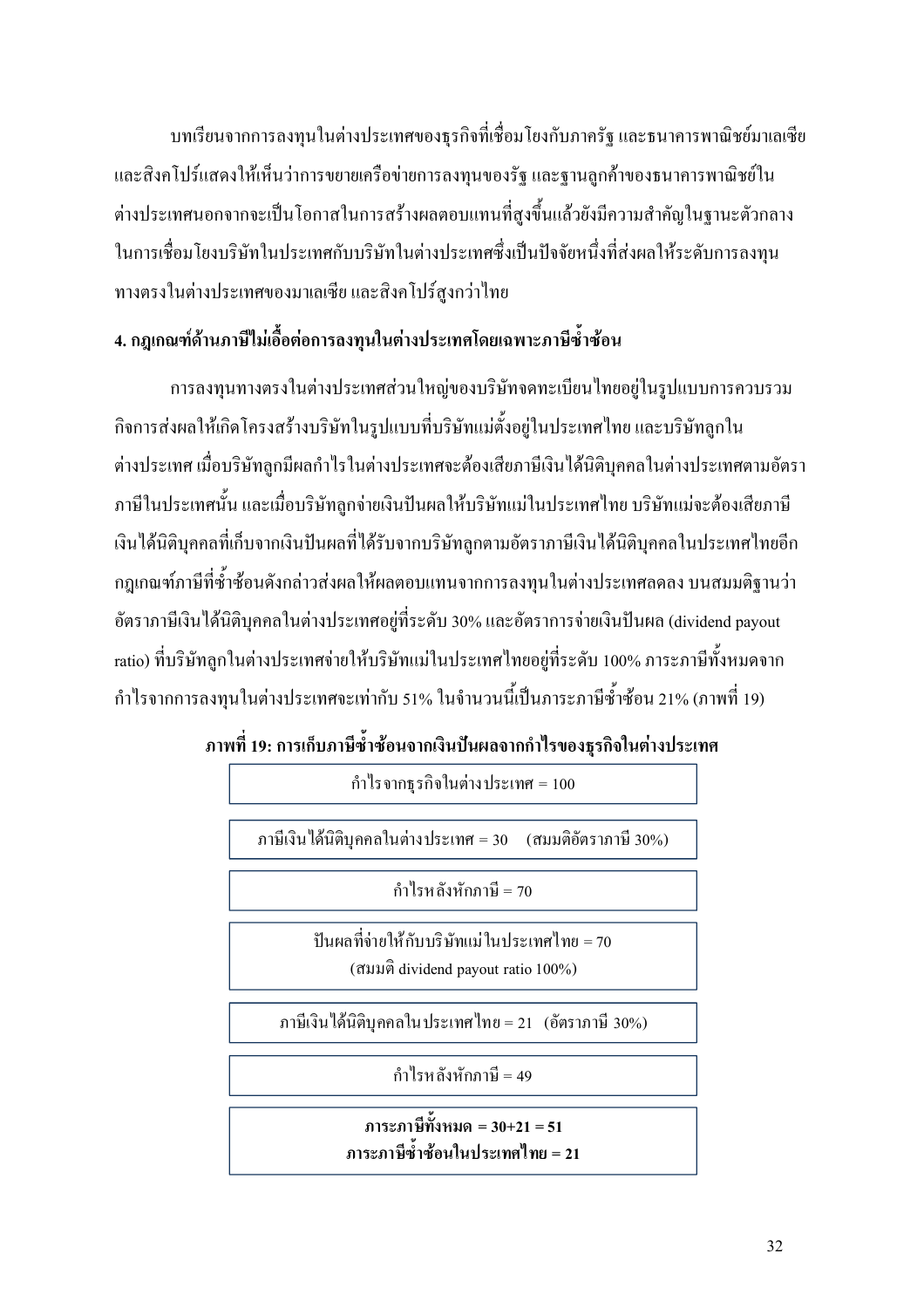บทเรียนจากการลงทุนในต่างประเทศของธุรกิจที่เชื่อมโยงกับภาครัฐ และธนาคารพาณิชย์มาเลเซีย และสิงคโปร์แสดงให้เห็นว่าการขยายเครือข่ายการลงทุนของรัฐ และฐานลูกค้าของธนาคารพาณิชย์ในต่างประเทศนอกจากจะเป็นโอกาสในการสร้างผลตอบแทนที่สูงขึ้นแล้วยังมีความสำคัญในฐานะตัวกลางในการเชื่อมโยงบริษัทในประเทศกับบริษัทในต่างประเทศซึ่งเป็นปัจจัยหนึ่งที่ส่งผลให้ระดับการลงทุนทางตรงในต่างประเทศของมาเลเซีย และสิงคโปร์สูงกว่าไทย

### 4. กฎเกณฑ์ด้านภาษีไม่เอื้อต่อการลงทุนในต่างประเทศโดยเฉพาะภาษีซ้ำซ้อน

การลงทุนทางตรงในต่างประเทศส่วนใหญ่ของบริษัทจดทะเบียนไทยอยู่ในรูปแบบการควบรวมกิจการส่งผลให้เกิดโครงสร้างบริษัทในรูปแบบที่บริษัทแม่ตั้งอยู่ในประเทศไทย และบริษัทลูกในต่างประเทศ เมื่อบริษัทลูกมีผลกำไรในต่างประเทศจะต้องเสียภาษีเงินได้นิติบุคคลในต่างประเทศตามอัตราภาษีในประเทศนั้น และเมื่อบริษัทลูกจ่ายเงินปันผลให้บริษัทแม่ในประเทศไทย บริษัทแม่จะต้องเสียภาษีเงินได้นิติบุคคลที่เก็บจากเงินปันผลที่ได้รับจากบริษัทลูกตามอัตราภาษีเงินได้นิติบุคคลในประเทศไทยอีก กฎเกณฑ์ภาษีที่ซ้ำซ้อนดังกล่าวส่งผลให้ผลตอบแทนจากการลงทุนในต่างประเทศลดลง บนสมมติฐานว่าอัตราภาษีเงินได้นิติบุคคลในต่างประเทศอยู่ที่ระดับ 30% และอัตราการจ่ายเงินปันผล (dividend payout ratio) ที่บริษัทลูกในต่างประเทศจ่ายให้บริษัทแม่ในประเทศไทยอยู่ที่ระดับ 100% ภาระภาษีทั้งหมดจากกำไรจากการลงทุนในต่างประเทศจะเท่ากับ 51% ในจำนวนนี้เป็นภาระภาษีซ้ำซ้อน 21% (ภาพที่ 19)

**ภาพที่ 19: การเก็บภาษีซ้ำซ้อนจากเงินปันผลจากกำไรของธุรกิจในต่างประเทศ**

กำไรจากธุรกิจในต่างประเทศ = 100

ภาษีเงินได้นิติบุคคลในต่างประเทศ = 30 (สมมติอัตราภาษี 30%)

กำไรหลังหักภาษี = 70

ปันผลที่จ่ายให้กับบริษัทแม่ในประเทศไทย = 70
(สมมติ dividend payout ratio 100%)

ภาษีเงินได้นิติบุคคลในประเทศไทย = 21 (อัตราภาษี 30%)

กำไรหลังหักภาษี = 49

**ภาระภาษีทั้งหมด = 30+21 = 51**
**ภาระภาษีซ้ำซ้อนในประเทศไทย = 21**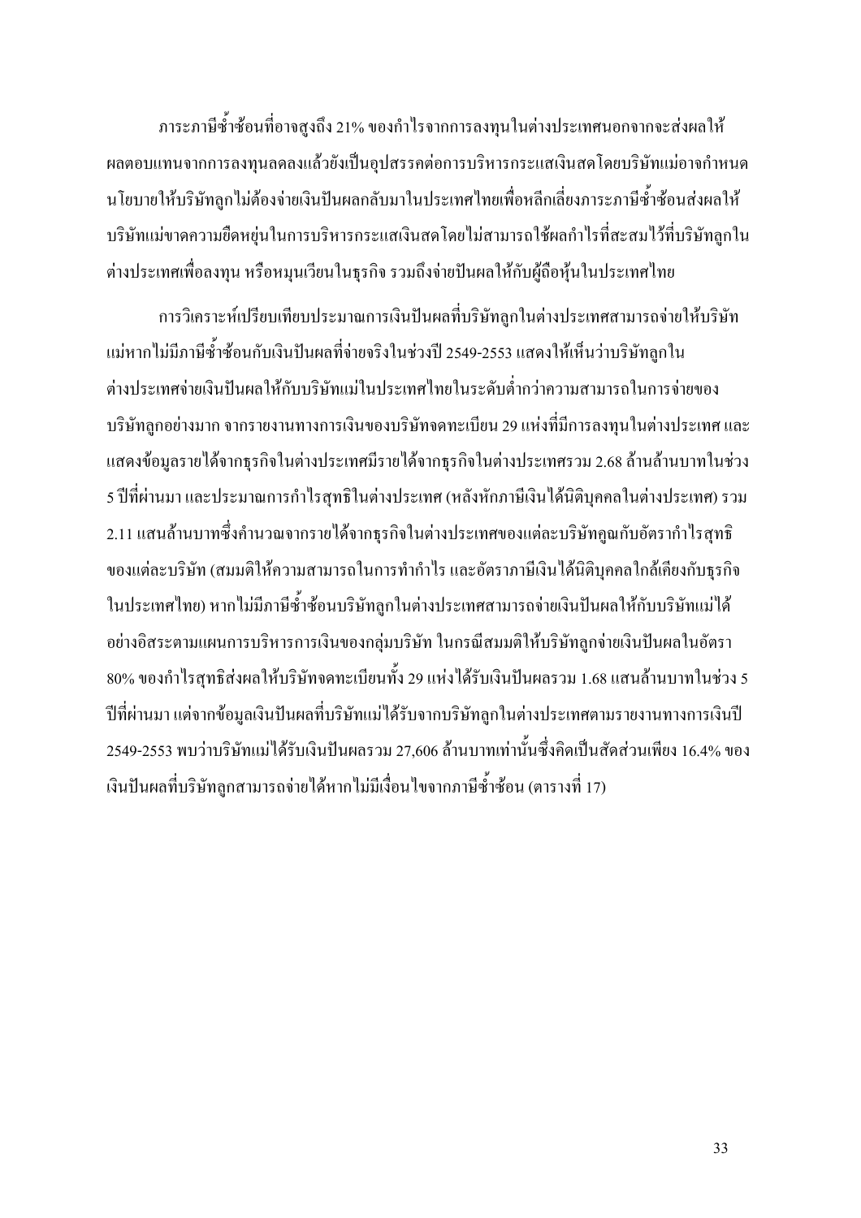ภาระภาษีซ้ำซ้อนที่อาจสูงถึง 21% ของกำไรจากการลงทุนในต่างประเทศนอกจากจะส่งผลให้ผลตอบแทนจากการลงทุนลดลงแล้วยังเป็นอุปสรรคต่อการบริหารกระแสเงินสดโดยบริษัทแม่อาจกำหนดนโยบายให้บริษัทลูกไม่ต้องจ่ายเงินปันผลกลับมาในประเทศไทยเพื่อหลีกเลี่ยงภาระภาษีซ้ำซ้อนส่งผลให้บริษัทแม่ขาดความยืดหยุ่นในการบริหารกระแสเงินสดโดยไม่สามารถใช้ผลกำไรที่สะสมไว้ที่บริษัทลูกในต่างประเทศเพื่อลงทุน หรือหมุนเวียนในธุรกิจ รวมถึงจ่ายปันผลให้กับผู้ถือหุ้นในประเทศไทย

การวิเคราะห์เปรียบเทียบประมาณการเงินปันผลที่บริษัทลูกในต่างประเทศสามารถจ่ายให้บริษัทแม่หากไม่มีภาษีซ้ำซ้อนกับเงินปันผลที่จ่ายจริงในช่วงปี 2549-2553 แสดงให้เห็นว่าบริษัทลูกในต่างประเทศจ่ายเงินปันผลให้กับบริษัทแม่ในประเทศไทยในระดับต่ำกว่าความสามารถในการจ่ายของบริษัทลูกอย่างมาก จากรายงานทางการเงินของบริษัทจดทะเบียน 29 แห่งที่มีการลงทุนในต่างประเทศ และแสดงข้อมูลรายได้จากธุรกิจในต่างประเทศมีรายได้จากธุรกิจในต่างประเทศรวม 2.68 ล้านล้านบาทในช่วง 5 ปีที่ผ่านมา และประมาณการกำไรสุทธิในต่างประเทศ (หลังหักภาษีเงินได้นิติบุคคลในต่างประเทศ) รวม 2.11 แสนล้านบาทซึ่งคำนวณจากรายได้จากธุรกิจในต่างประเทศของแต่ละบริษัทคูณกับอัตรากำไรสุทธิของแต่ละบริษัท (สมมติให้ความสามารถในการทำกำไร และอัตราภาษีเงินได้นิติบุคคลใกล้เคียงกับธุรกิจในประเทศไทย) หากไม่มีภาษีซ้ำซ้อนบริษัทลูกในต่างประเทศสามารถจ่ายเงินปันผลให้กับบริษัทแม่ได้อย่างอิสระตามแผนการบริหารการเงินของกลุ่มบริษัท ในกรณีสมมติให้บริษัทลูกจ่ายเงินปันผลในอัตรา 80% ของกำไรสุทธิส่งผลให้บริษัทจดทะเบียนทั้ง 29 แห่งได้รับเงินปันผลรวม 1.68 แสนล้านบาทในช่วง 5 ปีที่ผ่านมา แต่จากข้อมูลเงินปันผลที่บริษัทแม่ได้รับจากบริษัทลูกในต่างประเทศตามรายงานทางการเงินปี 2549-2553 พบว่าบริษัทแม่ได้รับเงินปันผลรวม 27,606 ล้านบาทเท่านั้นซึ่งคิดเป็นสัดส่วนเพียง 16.4% ของเงินปันผลที่บริษัทลูกสามารถจ่ายได้หากไม่มีเงื่อนไขจากภาษีซ้ำซ้อน (ตารางที่ 17)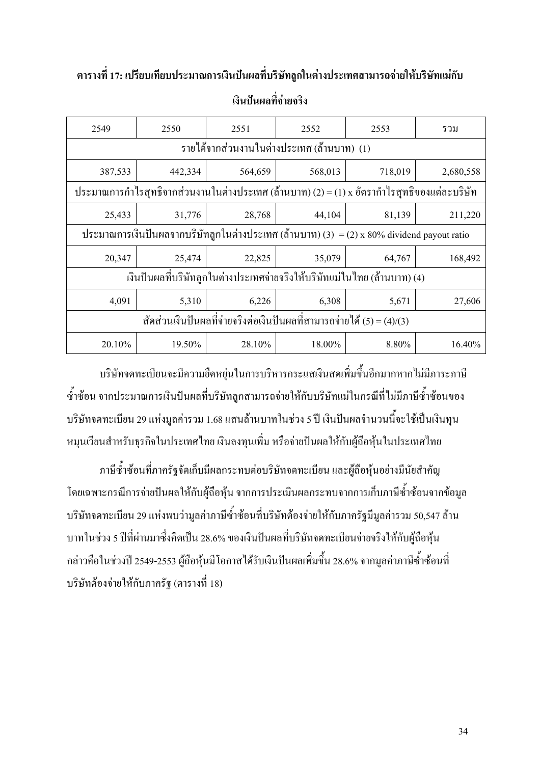**ตารางที่ 17: เปรียบเทียบประมาณการเงินปันผลที่บริษัทลูกในต่างประเทศสามารถจ่ายให้บริษัทแม่กับเงินปันผลที่จ่ายจริง**

| 2549 | 2550 | 2551 | 2552 | 2553 | รวม |
|---|---|---|---|---|---|
| รายได้จากส่วนงานในต่างประเทศ (ล้านบาท) (1) | | | | | |
| 387,533 | 442,334 | 564,659 | 568,013 | 718,019 | 2,680,558 |
| ประมาณการกำไรสุทธิจากส่วนงานในต่างประเทศ (ล้านบาท) (2) = (1) x อัตรากำไรสุทธิของแต่ละบริษัท | | | | | |
| 25,433 | 31,776 | 28,768 | 44,104 | 81,139 | 211,220 |
| ประมาณการเงินปันผลจากบริษัทลูกในต่างประเทศ (ล้านบาท) (3) = (2) x 80% dividend payout ratio | | | | | |
| 20,347 | 25,474 | 22,825 | 35,079 | 64,767 | 168,492 |
| เงินปันผลที่บริษัทลูกในต่างประเทศจ่ายจริงให้บริษัทแม่ในไทย (ล้านบาท) (4) | | | | | |
| 4,091 | 5,310 | 6,226 | 6,308 | 5,671 | 27,606 |
| สัดส่วนเงินปันผลที่จ่ายจริงต่อเงินปันผลที่สามารถจ่ายได้ (5) = (4)/(3) | | | | | |
| 20.10% | 19.50% | 28.10% | 18.00% | 8.80% | 16.40% |

บริษัทจดทะเบียนจะมีความยืดหยุ่นในการบริหารกระแสเงินสดเพิ่มขึ้นอีกมากหากไม่มีภาระภาษีซ้ำซ้อน จากประมาณการเงินปันผลที่บริษัทลูกสามารถจ่ายให้กับบริษัทแม่ในกรณีที่ไม่มีภาษีซ้ำซ้อนของบริษัทจดทะเบียน 29 แห่งมูลค่ารวม 1.68 แสนล้านบาทในช่วง 5 ปี เงินปันผลจำนวนนี้จะใช้เป็นเงินทุนหมุนเวียนสำหรับธุรกิจในประเทศไทย เงินลงทุนเพิ่ม หรือจ่ายปันผลให้กับผู้ถือหุ้นในประเทศไทย

ภาษีซ้ำซ้อนที่ภาครัฐจัดเก็บมีผลกระทบต่อบริษัทจดทะเบียน และผู้ถือหุ้นอย่างมีนัยสำคัญ โดยเฉพาะกรณีการจ่ายปันผลให้กับผู้ถือหุ้น จากการประเมินผลกระทบจากการเก็บภาษีซ้ำซ้อนจากข้อมูลบริษัทจดทะเบียน 29 แห่งพบว่ามูลค่าภาษีซ้ำซ้อนที่บริษัทต้องจ่ายให้กับภาครัฐมีมูลค่ารวม 50,547 ล้านบาทในช่วง 5 ปีที่ผ่านมาซึ่งคิดเป็น 28.6% ของเงินปันผลที่บริษัทจดทะเบียนจ่ายจริงให้กับผู้ถือหุ้น กล่าวคือในช่วงปี 2549-2553 ผู้ถือหุ้นมีโอกาสได้รับเงินปันผลเพิ่มขึ้น 28.6% จากมูลค่าภาษีซ้ำซ้อนที่บริษัทต้องจ่ายให้กับภาครัฐ (ตารางที่ 18)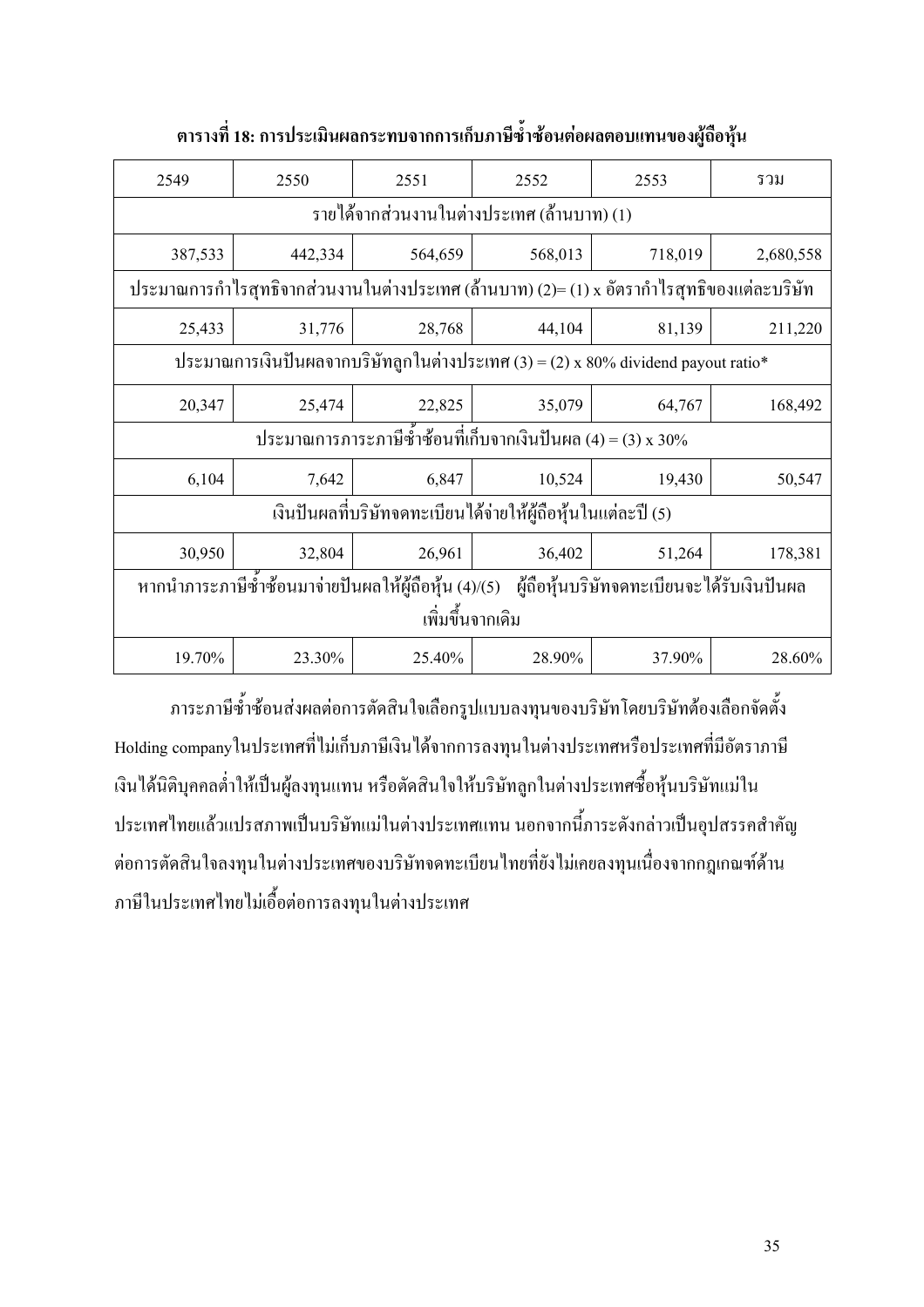**ตารางที่ 18: การประเมินผลกระทบจากการเก็บภาษีซ้ำซ้อนต่อผลตอบแทนของผู้ถือหุ้น**

| 2549 | 2550 | 2551 | 2552 | 2553 | รวม |
|---|---|---|---|---|---|
| รายได้จากส่วนงานในต่างประเทศ (ล้านบาท) (1) | | | | | |
| 387,533 | 442,334 | 564,659 | 568,013 | 718,019 | 2,680,558 |
| ประมาณการกำไรสุทธิจากส่วนงานในต่างประเทศ (ล้านบาท) (2)= (1) x อัตรากำไรสุทธิของแต่ละบริษัท | | | | | |
| 25,433 | 31,776 | 28,768 | 44,104 | 81,139 | 211,220 |
| ประมาณการเงินปันผลจากบริษัทลูกในต่างประเทศ (3) = (2) x 80% dividend payout ratio* | | | | | |
| 20,347 | 25,474 | 22,825 | 35,079 | 64,767 | 168,492 |
| ประมาณการภาระภาษีซ้ำซ้อนที่เก็บจากเงินปันผล (4) = (3) x 30% | | | | | |
| 6,104 | 7,642 | 6,847 | 10,524 | 19,430 | 50,547 |
| เงินปันผลที่บริษัทจดทะเบียนได้จ่ายให้ผู้ถือหุ้นในแต่ละปี (5) | | | | | |
| 30,950 | 32,804 | 26,961 | 36,402 | 51,264 | 178,381 |
| หากนำภาระภาษีซ้ำซ้อนมาจ่ายปันผลให้ผู้ถือหุ้น (4)/(5) ผู้ถือหุ้นบริษัทจดทะเบียนจะได้รับเงินปันผลเพิ่มขึ้นจากเดิม | | | | | |
| 19.70% | 23.30% | 25.40% | 28.90% | 37.90% | 28.60% |

ภาระภาษีซ้ำซ้อนส่งผลต่อการตัดสินใจเลือกรูปแบบลงทุนของบริษัทโดยบริษัทต้องเลือกจัดตั้ง Holding company ในประเทศที่ไม่เก็บภาษีเงินได้จากการลงทุนในต่างประเทศหรือประเทศที่มีอัตราภาษีเงินได้นิติบุคคลต่ำให้เป็นผู้ลงทุนแทน หรือตัดสินใจให้บริษัทลูกในต่างประเทศซื้อหุ้นบริษัทแม่ในประเทศไทยแล้วแปรสภาพเป็นบริษัทแม่ในต่างประเทศแทน นอกจากนี้ภาระดังกล่าวเป็นอุปสรรคสำคัญต่อการตัดสินใจลงทุนในต่างประเทศของบริษัทจดทะเบียนไทยที่ยังไม่เคยลงทุนเนื่องจากกฎเกณฑ์ด้านภาษีในประเทศไทยไม่เอื้อต่อการลงทุนในต่างประเทศ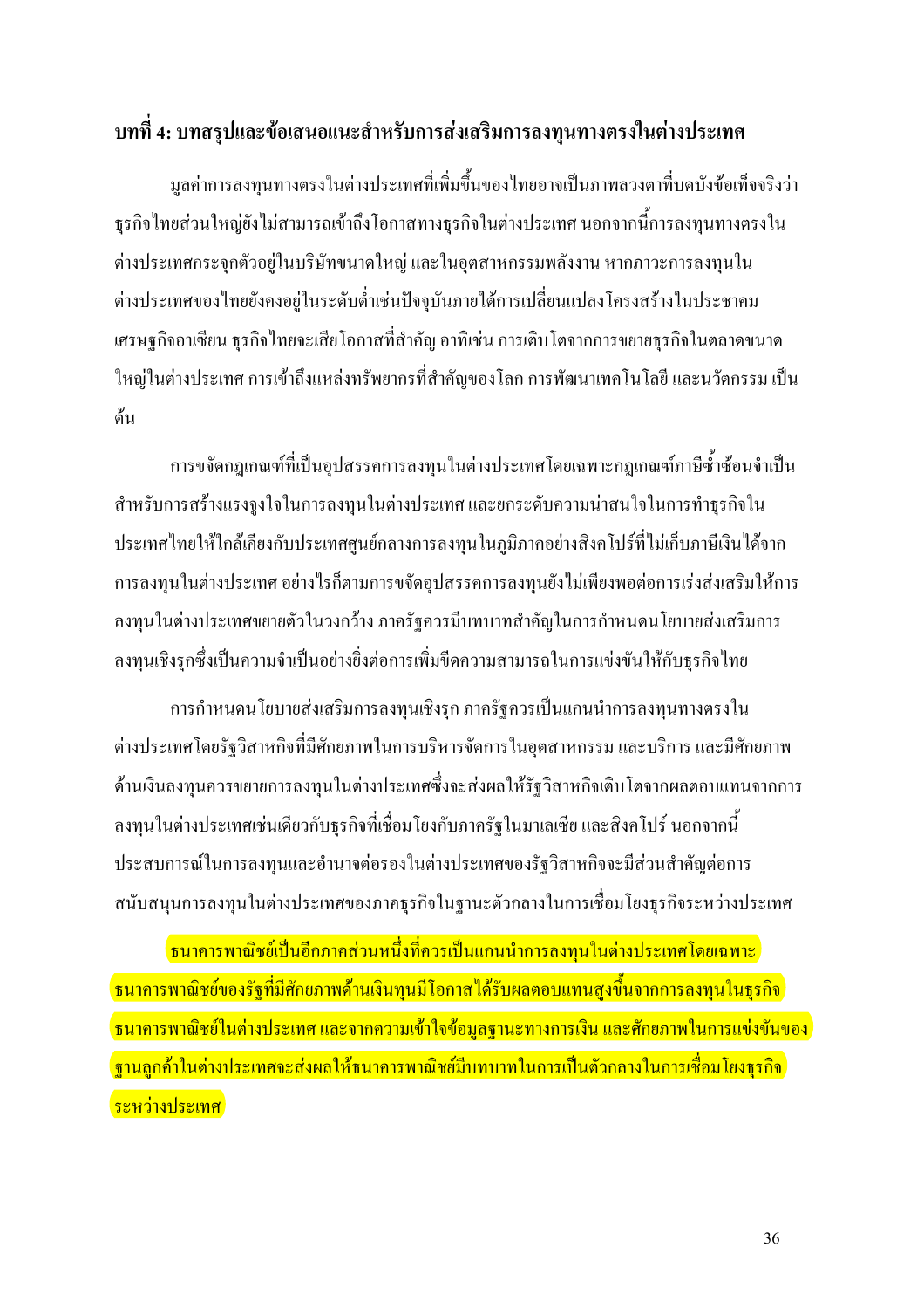## บทที่ 4: บทสรุปและข้อเสนอแนะสำหรับการส่งเสริมการลงทุนทางตรงในต่างประเทศ

มูลค่าการลงทุนทางตรงในต่างประเทศที่เพิ่มขึ้นของไทยอาจเป็นภาพลวงตาที่บดบังข้อเท็จจริงว่าธุรกิจไทยส่วนใหญ่ยังไม่สามารถเข้าถึงโอกาสทางธุรกิจในต่างประเทศ นอกจากนี้การลงทุนทางตรงในต่างประเทศกระจุกตัวอยู่ในบริษัทขนาดใหญ่ และในอุตสาหกรรมพลังงาน หากภาวะการลงทุนในต่างประเทศของไทยยังคงอยู่ในระดับต่ำเช่นปัจจุบันภายใต้การเปลี่ยนแปลงโครงสร้างในประชาคมเศรษฐกิจอาเซียน ธุรกิจไทยจะเสียโอกาสที่สำคัญ อาทิเช่น การเติบโตจากการขยายธุรกิจในตลาดขนาดใหญ่ในต่างประเทศ การเข้าถึงแหล่งทรัพยากรที่สำคัญของโลก การพัฒนาเทคโนโลยี และนวัตกรรม เป็นต้น

การขจัดกฎเกณฑ์ที่เป็นอุปสรรคการลงทุนในต่างประเทศโดยเฉพาะกฎเกณฑ์ภาษีซ้ำซ้อนจำเป็นสำหรับการสร้างแรงจูงใจในการลงทุนในต่างประเทศ และยกระดับความน่าสนใจในการทำธุรกิจในประเทศไทยให้ใกล้เคียงกับประเทศศูนย์กลางการลงทุนในภูมิภาคอย่างสิงคโปร์ที่ไม่เก็บภาษีเงินได้จากการลงทุนในต่างประเทศ อย่างไรก็ตามการขจัดอุปสรรคการลงทุนยังไม่เพียงพอต่อการเร่งส่งเสริมให้การลงทุนในต่างประเทศขยายตัวในวงกว้าง ภาครัฐควรมีบทบาทสำคัญในการกำหนดนโยบายส่งเสริมการลงทุนเชิงรุกซึ่งเป็นความจำเป็นอย่างยิ่งต่อการเพิ่มขีดความสามารถในการแข่งขันให้กับธุรกิจไทย

การกำหนดนโยบายส่งเสริมการลงทุนเชิงรุก ภาครัฐควรเป็นแกนนำการลงทุนทางตรงในต่างประเทศโดยรัฐวิสาหกิจที่มีศักยภาพในการบริหารจัดการในอุตสาหกรรม และบริการ และมีศักยภาพด้านเงินลงทุนควรขยายการลงทุนในต่างประเทศซึ่งจะส่งผลให้รัฐวิสาหกิจเติบโตจากผลตอบแทนจากการลงทุนในต่างประเทศเช่นเดียวกับธุรกิจที่เชื่อมโยงกับภาครัฐในมาเลเซีย และสิงคโปร์ นอกจากนี้ประสบการณ์ในการลงทุนและอำนาจต่อรองในต่างประเทศของรัฐวิสาหกิจจะมีส่วนสำคัญต่อการสนับสนุนการลงทุนในต่างประเทศของภาคธุรกิจในฐานะตัวกลางในการเชื่อมโยงธุรกิจระหว่างประเทศ

ธนาคารพาณิชย์เป็นอีกภาคส่วนหนึ่งที่ควรเป็นแกนนำการลงทุนในต่างประเทศโดยเฉพาะธนาคารพาณิชย์ของรัฐที่มีศักยภาพด้านเงินทุนมีโอกาสได้รับผลตอบแทนสูงขึ้นจากการลงทุนในธุรกิจธนาคารพาณิชย์ในต่างประเทศ และจากความเข้าใจข้อมูลฐานะทางการเงิน และศักยภาพในการแข่งขันของฐานลูกค้าในต่างประเทศจะส่งผลให้ธนาคารพาณิชย์มีบทบาทในการเป็นตัวกลางในการเชื่อมโยงธุรกิจระหว่างประเทศ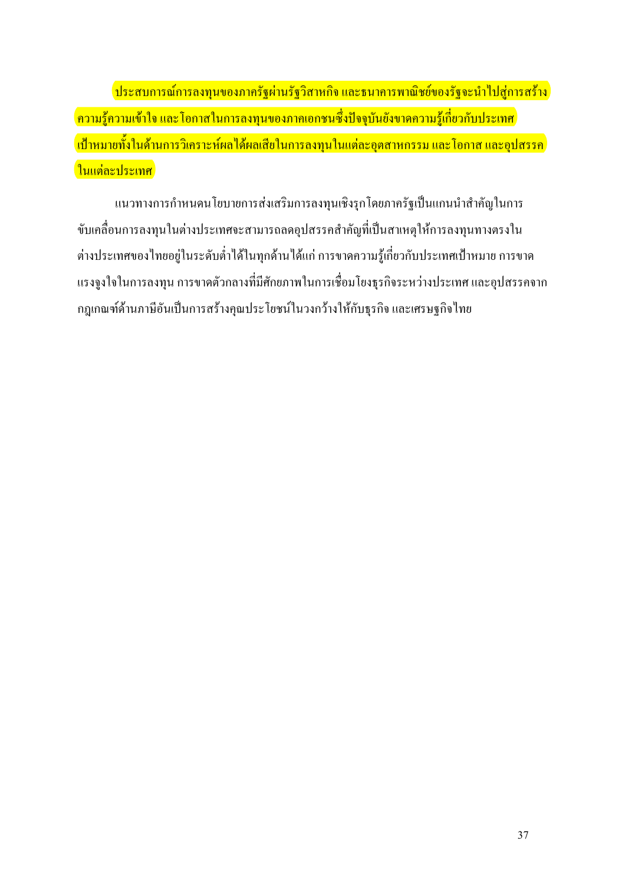ประสบการณ์การลงทุนของภาครัฐผ่านรัฐวิสาหกิจ และธนาคารพาณิชย์ของรัฐจะนำไปสู่การสร้างความรู้ความเข้าใจ และโอกาสในการลงทุนของภาคเอกชนซึ่งปัจจุบันยังขาดความรู้เกี่ยวกับประเทศเป้าหมายทั้งในด้านการวิเคราะห์ผลได้ผลเสียในการลงทุนในแต่ละอุตสาหกรรม และโอกาส และอุปสรรคในแต่ละประเทศ

แนวทางการกำหนดนโยบายการส่งเสริมการลงทุนเชิงรุกโดยภาครัฐเป็นแกนนำสำคัญในการขับเคลื่อนการลงทุนในต่างประเทศจะสามารถลดอุปสรรคสำคัญที่เป็นสาเหตุให้การลงทุนทางตรงในต่างประเทศของไทยอยู่ในระดับต่ำได้ในทุกด้านได้แก่ การขาดความรู้เกี่ยวกับประเทศเป้าหมาย การขาดแรงจูงใจในการลงทุน การขาดตัวกลางที่มีศักยภาพในการเชื่อมโยงธุรกิจระหว่างประเทศ และอุปสรรคจากกฎเกณฑ์ด้านภาษีอันเป็นการสร้างคุณประโยชน์ในวงกว้างให้กับธุรกิจ และเศรษฐกิจไทย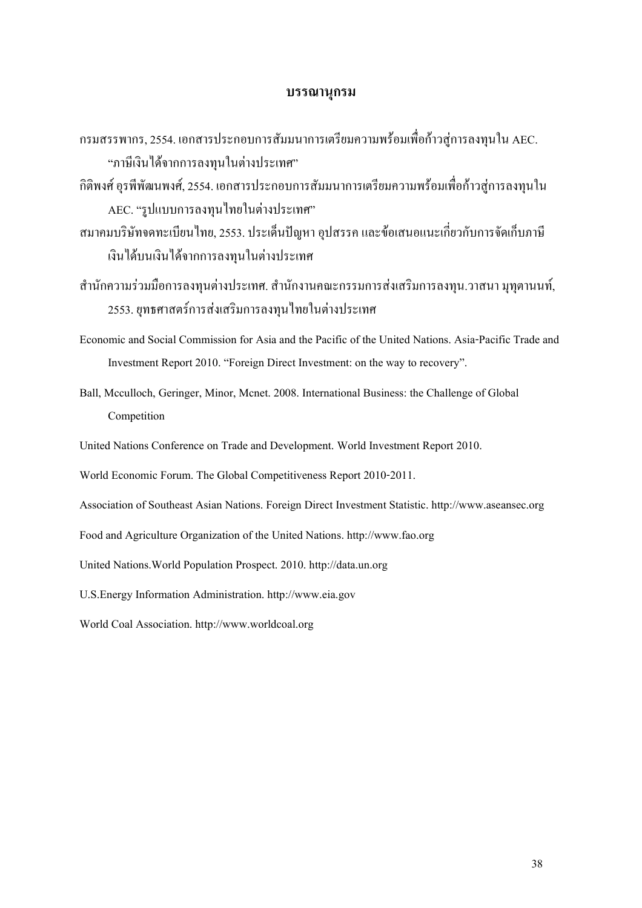## บรรณานุกรม

กรมสรรพากร, 2554. เอกสารประกอบการสัมมนาการเตรียมความพร้อมเพื่อก้าวสู่การลงทุนใน AEC. "ภาษีเงินได้จากการลงทุนในต่างประเทศ"

กิติพงศ์ อุรพีพัฒนพงศ์, 2554. เอกสารประกอบการสัมมนาการเตรียมความพร้อมเพื่อก้าวสู่การลงทุนใน AEC. "รูปแบบการลงทุนไทยในต่างประเทศ"

สมาคมบริษัทจดทะเบียนไทย, 2553. ประเด็นปัญหา อุปสรรค และข้อเสนอแนะเกี่ยวกับการจัดเก็บภาษีเงินได้บนเงินได้จากการลงทุนในต่างประเทศ

สำนักความร่วมมือการลงทุนต่างประเทศ. สำนักงานคณะกรรมการส่งเสริมการลงทุน.วาสนา มุทุตานนท์, 2553. ยุทธศาสตร์การส่งเสริมการลงทุนไทยในต่างประเทศ

Economic and Social Commission for Asia and the Pacific of the United Nations. Asia-Pacific Trade and Investment Report 2010. "Foreign Direct Investment: on the way to recovery".

Ball, Mcculloch, Geringer, Minor, Mcnet. 2008. International Business: the Challenge of Global Competition

United Nations Conference on Trade and Development. World Investment Report 2010.

World Economic Forum. The Global Competitiveness Report 2010-2011.

Association of Southeast Asian Nations. Foreign Direct Investment Statistic. http://www.aseansec.org

Food and Agriculture Organization of the United Nations. http://www.fao.org

United Nations.World Population Prospect. 2010. http://data.un.org

U.S.Energy Information Administration. http://www.eia.gov

World Coal Association. http://www.worldcoal.org